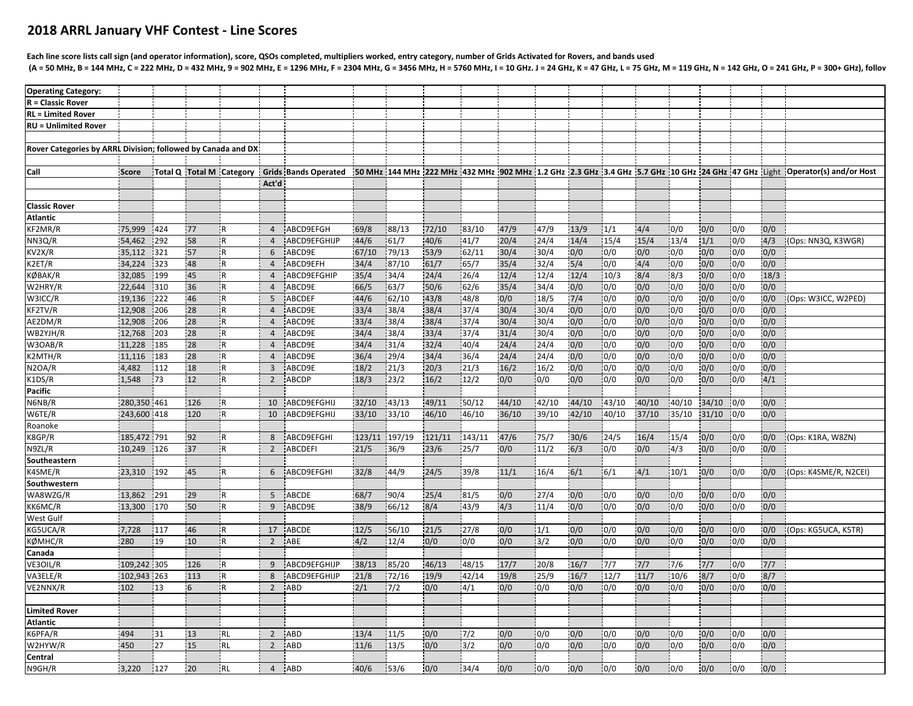# 2018 ARRL January VHF Contest - Line Scores

**Each line score lists call sign (and operator information), score, QSOs completed, multipliers worked, entry category, number of Grids Activated for Rovers, and bands used**

**(A = 50 MHz, B = 144 MHz, C = 222 MHz, D = 432 MHz, 9 = 902 MHz, E = 1296 MHz, F = 2304 MHz, G = 3456 MHz, H = 5760 MHz, I = 10 GHz. J = 24 GHz, K = 47 GHz, L = 75 GHz, M = 119 GHz, N = 142 GHz, O = 241 GHz, P = 300+ GHz), follov**

| Call | Score | Total Q | Total M | Category | Grids Act'd | Bands Operated | 50 MHz | 144 MHz | 222 MHz | 432 MHz | 902 MHz | 1.2 GHz | 2.3 GHz | 3.4 GHz | 5.7 GHz | 10 GHz | 24 GHz | 47 GHz | Light | Operator(s) and/or Host |
|---|---|---|---|---|---|---|---|---|---|---|---|---|---|---|---|---|---|---|---|---|
| **Operating Category:** | | | | | | | | | | | | | | | | | | | | |
| **R = Classic Rover** | | | | | | | | | | | | | | | | | | | | |
| **RL = Limited Rover** | | | | | | | | | | | | | | | | | | | | |
| **RU = Unlimited Rover** | | | | | | | | | | | | | | | | | | | | |
| **Rover Categories by ARRL Division; followed by Canada and DX** | | | | | | | | | | | | | | | | | | | | |
| **Classic Rover** | | | | | | | | | | | | | | | | | | | | |
| **Atlantic** | | | | | | | | | | | | | | | | | | | | |
| KF2MR/R | 75,999 | 424 | 77 | R | 4 | ABCD9EFGH | 69/8 | 88/13 | 72/10 | 83/10 | 47/9 | 47/9 | 13/9 | 1/1 | 4/4 | 0/0 | 0/0 | 0/0 | 0/0 | |
| NN3Q/R | 54,462 | 292 | 58 | R | 4 | ABCD9EFGHIJP | 44/6 | 61/7 | 40/6 | 41/7 | 20/4 | 24/4 | 14/4 | 15/4 | 15/4 | 13/4 | 1/1 | 0/0 | 4/3 | (Ops: NN3Q, K3WGR) |
| KV2X/R | 35,112 | 321 | 57 | R | 6 | ABCD9E | 67/10 | 79/13 | 53/9 | 62/11 | 30/4 | 30/4 | 0/0 | 0/0 | 0/0 | 0/0 | 0/0 | 0/0 | 0/0 | |
| K2ET/R | 34,224 | 323 | 48 | R | 4 | ABCD9EFH | 34/4 | 87/10 | 61/7 | 65/7 | 35/4 | 32/4 | 5/4 | 0/0 | 4/4 | 0/0 | 0/0 | 0/0 | 0/0 | |
| KØBAK/R | 32,085 | 199 | 45 | R | 4 | ABCD9EFGHIP | 35/4 | 34/4 | 24/4 | 26/4 | 12/4 | 12/4 | 12/4 | 10/3 | 8/4 | 8/3 | 0/0 | 0/0 | 18/3 | |
| W2HRY/R | 22,644 | 310 | 36 | R | 4 | ABCD9E | 66/5 | 63/7 | 50/6 | 62/6 | 35/4 | 34/4 | 0/0 | 0/0 | 0/0 | 0/0 | 0/0 | 0/0 | 0/0 | |
| W3ICC/R | 19,136 | 222 | 46 | R | 5 | ABCDEF | 44/6 | 62/10 | 43/8 | 48/8 | 0/0 | 18/5 | 7/4 | 0/0 | 0/0 | 0/0 | 0/0 | 0/0 | 0/0 | (Ops: W3ICC, W2PED) |
| KF2TV/R | 12,908 | 206 | 28 | R | 4 | ABCD9E | 33/4 | 38/4 | 38/4 | 37/4 | 30/4 | 30/4 | 0/0 | 0/0 | 0/0 | 0/0 | 0/0 | 0/0 | 0/0 | |
| AE2DM/R | 12,908 | 206 | 28 | R | 4 | ABCD9E | 33/4 | 38/4 | 38/4 | 37/4 | 30/4 | 30/4 | 0/0 | 0/0 | 0/0 | 0/0 | 0/0 | 0/0 | 0/0 | |
| WB2YJH/R | 12,768 | 203 | 28 | R | 4 | ABCD9E | 34/4 | 38/4 | 33/4 | 37/4 | 31/4 | 30/4 | 0/0 | 0/0 | 0/0 | 0/0 | 0/0 | 0/0 | 0/0 | |
| W3OAB/R | 11,228 | 185 | 28 | R | 4 | ABCD9E | 34/4 | 31/4 | 32/4 | 40/4 | 24/4 | 24/4 | 0/0 | 0/0 | 0/0 | 0/0 | 0/0 | 0/0 | 0/0 | |
| K2MTH/R | 11,116 | 183 | 28 | R | 4 | ABCD9E | 36/4 | 29/4 | 34/4 | 36/4 | 24/4 | 24/4 | 0/0 | 0/0 | 0/0 | 0/0 | 0/0 | 0/0 | 0/0 | |
| N2OA/R | 4,482 | 112 | 18 | R | 3 | ABCD9E | 18/2 | 21/3 | 20/3 | 21/3 | 16/2 | 16/2 | 0/0 | 0/0 | 0/0 | 0/0 | 0/0 | 0/0 | 0/0 | |
| K1DS/R | 1,548 | 73 | 12 | R | 2 | ABCDP | 18/3 | 23/2 | 16/2 | 12/2 | 0/0 | 0/0 | 0/0 | 0/0 | 0/0 | 0/0 | 0/0 | 0/0 | 4/1 | |
| **Pacific** | | | | | | | | | | | | | | | | | | | | |
| N6NB/R | 280,350 | 461 | 126 | R | 10 | ABCD9EFGHIJ | 32/10 | 43/13 | 49/11 | 50/12 | 44/10 | 42/10 | 44/10 | 43/10 | 40/10 | 40/10 | 34/10 | 0/0 | 0/0 | |
| W6TE/R | 243,600 | 418 | 120 | R | 10 | ABCD9EFGHIJ | 33/10 | 33/10 | 46/10 | 46/10 | 36/10 | 39/10 | 42/10 | 40/10 | 37/10 | 35/10 | 31/10 | 0/0 | 0/0 | |
| Roanoke | | | | | | | | | | | | | | | | | | | | |
| K8GP/R | 185,472 | 791 | 92 | R | 8 | ABCD9EFGHI | 123/11 | 197/19 | 121/11 | 143/11 | 47/6 | 75/7 | 30/6 | 24/5 | 16/4 | 15/4 | 0/0 | 0/0 | 0/0 | (Ops: K1RA, W8ZN) |
| N9ZL/R | 10,249 | 126 | 37 | R | 2 | ABCDEFI | 21/5 | 36/9 | 23/6 | 25/7 | 0/0 | 11/2 | 6/3 | 0/0 | 0/0 | 4/3 | 0/0 | 0/0 | 0/0 | |
| **Southeastern** | | | | | | | | | | | | | | | | | | | | |
| K4SME/R | 23,310 | 192 | 45 | R | 6 | ABCD9EFGHI | 32/8 | 44/9 | 24/5 | 39/8 | 11/1 | 16/4 | 6/1 | 6/1 | 4/1 | 10/1 | 0/0 | 0/0 | 0/0 | (Ops: K4SME/R, N2CEI) |
| **Southwestern** | | | | | | | | | | | | | | | | | | | | |
| WA8WZG/R | 13,862 | 291 | 29 | R | 5 | ABCDE | 68/7 | 90/4 | 25/4 | 81/5 | 0/0 | 27/4 | 0/0 | 0/0 | 0/0 | 0/0 | 0/0 | 0/0 | 0/0 | |
| KK6MC/R | 13,300 | 170 | 50 | R | 9 | ABCD9E | 38/9 | 66/12 | 8/4 | 43/9 | 4/3 | 11/4 | 0/0 | 0/0 | 0/0 | 0/0 | 0/0 | 0/0 | 0/0 | |
| West Gulf | | | | | | | | | | | | | | | | | | | | |
| KG5UCA/R | 7,728 | 117 | 46 | R | 17 | ABCDE | 12/5 | 56/10 | 21/5 | 27/8 | 0/0 | 1/1 | 0/0 | 0/0 | 0/0 | 0/0 | 0/0 | 0/0 | 0/0 | (Ops: KG5UCA, K5TR) |
| KØMHC/R | 280 | 19 | 10 | R | 2 | ABE | 4/2 | 12/4 | 0/0 | 0/0 | 0/0 | 3/2 | 0/0 | 0/0 | 0/0 | 0/0 | 0/0 | 0/0 | 0/0 | |
| **Canada** | | | | | | | | | | | | | | | | | | | | |
| VE3OIL/R | 109,242 | 305 | 126 | R | 9 | ABCD9EFGHIJP | 38/13 | 85/20 | 46/13 | 48/15 | 17/7 | 20/8 | 16/7 | 7/7 | 7/7 | 7/6 | 7/7 | 0/0 | 7/7 | |
| VA3ELE/R | 102,943 | 263 | 113 | R | 8 | ABCD9EFGHIJP | 21/8 | 72/16 | 19/9 | 42/14 | 19/8 | 25/9 | 16/7 | 12/7 | 11/7 | 10/6 | 8/7 | 0/0 | 8/7 | |
| VE2NNX/R | 102 | 13 | 6 | R | 2 | ABD | 2/1 | 7/2 | 0/0 | 4/1 | 0/0 | 0/0 | 0/0 | 0/0 | 0/0 | 0/0 | 0/0 | 0/0 | 0/0 | |
| **Limited Rover** | | | | | | | | | | | | | | | | | | | | |
| **Atlantic** | | | | | | | | | | | | | | | | | | | | |
| K6PFA/R | 494 | 31 | 13 | RL | 2 | ABD | 13/4 | 11/5 | 0/0 | 7/2 | 0/0 | 0/0 | 0/0 | 0/0 | 0/0 | 0/0 | 0/0 | 0/0 | 0/0 | |
| W2HYW/R | 450 | 27 | 15 | RL | 2 | ABD | 11/6 | 13/5 | 0/0 | 3/2 | 0/0 | 0/0 | 0/0 | 0/0 | 0/0 | 0/0 | 0/0 | 0/0 | 0/0 | |
| **Central** | | | | | | | | | | | | | | | | | | | | |
| N9GH/R | 3,220 | 127 | 20 | RL | 4 | ABD | 40/6 | 53/6 | 0/0 | 34/4 | 0/0 | 0/0 | 0/0 | 0/0 | 0/0 | 0/0 | 0/0 | 0/0 | 0/0 | |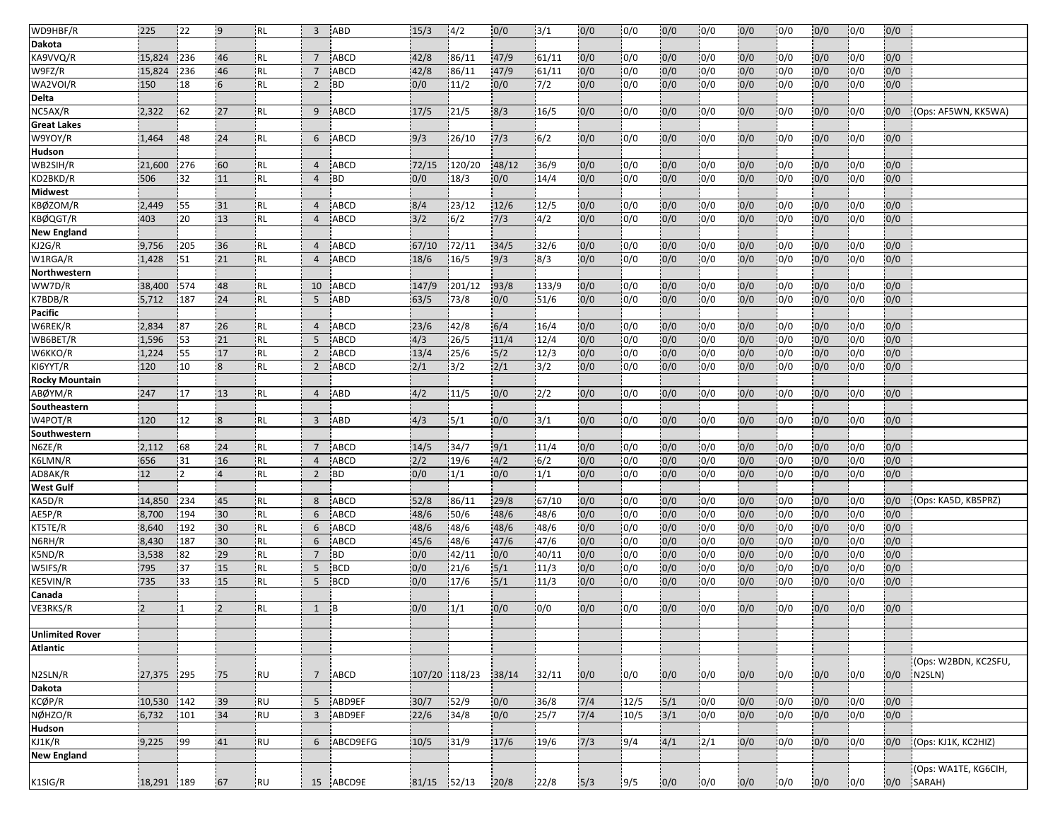| | | | | | | | | | | | | | | | | | | | | | |
|---|---|---|---|---|---|---|---|---|---|---|---|---|---|---|---|---|---|---|---|---|---|
| WD9HBF/R | 225 | 22 | 9 | RL | 3 | ABD | 15/3 | 4/2 | 0/0 | 3/1 | 0/0 | 0/0 | 0/0 | 0/0 | 0/0 | 0/0 | 0/0 | 0/0 | 0/0 | |
| **Dakota** | | | | | | | | | | | | | | | | | | | | |
| KA9VVQ/R | 15,824 | 236 | 46 | RL | 7 | ABCD | 42/8 | 86/11 | 47/9 | 61/11 | 0/0 | 0/0 | 0/0 | 0/0 | 0/0 | 0/0 | 0/0 | 0/0 | 0/0 | |
| W9FZ/R | 15,824 | 236 | 46 | RL | 7 | ABCD | 42/8 | 86/11 | 47/9 | 61/11 | 0/0 | 0/0 | 0/0 | 0/0 | 0/0 | 0/0 | 0/0 | 0/0 | 0/0 | |
| WA2VOI/R | 150 | 18 | 6 | RL | 2 | BD | 0/0 | 11/2 | 0/0 | 7/2 | 0/0 | 0/0 | 0/0 | 0/0 | 0/0 | 0/0 | 0/0 | 0/0 | 0/0 | |
| **Delta** | | | | | | | | | | | | | | | | | | | | |
| NC5AX/R | 2,322 | 62 | 27 | RL | 9 | ABCD | 17/5 | 21/5 | 8/3 | 16/5 | 0/0 | 0/0 | 0/0 | 0/0 | 0/0 | 0/0 | 0/0 | 0/0 | 0/0 | (Ops: AF5WN, KK5WA) |
| **Great Lakes** | | | | | | | | | | | | | | | | | | | | |
| W9YOY/R | 1,464 | 48 | 24 | RL | 6 | ABCD | 9/3 | 26/10 | 7/3 | 6/2 | 0/0 | 0/0 | 0/0 | 0/0 | 0/0 | 0/0 | 0/0 | 0/0 | 0/0 | |
| **Hudson** | | | | | | | | | | | | | | | | | | | | |
| WB2SIH/R | 21,600 | 276 | 60 | RL | 4 | ABCD | 72/15 | 120/20 | 48/12 | 36/9 | 0/0 | 0/0 | 0/0 | 0/0 | 0/0 | 0/0 | 0/0 | 0/0 | 0/0 | |
| KD2BKD/R | 506 | 32 | 11 | RL | 4 | BD | 0/0 | 18/3 | 0/0 | 14/4 | 0/0 | 0/0 | 0/0 | 0/0 | 0/0 | 0/0 | 0/0 | 0/0 | 0/0 | |
| **Midwest** | | | | | | | | | | | | | | | | | | | | |
| KBØZOM/R | 2,449 | 55 | 31 | RL | 4 | ABCD | 8/4 | 23/12 | 12/6 | 12/5 | 0/0 | 0/0 | 0/0 | 0/0 | 0/0 | 0/0 | 0/0 | 0/0 | 0/0 | |
| KBØQGT/R | 403 | 20 | 13 | RL | 4 | ABCD | 3/2 | 6/2 | 7/3 | 4/2 | 0/0 | 0/0 | 0/0 | 0/0 | 0/0 | 0/0 | 0/0 | 0/0 | 0/0 | |
| **New England** | | | | | | | | | | | | | | | | | | | | |
| KJ2G/R | 9,756 | 205 | 36 | RL | 4 | ABCD | 67/10 | 72/11 | 34/5 | 32/6 | 0/0 | 0/0 | 0/0 | 0/0 | 0/0 | 0/0 | 0/0 | 0/0 | 0/0 | |
| W1RGA/R | 1,428 | 51 | 21 | RL | 4 | ABCD | 18/6 | 16/5 | 9/3 | 8/3 | 0/0 | 0/0 | 0/0 | 0/0 | 0/0 | 0/0 | 0/0 | 0/0 | 0/0 | |
| **Northwestern** | | | | | | | | | | | | | | | | | | | | |
| WW7D/R | 38,400 | 574 | 48 | RL | 10 | ABCD | 147/9 | 201/12 | 93/8 | 133/9 | 0/0 | 0/0 | 0/0 | 0/0 | 0/0 | 0/0 | 0/0 | 0/0 | 0/0 | |
| K7BDB/R | 5,712 | 187 | 24 | RL | 5 | ABD | 63/5 | 73/8 | 0/0 | 51/6 | 0/0 | 0/0 | 0/0 | 0/0 | 0/0 | 0/0 | 0/0 | 0/0 | 0/0 | |
| **Pacific** | | | | | | | | | | | | | | | | | | | | |
| W6REK/R | 2,834 | 87 | 26 | RL | 4 | ABCD | 23/6 | 42/8 | 6/4 | 16/4 | 0/0 | 0/0 | 0/0 | 0/0 | 0/0 | 0/0 | 0/0 | 0/0 | 0/0 | |
| WB6BET/R | 1,596 | 53 | 21 | RL | 5 | ABCD | 4/3 | 26/5 | 11/4 | 12/4 | 0/0 | 0/0 | 0/0 | 0/0 | 0/0 | 0/0 | 0/0 | 0/0 | 0/0 | |
| W6KKO/R | 1,224 | 55 | 17 | RL | 2 | ABCD | 13/4 | 25/6 | 5/2 | 12/3 | 0/0 | 0/0 | 0/0 | 0/0 | 0/0 | 0/0 | 0/0 | 0/0 | 0/0 | |
| KI6YYT/R | 120 | 10 | 8 | RL | 2 | ABCD | 2/1 | 3/2 | 2/1 | 3/2 | 0/0 | 0/0 | 0/0 | 0/0 | 0/0 | 0/0 | 0/0 | 0/0 | 0/0 | |
| **Rocky Mountain** | | | | | | | | | | | | | | | | | | | | |
| ABØYM/R | 247 | 17 | 13 | RL | 4 | ABD | 4/2 | 11/5 | 0/0 | 2/2 | 0/0 | 0/0 | 0/0 | 0/0 | 0/0 | 0/0 | 0/0 | 0/0 | 0/0 | |
| **Southeastern** | | | | | | | | | | | | | | | | | | | | |
| W4POT/R | 120 | 12 | 8 | RL | 3 | ABD | 4/3 | 5/1 | 0/0 | 3/1 | 0/0 | 0/0 | 0/0 | 0/0 | 0/0 | 0/0 | 0/0 | 0/0 | 0/0 | |
| **Southwestern** | | | | | | | | | | | | | | | | | | | | |
| N6ZE/R | 2,112 | 68 | 24 | RL | 7 | ABCD | 14/5 | 34/7 | 9/1 | 11/4 | 0/0 | 0/0 | 0/0 | 0/0 | 0/0 | 0/0 | 0/0 | 0/0 | 0/0 | |
| K6LMN/R | 656 | 31 | 16 | RL | 4 | ABCD | 2/2 | 19/6 | 4/2 | 6/2 | 0/0 | 0/0 | 0/0 | 0/0 | 0/0 | 0/0 | 0/0 | 0/0 | 0/0 | |
| AD8AK/R | 12 | 2 | 4 | RL | 2 | BD | 0/0 | 1/1 | 0/0 | 1/1 | 0/0 | 0/0 | 0/0 | 0/0 | 0/0 | 0/0 | 0/0 | 0/0 | 0/0 | |
| **West Gulf** | | | | | | | | | | | | | | | | | | | | |
| KA5D/R | 14,850 | 234 | 45 | RL | 8 | ABCD | 52/8 | 86/11 | 29/8 | 67/10 | 0/0 | 0/0 | 0/0 | 0/0 | 0/0 | 0/0 | 0/0 | 0/0 | 0/0 | (Ops: KA5D, KB5PRZ) |
| AE5P/R | 8,700 | 194 | 30 | RL | 6 | ABCD | 48/6 | 50/6 | 48/6 | 48/6 | 0/0 | 0/0 | 0/0 | 0/0 | 0/0 | 0/0 | 0/0 | 0/0 | 0/0 | |
| KT5TE/R | 8,640 | 192 | 30 | RL | 6 | ABCD | 48/6 | 48/6 | 48/6 | 48/6 | 0/0 | 0/0 | 0/0 | 0/0 | 0/0 | 0/0 | 0/0 | 0/0 | 0/0 | |
| N6RH/R | 8,430 | 187 | 30 | RL | 6 | ABCD | 45/6 | 48/6 | 47/6 | 47/6 | 0/0 | 0/0 | 0/0 | 0/0 | 0/0 | 0/0 | 0/0 | 0/0 | 0/0 | |
| K5ND/R | 3,538 | 82 | 29 | RL | 7 | BD | 0/0 | 42/11 | 0/0 | 40/11 | 0/0 | 0/0 | 0/0 | 0/0 | 0/0 | 0/0 | 0/0 | 0/0 | 0/0 | |
| W5IFS/R | 795 | 37 | 15 | RL | 5 | BCD | 0/0 | 21/6 | 5/1 | 11/3 | 0/0 | 0/0 | 0/0 | 0/0 | 0/0 | 0/0 | 0/0 | 0/0 | 0/0 | |
| KE5VIN/R | 735 | 33 | 15 | RL | 5 | BCD | 0/0 | 17/6 | 5/1 | 11/3 | 0/0 | 0/0 | 0/0 | 0/0 | 0/0 | 0/0 | 0/0 | 0/0 | 0/0 | |
| **Canada** | | | | | | | | | | | | | | | | | | | | |
| VE3RKS/R | 2 | 1 | 2 | RL | 1 | B | 0/0 | 1/1 | 0/0 | 0/0 | 0/0 | 0/0 | 0/0 | 0/0 | 0/0 | 0/0 | 0/0 | 0/0 | 0/0 | |
| | | | | | | | | | | | | | | | | | | | | |
| **Unlimited Rover** | | | | | | | | | | | | | | | | | | | | |
| **Atlantic** | | | | | | | | | | | | | | | | | | | | |
| N2SLN/R | 27,375 | 295 | 75 | RU | 7 | ABCD | 107/20 | 118/23 | 38/14 | 32/11 | 0/0 | 0/0 | 0/0 | 0/0 | 0/0 | 0/0 | 0/0 | 0/0 | 0/0 | (Ops: W2BDN, KC2SFU, N2SLN) |
| **Dakota** | | | | | | | | | | | | | | | | | | | | |
| KCØP/R | 10,530 | 142 | 39 | RU | 5 | ABD9EF | 30/7 | 52/9 | 0/0 | 36/8 | 7/4 | 12/5 | 5/1 | 0/0 | 0/0 | 0/0 | 0/0 | 0/0 | 0/0 | |
| NØHZO/R | 6,732 | 101 | 34 | RU | 3 | ABD9EF | 22/6 | 34/8 | 0/0 | 25/7 | 7/4 | 10/5 | 3/1 | 0/0 | 0/0 | 0/0 | 0/0 | 0/0 | 0/0 | |
| **Hudson** | | | | | | | | | | | | | | | | | | | | |
| KJ1K/R | 9,225 | 99 | 41 | RU | 6 | ABCD9EFG | 10/5 | 31/9 | 17/6 | 19/6 | 7/3 | 9/4 | 4/1 | 2/1 | 0/0 | 0/0 | 0/0 | 0/0 | 0/0 | (Ops: KJ1K, KC2HIZ) |
| **New England** | | | | | | | | | | | | | | | | | | | | |
| K1SIG/R | 18,291 | 189 | 67 | RU | 15 | ABCD9E | 81/15 | 52/13 | 20/8 | 22/8 | 5/3 | 9/5 | 0/0 | 0/0 | 0/0 | 0/0 | 0/0 | 0/0 | 0/0 | (Ops: WA1TE, KG6CIH, SARAH) |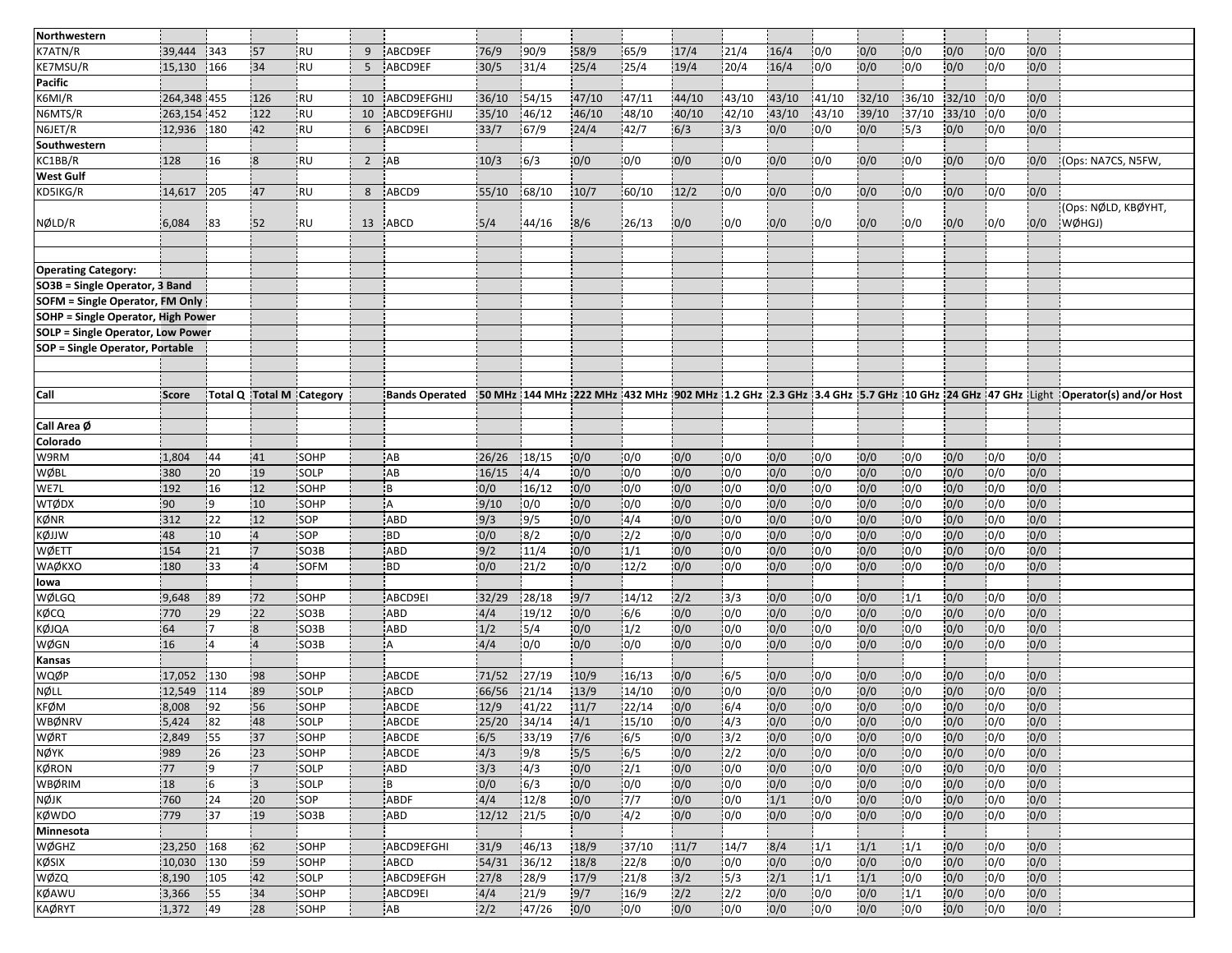| Northwestern | | | | | | | | | | | | | | | | | | | | |
|---|---|---|---|---|---|---|---|---|---|---|---|---|---|---|---|---|---|---|---|---|
| K7ATN/R | 39,444 | 343 | 57 | RU | 9 | ABCD9EF | 76/9 | 90/9 | 58/9 | 65/9 | 17/4 | 21/4 | 16/4 | 0/0 | 0/0 | 0/0 | 0/0 | 0/0 | 0/0 | |
| KE7MSU/R | 15,130 | 166 | 34 | RU | 5 | ABCD9EF | 30/5 | 31/4 | 25/4 | 25/4 | 19/4 | 20/4 | 16/4 | 0/0 | 0/0 | 0/0 | 0/0 | 0/0 | 0/0 | |
| **Pacific** | | | | | | | | | | | | | | | | | | | | |
| K6MI/R | 264,348 | 455 | 126 | RU | 10 | ABCD9EFGHIJ | 36/10 | 54/15 | 47/10 | 47/11 | 44/10 | 43/10 | 43/10 | 41/10 | 32/10 | 36/10 | 32/10 | 0/0 | 0/0 | |
| N6MTS/R | 263,154 | 452 | 122 | RU | 10 | ABCD9EFGHIJ | 35/10 | 46/12 | 46/10 | 48/10 | 40/10 | 42/10 | 43/10 | 43/10 | 39/10 | 37/10 | 33/10 | 0/0 | 0/0 | |
| N6JET/R | 12,936 | 180 | 42 | RU | 6 | ABCD9EI | 33/7 | 67/9 | 24/4 | 42/7 | 6/3 | 3/3 | 0/0 | 0/0 | 0/0 | 5/3 | 0/0 | 0/0 | 0/0 | |
| **Southwestern** | | | | | | | | | | | | | | | | | | | | |
| KC1BB/R | 128 | 16 | 8 | RU | 2 | AB | 10/3 | 6/3 | 0/0 | 0/0 | 0/0 | 0/0 | 0/0 | 0/0 | 0/0 | 0/0 | 0/0 | 0/0 | 0/0 | (Ops: NA7CS, N5FW, |
| **West Gulf** | | | | | | | | | | | | | | | | | | | | |
| KD5IKG/R | 14,617 | 205 | 47 | RU | 8 | ABCD9 | 55/10 | 68/10 | 10/7 | 60/10 | 12/2 | 0/0 | 0/0 | 0/0 | 0/0 | 0/0 | 0/0 | 0/0 | 0/0 | |
| NØLD/R | 6,084 | 83 | 52 | RU | 13 | ABCD | 5/4 | 44/16 | 8/6 | 26/13 | 0/0 | 0/0 | 0/0 | 0/0 | 0/0 | 0/0 | 0/0 | 0/0 | 0/0 | (Ops: NØLD, KBØYHT, WØHGJ) |

**Operating Category:**
**SO3B = Single Operator, 3 Band**
**SOFM = Single Operator, FM Only**
**SOHP = Single Operator, High Power**
**SOLP = Single Operator, Low Power**
**SOP = Single Operator, Portable**

| Call | Score | Total Q | Total M | Category | | Bands Operated | 50 MHz | 144 MHz | 222 MHz | 432 MHz | 902 MHz | 1.2 GHz | 2.3 GHz | 3.4 GHz | 5.7 GHz | 10 GHz | 24 GHz | 47 GHz | Light | Operator(s) and/or Host |
|---|---|---|---|---|---|---|---|---|---|---|---|---|---|---|---|---|---|---|---|---|
| **Call Area Ø** | | | | | | | | | | | | | | | | | | | | |
| **Colorado** | | | | | | | | | | | | | | | | | | | | |
| W9RM | 1,804 | 44 | 41 | SOHP | | AB | 26/26 | 18/15 | 0/0 | 0/0 | 0/0 | 0/0 | 0/0 | 0/0 | 0/0 | 0/0 | 0/0 | 0/0 | 0/0 | |
| WØBL | 380 | 20 | 19 | SOLP | | AB | 16/15 | 4/4 | 0/0 | 0/0 | 0/0 | 0/0 | 0/0 | 0/0 | 0/0 | 0/0 | 0/0 | 0/0 | 0/0 | |
| WE7L | 192 | 16 | 12 | SOHP | | B | 0/0 | 16/12 | 0/0 | 0/0 | 0/0 | 0/0 | 0/0 | 0/0 | 0/0 | 0/0 | 0/0 | 0/0 | 0/0 | |
| WTØDX | 90 | 9 | 10 | SOHP | | A | 9/10 | 0/0 | 0/0 | 0/0 | 0/0 | 0/0 | 0/0 | 0/0 | 0/0 | 0/0 | 0/0 | 0/0 | 0/0 | |
| KØNR | 312 | 22 | 12 | SOP | | ABD | 9/3 | 9/5 | 0/0 | 4/4 | 0/0 | 0/0 | 0/0 | 0/0 | 0/0 | 0/0 | 0/0 | 0/0 | 0/0 | |
| KØJJW | 48 | 10 | 4 | SOP | | BD | 0/0 | 8/2 | 0/0 | 2/2 | 0/0 | 0/0 | 0/0 | 0/0 | 0/0 | 0/0 | 0/0 | 0/0 | 0/0 | |
| WØETT | 154 | 21 | 7 | SO3B | | ABD | 9/2 | 11/4 | 0/0 | 1/1 | 0/0 | 0/0 | 0/0 | 0/0 | 0/0 | 0/0 | 0/0 | 0/0 | 0/0 | |
| WAØKXO | 180 | 33 | 4 | SOFM | | BD | 0/0 | 21/2 | 0/0 | 12/2 | 0/0 | 0/0 | 0/0 | 0/0 | 0/0 | 0/0 | 0/0 | 0/0 | 0/0 | |
| **Iowa** | | | | | | | | | | | | | | | | | | | | |
| WØLGQ | 9,648 | 89 | 72 | SOHP | | ABCD9EI | 32/29 | 28/18 | 9/7 | 14/12 | 2/2 | 3/3 | 0/0 | 0/0 | 0/0 | 1/1 | 0/0 | 0/0 | 0/0 | |
| KØCQ | 770 | 29 | 22 | SO3B | | ABD | 4/4 | 19/12 | 0/0 | 6/6 | 0/0 | 0/0 | 0/0 | 0/0 | 0/0 | 0/0 | 0/0 | 0/0 | 0/0 | |
| KØJQA | 64 | 7 | 8 | SO3B | | ABD | 1/2 | 5/4 | 0/0 | 1/2 | 0/0 | 0/0 | 0/0 | 0/0 | 0/0 | 0/0 | 0/0 | 0/0 | 0/0 | |
| WØGN | 16 | 4 | 4 | SO3B | | A | 4/4 | 0/0 | 0/0 | 0/0 | 0/0 | 0/0 | 0/0 | 0/0 | 0/0 | 0/0 | 0/0 | 0/0 | 0/0 | |
| **Kansas** | | | | | | | | | | | | | | | | | | | | |
| WQØP | 17,052 | 130 | 98 | SOHP | | ABCDE | 71/52 | 27/19 | 10/9 | 16/13 | 0/0 | 6/5 | 0/0 | 0/0 | 0/0 | 0/0 | 0/0 | 0/0 | 0/0 | |
| NØLL | 12,549 | 114 | 89 | SOLP | | ABCD | 66/56 | 21/14 | 13/9 | 14/10 | 0/0 | 0/0 | 0/0 | 0/0 | 0/0 | 0/0 | 0/0 | 0/0 | 0/0 | |
| KFØM | 8,008 | 92 | 56 | SOHP | | ABCDE | 12/9 | 41/22 | 11/7 | 22/14 | 0/0 | 6/4 | 0/0 | 0/0 | 0/0 | 0/0 | 0/0 | 0/0 | 0/0 | |
| WBØNRV | 5,424 | 82 | 48 | SOLP | | ABCDE | 25/20 | 34/14 | 4/1 | 15/10 | 0/0 | 4/3 | 0/0 | 0/0 | 0/0 | 0/0 | 0/0 | 0/0 | 0/0 | |
| WØRT | 2,849 | 55 | 37 | SOHP | | ABCDE | 6/5 | 33/19 | 7/6 | 6/5 | 0/0 | 3/2 | 0/0 | 0/0 | 0/0 | 0/0 | 0/0 | 0/0 | 0/0 | |
| NØYK | 989 | 26 | 23 | SOHP | | ABCDE | 4/3 | 9/8 | 5/5 | 6/5 | 0/0 | 2/2 | 0/0 | 0/0 | 0/0 | 0/0 | 0/0 | 0/0 | 0/0 | |
| KØRON | 77 | 9 | 7 | SOLP | | ABD | 3/3 | 4/3 | 0/0 | 2/1 | 0/0 | 0/0 | 0/0 | 0/0 | 0/0 | 0/0 | 0/0 | 0/0 | 0/0 | |
| WBØRIM | 18 | 6 | 3 | SOLP | | B | 0/0 | 6/3 | 0/0 | 0/0 | 0/0 | 0/0 | 0/0 | 0/0 | 0/0 | 0/0 | 0/0 | 0/0 | 0/0 | |
| NØJK | 760 | 24 | 20 | SOP | | ABDF | 4/4 | 12/8 | 0/0 | 7/7 | 0/0 | 0/0 | 1/1 | 0/0 | 0/0 | 0/0 | 0/0 | 0/0 | 0/0 | |
| KØWDO | 779 | 37 | 19 | SO3B | | ABD | 12/12 | 21/5 | 0/0 | 4/2 | 0/0 | 0/0 | 0/0 | 0/0 | 0/0 | 0/0 | 0/0 | 0/0 | 0/0 | |
| **Minnesota** | | | | | | | | | | | | | | | | | | | | |
| WØGHZ | 23,250 | 168 | 62 | SOHP | | ABCD9EFGHI | 31/9 | 46/13 | 18/9 | 37/10 | 11/7 | 14/7 | 8/4 | 1/1 | 1/1 | 1/1 | 0/0 | 0/0 | 0/0 | |
| KØSIX | 10,030 | 130 | 59 | SOHP | | ABCD | 54/31 | 36/12 | 18/8 | 22/8 | 0/0 | 0/0 | 0/0 | 0/0 | 0/0 | 0/0 | 0/0 | 0/0 | 0/0 | |
| WØZQ | 8,190 | 105 | 42 | SOLP | | ABCD9EFGH | 27/8 | 28/9 | 17/9 | 21/8 | 3/2 | 5/3 | 2/1 | 1/1 | 1/1 | 0/0 | 0/0 | 0/0 | 0/0 | |
| KØAWU | 3,366 | 55 | 34 | SOHP | | ABCD9EI | 4/4 | 21/9 | 9/7 | 16/9 | 2/2 | 2/2 | 0/0 | 0/0 | 0/0 | 1/1 | 0/0 | 0/0 | 0/0 | |
| KAØRYT | 1,372 | 49 | 28 | SOHP | | AB | 2/2 | 47/26 | 0/0 | 0/0 | 0/0 | 0/0 | 0/0 | 0/0 | 0/0 | 0/0 | 0/0 | 0/0 | 0/0 | |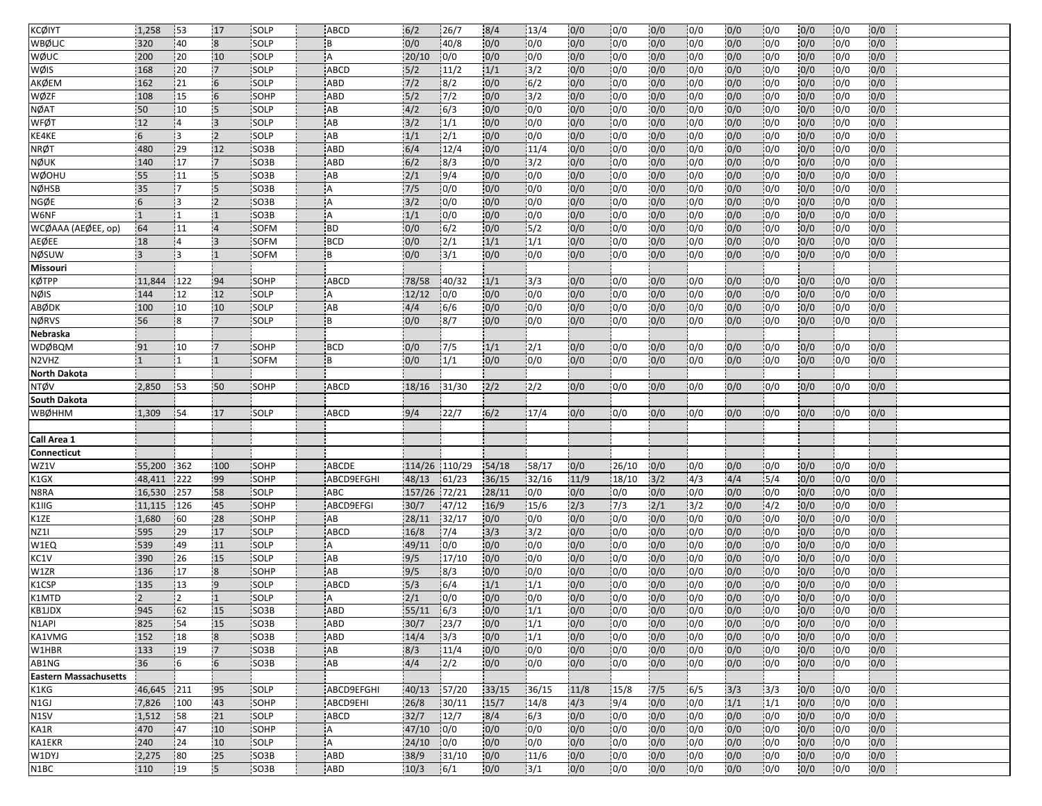| | | | | | | | | | | | | | | | | | | | |
|---|---|---|---|---|---|---|---|---|---|---|---|---|---|---|---|---|---|---|---|
| KCØIYT | 1,258 | 53 | 17 | SOLP | | ABCD | 6/2 | 26/7 | 8/4 | 13/4 | 0/0 | 0/0 | 0/0 | 0/0 | 0/0 | 0/0 | 0/0 | 0/0 | 0/0 |
| WBØLJC | 320 | 40 | 8 | SOLP | | B | 0/0 | 40/8 | 0/0 | 0/0 | 0/0 | 0/0 | 0/0 | 0/0 | 0/0 | 0/0 | 0/0 | 0/0 | 0/0 |
| WØUC | 200 | 20 | 10 | SOLP | | A | 20/10 | 0/0 | 0/0 | 0/0 | 0/0 | 0/0 | 0/0 | 0/0 | 0/0 | 0/0 | 0/0 | 0/0 | 0/0 |
| WØIS | 168 | 20 | 7 | SOLP | | ABCD | 5/2 | 11/2 | 1/1 | 3/2 | 0/0 | 0/0 | 0/0 | 0/0 | 0/0 | 0/0 | 0/0 | 0/0 | 0/0 |
| AKØEM | 162 | 21 | 6 | SOLP | | ABD | 7/2 | 8/2 | 0/0 | 6/2 | 0/0 | 0/0 | 0/0 | 0/0 | 0/0 | 0/0 | 0/0 | 0/0 | 0/0 |
| WØZF | 108 | 15 | 6 | SOHP | | ABD | 5/2 | 7/2 | 0/0 | 3/2 | 0/0 | 0/0 | 0/0 | 0/0 | 0/0 | 0/0 | 0/0 | 0/0 | 0/0 |
| NØAT | 50 | 10 | 5 | SOLP | | AB | 4/2 | 6/3 | 0/0 | 0/0 | 0/0 | 0/0 | 0/0 | 0/0 | 0/0 | 0/0 | 0/0 | 0/0 | 0/0 |
| WFØT | 12 | 4 | 3 | SOLP | | AB | 3/2 | 1/1 | 0/0 | 0/0 | 0/0 | 0/0 | 0/0 | 0/0 | 0/0 | 0/0 | 0/0 | 0/0 | 0/0 |
| KE4KE | 6 | 3 | 2 | SOLP | | AB | 1/1 | 2/1 | 0/0 | 0/0 | 0/0 | 0/0 | 0/0 | 0/0 | 0/0 | 0/0 | 0/0 | 0/0 | 0/0 |
| NRØT | 480 | 29 | 12 | SO3B | | ABD | 6/4 | 12/4 | 0/0 | 11/4 | 0/0 | 0/0 | 0/0 | 0/0 | 0/0 | 0/0 | 0/0 | 0/0 | 0/0 |
| NØUK | 140 | 17 | 7 | SO3B | | ABD | 6/2 | 8/3 | 0/0 | 3/2 | 0/0 | 0/0 | 0/0 | 0/0 | 0/0 | 0/0 | 0/0 | 0/0 | 0/0 |
| WØOHU | 55 | 11 | 5 | SO3B | | AB | 2/1 | 9/4 | 0/0 | 0/0 | 0/0 | 0/0 | 0/0 | 0/0 | 0/0 | 0/0 | 0/0 | 0/0 | 0/0 |
| NØHSB | 35 | 7 | 5 | SO3B | | A | 7/5 | 0/0 | 0/0 | 0/0 | 0/0 | 0/0 | 0/0 | 0/0 | 0/0 | 0/0 | 0/0 | 0/0 | 0/0 |
| NGØE | 6 | 3 | 2 | SO3B | | A | 3/2 | 0/0 | 0/0 | 0/0 | 0/0 | 0/0 | 0/0 | 0/0 | 0/0 | 0/0 | 0/0 | 0/0 | 0/0 |
| W6NF | 1 | 1 | 1 | SO3B | | A | 1/1 | 0/0 | 0/0 | 0/0 | 0/0 | 0/0 | 0/0 | 0/0 | 0/0 | 0/0 | 0/0 | 0/0 | 0/0 |
| WCØAAA (AEØEE, op) | 64 | 11 | 4 | SOFM | | BD | 0/0 | 6/2 | 0/0 | 5/2 | 0/0 | 0/0 | 0/0 | 0/0 | 0/0 | 0/0 | 0/0 | 0/0 | 0/0 |
| AEØEE | 18 | 4 | 3 | SOFM | | BCD | 0/0 | 2/1 | 1/1 | 1/1 | 0/0 | 0/0 | 0/0 | 0/0 | 0/0 | 0/0 | 0/0 | 0/0 | 0/0 |
| NØSUW | 3 | 3 | 1 | SOFM | | B | 0/0 | 3/1 | 0/0 | 0/0 | 0/0 | 0/0 | 0/0 | 0/0 | 0/0 | 0/0 | 0/0 | 0/0 | 0/0 |
| **Missouri** | | | | | | | | | | | | | | | | | | | |
| KØTPP | 11,844 | 122 | 94 | SOHP | | ABCD | 78/58 | 40/32 | 1/1 | 3/3 | 0/0 | 0/0 | 0/0 | 0/0 | 0/0 | 0/0 | 0/0 | 0/0 | 0/0 |
| NØIS | 144 | 12 | 12 | SOLP | | A | 12/12 | 0/0 | 0/0 | 0/0 | 0/0 | 0/0 | 0/0 | 0/0 | 0/0 | 0/0 | 0/0 | 0/0 | 0/0 |
| ABØDK | 100 | 10 | 10 | SOLP | | AB | 4/4 | 6/6 | 0/0 | 0/0 | 0/0 | 0/0 | 0/0 | 0/0 | 0/0 | 0/0 | 0/0 | 0/0 | 0/0 |
| NØRVS | 56 | 8 | 7 | SOLP | | B | 0/0 | 8/7 | 0/0 | 0/0 | 0/0 | 0/0 | 0/0 | 0/0 | 0/0 | 0/0 | 0/0 | 0/0 | 0/0 |
| **Nebraska** | | | | | | | | | | | | | | | | | | | |
| WDØBQM | 91 | 10 | 7 | SOHP | | BCD | 0/0 | 7/5 | 1/1 | 2/1 | 0/0 | 0/0 | 0/0 | 0/0 | 0/0 | 0/0 | 0/0 | 0/0 | 0/0 |
| N2VHZ | 1 | 1 | 1 | SOFM | | B | 0/0 | 1/1 | 0/0 | 0/0 | 0/0 | 0/0 | 0/0 | 0/0 | 0/0 | 0/0 | 0/0 | 0/0 | 0/0 |
| **North Dakota** | | | | | | | | | | | | | | | | | | | |
| NTØV | 2,850 | 53 | 50 | SOHP | | ABCD | 18/16 | 31/30 | 2/2 | 2/2 | 0/0 | 0/0 | 0/0 | 0/0 | 0/0 | 0/0 | 0/0 | 0/0 | 0/0 |
| **South Dakota** | | | | | | | | | | | | | | | | | | | |
| WBØHHM | 1,309 | 54 | 17 | SOLP | | ABCD | 9/4 | 22/7 | 6/2 | 17/4 | 0/0 | 0/0 | 0/0 | 0/0 | 0/0 | 0/0 | 0/0 | 0/0 | 0/0 |
| | | | | | | | | | | | | | | | | | | | |
| **Call Area 1** | | | | | | | | | | | | | | | | | | | |
| **Connecticut** | | | | | | | | | | | | | | | | | | | |
| WZ1V | 55,200 | 362 | 100 | SOHP | | ABCDE | 114/26 | 110/29 | 54/18 | 58/17 | 0/0 | 26/10 | 0/0 | 0/0 | 0/0 | 0/0 | 0/0 | 0/0 | 0/0 |
| K1GX | 48,411 | 222 | 99 | SOHP | | ABCD9EFGHI | 48/13 | 61/23 | 36/15 | 32/16 | 11/9 | 18/10 | 3/2 | 4/3 | 4/4 | 5/4 | 0/0 | 0/0 | 0/0 |
| N8RA | 16,530 | 257 | 58 | SOLP | | ABC | 157/26 | 72/21 | 28/11 | 0/0 | 0/0 | 0/0 | 0/0 | 0/0 | 0/0 | 0/0 | 0/0 | 0/0 | 0/0 |
| K1IIG | 11,115 | 126 | 45 | SOHP | | ABCD9EFGI | 30/7 | 47/12 | 16/9 | 15/6 | 2/3 | 7/3 | 2/1 | 3/2 | 0/0 | 4/2 | 0/0 | 0/0 | 0/0 |
| K1ZE | 1,680 | 60 | 28 | SOHP | | AB | 28/11 | 32/17 | 0/0 | 0/0 | 0/0 | 0/0 | 0/0 | 0/0 | 0/0 | 0/0 | 0/0 | 0/0 | 0/0 |
| NZ1I | 595 | 29 | 17 | SOLP | | ABCD | 16/8 | 7/4 | 3/3 | 3/2 | 0/0 | 0/0 | 0/0 | 0/0 | 0/0 | 0/0 | 0/0 | 0/0 | 0/0 |
| W1EQ | 539 | 49 | 11 | SOLP | | A | 49/11 | 0/0 | 0/0 | 0/0 | 0/0 | 0/0 | 0/0 | 0/0 | 0/0 | 0/0 | 0/0 | 0/0 | 0/0 |
| KC1V | 390 | 26 | 15 | SOLP | | AB | 9/5 | 17/10 | 0/0 | 0/0 | 0/0 | 0/0 | 0/0 | 0/0 | 0/0 | 0/0 | 0/0 | 0/0 | 0/0 |
| W1ZR | 136 | 17 | 8 | SOHP | | AB | 9/5 | 8/3 | 0/0 | 0/0 | 0/0 | 0/0 | 0/0 | 0/0 | 0/0 | 0/0 | 0/0 | 0/0 | 0/0 |
| K1CSP | 135 | 13 | 9 | SOLP | | ABCD | 5/3 | 6/4 | 1/1 | 1/1 | 0/0 | 0/0 | 0/0 | 0/0 | 0/0 | 0/0 | 0/0 | 0/0 | 0/0 |
| K1MTD | 2 | 2 | 1 | SOLP | | A | 2/1 | 0/0 | 0/0 | 0/0 | 0/0 | 0/0 | 0/0 | 0/0 | 0/0 | 0/0 | 0/0 | 0/0 | 0/0 |
| KB1JDX | 945 | 62 | 15 | SO3B | | ABD | 55/11 | 6/3 | 0/0 | 1/1 | 0/0 | 0/0 | 0/0 | 0/0 | 0/0 | 0/0 | 0/0 | 0/0 | 0/0 |
| N1API | 825 | 54 | 15 | SO3B | | ABD | 30/7 | 23/7 | 0/0 | 1/1 | 0/0 | 0/0 | 0/0 | 0/0 | 0/0 | 0/0 | 0/0 | 0/0 | 0/0 |
| KA1VMG | 152 | 18 | 8 | SO3B | | ABD | 14/4 | 3/3 | 0/0 | 1/1 | 0/0 | 0/0 | 0/0 | 0/0 | 0/0 | 0/0 | 0/0 | 0/0 | 0/0 |
| W1HBR | 133 | 19 | 7 | SO3B | | AB | 8/3 | 11/4 | 0/0 | 0/0 | 0/0 | 0/0 | 0/0 | 0/0 | 0/0 | 0/0 | 0/0 | 0/0 | 0/0 |
| AB1NG | 36 | 6 | 6 | SO3B | | AB | 4/4 | 2/2 | 0/0 | 0/0 | 0/0 | 0/0 | 0/0 | 0/0 | 0/0 | 0/0 | 0/0 | 0/0 | 0/0 |
| **Eastern Massachusetts** | | | | | | | | | | | | | | | | | | | |
| K1KG | 46,645 | 211 | 95 | SOLP | | ABCD9EFGHI | 40/13 | 57/20 | 33/15 | 36/15 | 11/8 | 15/8 | 7/5 | 6/5 | 3/3 | 3/3 | 0/0 | 0/0 | 0/0 |
| N1GJ | 7,826 | 100 | 43 | SOHP | | ABCD9EHI | 26/8 | 30/11 | 15/7 | 14/8 | 4/3 | 9/4 | 0/0 | 0/0 | 1/1 | 1/1 | 0/0 | 0/0 | 0/0 |
| N1SV | 1,512 | 58 | 21 | SOLP | | ABCD | 32/7 | 12/7 | 8/4 | 6/3 | 0/0 | 0/0 | 0/0 | 0/0 | 0/0 | 0/0 | 0/0 | 0/0 | 0/0 |
| KA1R | 470 | 47 | 10 | SOHP | | A | 47/10 | 0/0 | 0/0 | 0/0 | 0/0 | 0/0 | 0/0 | 0/0 | 0/0 | 0/0 | 0/0 | 0/0 | 0/0 |
| KA1EKR | 240 | 24 | 10 | SOLP | | A | 24/10 | 0/0 | 0/0 | 0/0 | 0/0 | 0/0 | 0/0 | 0/0 | 0/0 | 0/0 | 0/0 | 0/0 | 0/0 |
| W1DYJ | 2,275 | 80 | 25 | SO3B | | ABD | 38/9 | 31/10 | 0/0 | 11/6 | 0/0 | 0/0 | 0/0 | 0/0 | 0/0 | 0/0 | 0/0 | 0/0 | 0/0 |
| N1BC | 110 | 19 | 5 | SO3B | | ABD | 10/3 | 6/1 | 0/0 | 3/1 | 0/0 | 0/0 | 0/0 | 0/0 | 0/0 | 0/0 | 0/0 | 0/0 | 0/0 |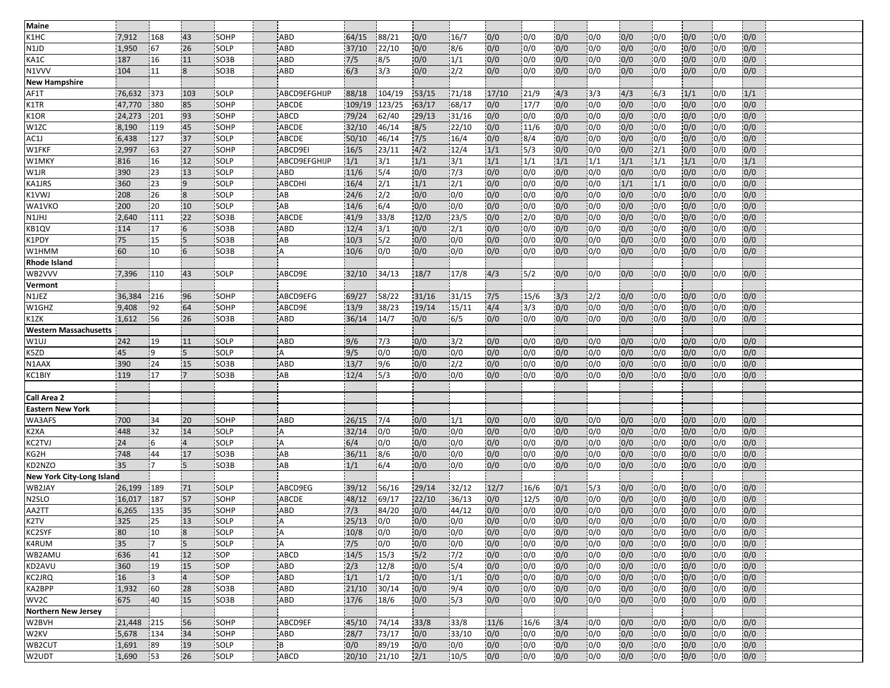| | | | | | | | | | | | | | | | | | | | |
|---|---|---|---|---|---|---|---|---|---|---|---|---|---|---|---|---|---|---|---|
| **Maine** | | | | | | | | | | | | | | | | | | | |
| K1HC | 7,912 | 168 | 43 | SOHP | | ABD | 64/15 | 88/21 | 0/0 | 16/7 | 0/0 | 0/0 | 0/0 | 0/0 | 0/0 | 0/0 | 0/0 | 0/0 | 0/0 |
| N1JD | 1,950 | 67 | 26 | SOLP | | ABD | 37/10 | 22/10 | 0/0 | 8/6 | 0/0 | 0/0 | 0/0 | 0/0 | 0/0 | 0/0 | 0/0 | 0/0 | 0/0 |
| KA1C | 187 | 16 | 11 | SO3B | | ABD | 7/5 | 8/5 | 0/0 | 1/1 | 0/0 | 0/0 | 0/0 | 0/0 | 0/0 | 0/0 | 0/0 | 0/0 | 0/0 |
| N1VVV | 104 | 11 | 8 | SO3B | | ABD | 6/3 | 3/3 | 0/0 | 2/2 | 0/0 | 0/0 | 0/0 | 0/0 | 0/0 | 0/0 | 0/0 | 0/0 | 0/0 |
| **New Hampshire** | | | | | | | | | | | | | | | | | | | |
| AF1T | 76,632 | 373 | 103 | SOLP | | ABCD9EFGHIJP | 88/18 | 104/19 | 53/15 | 71/18 | 17/10 | 21/9 | 4/3 | 3/3 | 4/3 | 6/3 | 1/1 | 0/0 | 1/1 |
| K1TR | 47,770 | 380 | 85 | SOHP | | ABCDE | 109/19 | 123/25 | 63/17 | 68/17 | 0/0 | 17/7 | 0/0 | 0/0 | 0/0 | 0/0 | 0/0 | 0/0 | 0/0 |
| K1OR | 24,273 | 201 | 93 | SOHP | | ABCD | 79/24 | 62/40 | 29/13 | 31/16 | 0/0 | 0/0 | 0/0 | 0/0 | 0/0 | 0/0 | 0/0 | 0/0 | 0/0 |
| W1ZC | 8,190 | 119 | 45 | SOHP | | ABCDE | 32/10 | 46/14 | 8/5 | 22/10 | 0/0 | 11/6 | 0/0 | 0/0 | 0/0 | 0/0 | 0/0 | 0/0 | 0/0 |
| AC1J | 6,438 | 127 | 37 | SOLP | | ABCDE | 50/10 | 46/14 | 7/5 | 16/4 | 0/0 | 8/4 | 0/0 | 0/0 | 0/0 | 0/0 | 0/0 | 0/0 | 0/0 |
| W1FKF | 2,997 | 63 | 27 | SOHP | | ABCD9EI | 16/5 | 23/11 | 4/2 | 12/4 | 1/1 | 5/3 | 0/0 | 0/0 | 0/0 | 2/1 | 0/0 | 0/0 | 0/0 |
| W1MKY | 816 | 16 | 12 | SOLP | | ABCD9EFGHIJP | 1/1 | 3/1 | 1/1 | 3/1 | 1/1 | 1/1 | 1/1 | 1/1 | 1/1 | 1/1 | 1/1 | 0/0 | 1/1 |
| W1JR | 390 | 23 | 13 | SOLP | | ABD | 11/6 | 5/4 | 0/0 | 7/3 | 0/0 | 0/0 | 0/0 | 0/0 | 0/0 | 0/0 | 0/0 | 0/0 | 0/0 |
| KA1JRS | 360 | 23 | 9 | SOLP | | ABCDHI | 16/4 | 2/1 | 1/1 | 2/1 | 0/0 | 0/0 | 0/0 | 0/0 | 1/1 | 1/1 | 0/0 | 0/0 | 0/0 |
| K1VWJ | 208 | 26 | 8 | SOLP | | AB | 24/6 | 2/2 | 0/0 | 0/0 | 0/0 | 0/0 | 0/0 | 0/0 | 0/0 | 0/0 | 0/0 | 0/0 | 0/0 |
| WA1VKO | 200 | 20 | 10 | SOLP | | AB | 14/6 | 6/4 | 0/0 | 0/0 | 0/0 | 0/0 | 0/0 | 0/0 | 0/0 | 0/0 | 0/0 | 0/0 | 0/0 |
| N1JHJ | 2,640 | 111 | 22 | SO3B | | ABCDE | 41/9 | 33/8 | 12/0 | 23/5 | 0/0 | 2/0 | 0/0 | 0/0 | 0/0 | 0/0 | 0/0 | 0/0 | 0/0 |
| KB1QV | 114 | 17 | 6 | SO3B | | ABD | 12/4 | 3/1 | 0/0 | 2/1 | 0/0 | 0/0 | 0/0 | 0/0 | 0/0 | 0/0 | 0/0 | 0/0 | 0/0 |
| K1PDY | 75 | 15 | 5 | SO3B | | AB | 10/3 | 5/2 | 0/0 | 0/0 | 0/0 | 0/0 | 0/0 | 0/0 | 0/0 | 0/0 | 0/0 | 0/0 | 0/0 |
| W1HMM | 60 | 10 | 6 | SO3B | | A | 10/6 | 0/0 | 0/0 | 0/0 | 0/0 | 0/0 | 0/0 | 0/0 | 0/0 | 0/0 | 0/0 | 0/0 | 0/0 |
| **Rhode Island** | | | | | | | | | | | | | | | | | | | |
| WB2VVV | 7,396 | 110 | 43 | SOLP | | ABCD9E | 32/10 | 34/13 | 18/7 | 17/8 | 4/3 | 5/2 | 0/0 | 0/0 | 0/0 | 0/0 | 0/0 | 0/0 | 0/0 |
| **Vermont** | | | | | | | | | | | | | | | | | | | |
| N1JEZ | 36,384 | 216 | 96 | SOHP | | ABCD9EFG | 69/27 | 58/22 | 31/16 | 31/15 | 7/5 | 15/6 | 3/3 | 2/2 | 0/0 | 0/0 | 0/0 | 0/0 | 0/0 |
| W1GHZ | 9,408 | 92 | 64 | SOHP | | ABCD9E | 13/9 | 38/23 | 19/14 | 15/11 | 4/4 | 3/3 | 0/0 | 0/0 | 0/0 | 0/0 | 0/0 | 0/0 | 0/0 |
| K1ZK | 1,612 | 56 | 26 | SO3B | | ABD | 36/14 | 14/7 | 0/0 | 6/5 | 0/0 | 0/0 | 0/0 | 0/0 | 0/0 | 0/0 | 0/0 | 0/0 | 0/0 |
| **Western Massachusetts** | | | | | | | | | | | | | | | | | | | |
| W1UJ | 242 | 19 | 11 | SOLP | | ABD | 9/6 | 7/3 | 0/0 | 3/2 | 0/0 | 0/0 | 0/0 | 0/0 | 0/0 | 0/0 | 0/0 | 0/0 | 0/0 |
| K5ZD | 45 | 9 | 5 | SOLP | | A | 9/5 | 0/0 | 0/0 | 0/0 | 0/0 | 0/0 | 0/0 | 0/0 | 0/0 | 0/0 | 0/0 | 0/0 | 0/0 |
| N1AAX | 390 | 24 | 15 | SO3B | | ABD | 13/7 | 9/6 | 0/0 | 2/2 | 0/0 | 0/0 | 0/0 | 0/0 | 0/0 | 0/0 | 0/0 | 0/0 | 0/0 |
| KC1BIY | 119 | 17 | 7 | SO3B | | AB | 12/4 | 5/3 | 0/0 | 0/0 | 0/0 | 0/0 | 0/0 | 0/0 | 0/0 | 0/0 | 0/0 | 0/0 | 0/0 |
| | | | | | | | | | | | | | | | | | | | |
| **Call Area 2** | | | | | | | | | | | | | | | | | | | |
| **Eastern New York** | | | | | | | | | | | | | | | | | | | |
| WA3AFS | 700 | 34 | 20 | SOHP | | ABD | 26/15 | 7/4 | 0/0 | 1/1 | 0/0 | 0/0 | 0/0 | 0/0 | 0/0 | 0/0 | 0/0 | 0/0 | 0/0 |
| K2XA | 448 | 32 | 14 | SOLP | | A | 32/14 | 0/0 | 0/0 | 0/0 | 0/0 | 0/0 | 0/0 | 0/0 | 0/0 | 0/0 | 0/0 | 0/0 | 0/0 |
| KC2TVJ | 24 | 6 | 4 | SOLP | | A | 6/4 | 0/0 | 0/0 | 0/0 | 0/0 | 0/0 | 0/0 | 0/0 | 0/0 | 0/0 | 0/0 | 0/0 | 0/0 |
| KG2H | 748 | 44 | 17 | SO3B | | AB | 36/11 | 8/6 | 0/0 | 0/0 | 0/0 | 0/0 | 0/0 | 0/0 | 0/0 | 0/0 | 0/0 | 0/0 | 0/0 |
| KD2NZO | 35 | 7 | 5 | SO3B | | AB | 1/1 | 6/4 | 0/0 | 0/0 | 0/0 | 0/0 | 0/0 | 0/0 | 0/0 | 0/0 | 0/0 | 0/0 | 0/0 |
| **New York City-Long Island** | | | | | | | | | | | | | | | | | | | |
| WB2JAY | 26,199 | 189 | 71 | SOLP | | ABCD9EG | 39/12 | 56/16 | 29/14 | 32/12 | 12/7 | 16/6 | 0/1 | 5/3 | 0/0 | 0/0 | 0/0 | 0/0 | 0/0 |
| N2SLO | 16,017 | 187 | 57 | SOHP | | ABCDE | 48/12 | 69/17 | 22/10 | 36/13 | 0/0 | 12/5 | 0/0 | 0/0 | 0/0 | 0/0 | 0/0 | 0/0 | 0/0 |
| AA2TT | 6,265 | 135 | 35 | SOHP | | ABD | 7/3 | 84/20 | 0/0 | 44/12 | 0/0 | 0/0 | 0/0 | 0/0 | 0/0 | 0/0 | 0/0 | 0/0 | 0/0 |
| K2TV | 325 | 25 | 13 | SOLP | | A | 25/13 | 0/0 | 0/0 | 0/0 | 0/0 | 0/0 | 0/0 | 0/0 | 0/0 | 0/0 | 0/0 | 0/0 | 0/0 |
| KC2SYF | 80 | 10 | 8 | SOLP | | A | 10/8 | 0/0 | 0/0 | 0/0 | 0/0 | 0/0 | 0/0 | 0/0 | 0/0 | 0/0 | 0/0 | 0/0 | 0/0 |
| K4RUM | 35 | 7 | 5 | SOLP | | A | 7/5 | 0/0 | 0/0 | 0/0 | 0/0 | 0/0 | 0/0 | 0/0 | 0/0 | 0/0 | 0/0 | 0/0 | 0/0 |
| WB2AMU | 636 | 41 | 12 | SOP | | ABCD | 14/5 | 15/3 | 5/2 | 7/2 | 0/0 | 0/0 | 0/0 | 0/0 | 0/0 | 0/0 | 0/0 | 0/0 | 0/0 |
| KD2AVU | 360 | 19 | 15 | SOP | | ABD | 2/3 | 12/8 | 0/0 | 5/4 | 0/0 | 0/0 | 0/0 | 0/0 | 0/0 | 0/0 | 0/0 | 0/0 | 0/0 |
| KC2JRQ | 16 | 3 | 4 | SOP | | ABD | 1/1 | 1/2 | 0/0 | 1/1 | 0/0 | 0/0 | 0/0 | 0/0 | 0/0 | 0/0 | 0/0 | 0/0 | 0/0 |
| KA2BPP | 1,932 | 60 | 28 | SO3B | | ABD | 21/10 | 30/14 | 0/0 | 9/4 | 0/0 | 0/0 | 0/0 | 0/0 | 0/0 | 0/0 | 0/0 | 0/0 | 0/0 |
| WV2C | 675 | 40 | 15 | SO3B | | ABD | 17/6 | 18/6 | 0/0 | 5/3 | 0/0 | 0/0 | 0/0 | 0/0 | 0/0 | 0/0 | 0/0 | 0/0 | 0/0 |
| **Northern New Jersey** | | | | | | | | | | | | | | | | | | | |
| W2BVH | 21,448 | 215 | 56 | SOHP | | ABCD9EF | 45/10 | 74/14 | 33/8 | 33/8 | 11/6 | 16/6 | 3/4 | 0/0 | 0/0 | 0/0 | 0/0 | 0/0 | 0/0 |
| W2KV | 5,678 | 134 | 34 | SOHP | | ABD | 28/7 | 73/17 | 0/0 | 33/10 | 0/0 | 0/0 | 0/0 | 0/0 | 0/0 | 0/0 | 0/0 | 0/0 | 0/0 |
| WB2CUT | 1,691 | 89 | 19 | SOLP | | B | 0/0 | 89/19 | 0/0 | 0/0 | 0/0 | 0/0 | 0/0 | 0/0 | 0/0 | 0/0 | 0/0 | 0/0 | 0/0 |
| W2UDT | 1,690 | 53 | 26 | SOLP | | ABCD | 20/10 | 21/10 | 2/1 | 10/5 | 0/0 | 0/0 | 0/0 | 0/0 | 0/0 | 0/0 | 0/0 | 0/0 | 0/0 |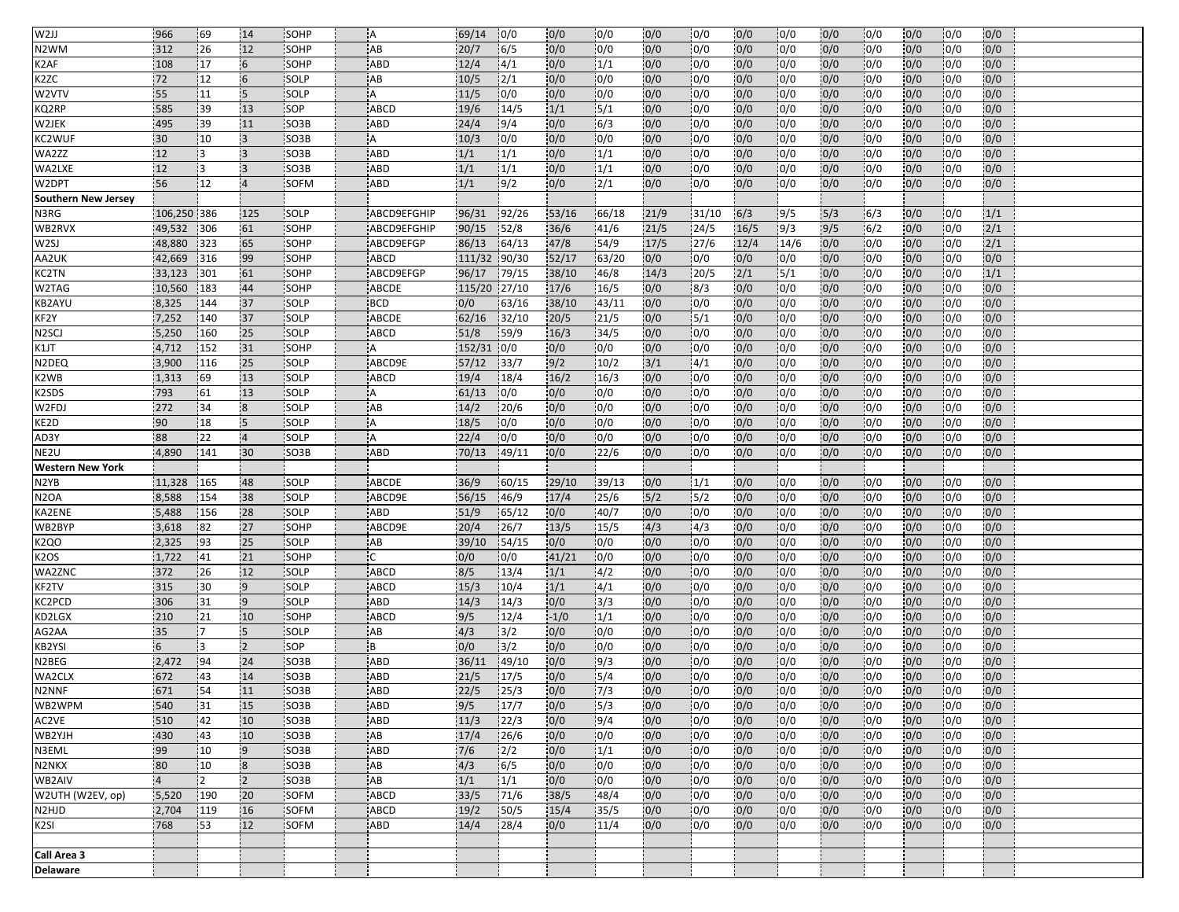| W2JJ | 966 | 69 | 14 | SOHP | A | 69/14 | 0/0 | 0/0 | 0/0 | 0/0 | 0/0 | 0/0 | 0/0 | 0/0 | 0/0 | 0/0 | 0/0 | 0/0 |
|---|---|---|---|---|---|---|---|---|---|---|---|---|---|---|---|---|---|---|
| N2WM | 312 | 26 | 12 | SOHP | AB | 20/7 | 6/5 | 0/0 | 0/0 | 0/0 | 0/0 | 0/0 | 0/0 | 0/0 | 0/0 | 0/0 | 0/0 | 0/0 |
| K2AF | 108 | 17 | 6 | SOHP | ABD | 12/4 | 4/1 | 0/0 | 1/1 | 0/0 | 0/0 | 0/0 | 0/0 | 0/0 | 0/0 | 0/0 | 0/0 | 0/0 |
| K2ZC | 72 | 12 | 6 | SOLP | AB | 10/5 | 2/1 | 0/0 | 0/0 | 0/0 | 0/0 | 0/0 | 0/0 | 0/0 | 0/0 | 0/0 | 0/0 | 0/0 |
| W2VTV | 55 | 11 | 5 | SOLP | A | 11/5 | 0/0 | 0/0 | 0/0 | 0/0 | 0/0 | 0/0 | 0/0 | 0/0 | 0/0 | 0/0 | 0/0 | 0/0 |
| KQ2RP | 585 | 39 | 13 | SOP | ABCD | 19/6 | 14/5 | 1/1 | 5/1 | 0/0 | 0/0 | 0/0 | 0/0 | 0/0 | 0/0 | 0/0 | 0/0 | 0/0 |
| W2JEK | 495 | 39 | 11 | SO3B | ABD | 24/4 | 9/4 | 0/0 | 6/3 | 0/0 | 0/0 | 0/0 | 0/0 | 0/0 | 0/0 | 0/0 | 0/0 | 0/0 |
| KC2WUF | 30 | 10 | 3 | SO3B | A | 10/3 | 0/0 | 0/0 | 0/0 | 0/0 | 0/0 | 0/0 | 0/0 | 0/0 | 0/0 | 0/0 | 0/0 | 0/0 |
| WA2ZZ | 12 | 3 | 3 | SO3B | ABD | 1/1 | 1/1 | 0/0 | 1/1 | 0/0 | 0/0 | 0/0 | 0/0 | 0/0 | 0/0 | 0/0 | 0/0 | 0/0 |
| WA2LXE | 12 | 3 | 3 | SO3B | ABD | 1/1 | 1/1 | 0/0 | 1/1 | 0/0 | 0/0 | 0/0 | 0/0 | 0/0 | 0/0 | 0/0 | 0/0 | 0/0 |
| W2DPT | 56 | 12 | 4 | SOFM | ABD | 1/1 | 9/2 | 0/0 | 2/1 | 0/0 | 0/0 | 0/0 | 0/0 | 0/0 | 0/0 | 0/0 | 0/0 | 0/0 |
| **Southern New Jersey** | | | | | | | | | | | | | | | | | | |
| N3RG | 106,250 | 386 | 125 | SOLP | ABCD9EFGHIP | 96/31 | 92/26 | 53/16 | 66/18 | 21/9 | 31/10 | 6/3 | 9/5 | 5/3 | 6/3 | 0/0 | 0/0 | 1/1 |
| WB2RVX | 49,532 | 306 | 61 | SOHP | ABCD9EFGHIP | 90/15 | 52/8 | 36/6 | 41/6 | 21/5 | 24/5 | 16/5 | 9/3 | 9/5 | 6/2 | 0/0 | 0/0 | 2/1 |
| W2SJ | 48,880 | 323 | 65 | SOHP | ABCD9EFGP | 86/13 | 64/13 | 47/8 | 54/9 | 17/5 | 27/6 | 12/4 | 14/6 | 0/0 | 0/0 | 0/0 | 0/0 | 2/1 |
| AA2UK | 42,669 | 316 | 99 | SOHP | ABCD | 111/32 | 90/30 | 52/17 | 63/20 | 0/0 | 0/0 | 0/0 | 0/0 | 0/0 | 0/0 | 0/0 | 0/0 | 0/0 |
| KC2TN | 33,123 | 301 | 61 | SOHP | ABCD9EFGP | 96/17 | 79/15 | 38/10 | 46/8 | 14/3 | 20/5 | 2/1 | 5/1 | 0/0 | 0/0 | 0/0 | 0/0 | 1/1 |
| W2TAG | 10,560 | 183 | 44 | SOHP | ABCDE | 115/20 | 27/10 | 17/6 | 16/5 | 0/0 | 8/3 | 0/0 | 0/0 | 0/0 | 0/0 | 0/0 | 0/0 | 0/0 |
| KB2AYU | 8,325 | 144 | 37 | SOLP | BCD | 0/0 | 63/16 | 38/10 | 43/11 | 0/0 | 0/0 | 0/0 | 0/0 | 0/0 | 0/0 | 0/0 | 0/0 | 0/0 |
| KF2Y | 7,252 | 140 | 37 | SOLP | ABCDE | 62/16 | 32/10 | 20/5 | 21/5 | 0/0 | 5/1 | 0/0 | 0/0 | 0/0 | 0/0 | 0/0 | 0/0 | 0/0 |
| N2SCJ | 5,250 | 160 | 25 | SOLP | ABCD | 51/8 | 59/9 | 16/3 | 34/5 | 0/0 | 0/0 | 0/0 | 0/0 | 0/0 | 0/0 | 0/0 | 0/0 | 0/0 |
| K1JT | 4,712 | 152 | 31 | SOHP | A | 152/31 | 0/0 | 0/0 | 0/0 | 0/0 | 0/0 | 0/0 | 0/0 | 0/0 | 0/0 | 0/0 | 0/0 | 0/0 |
| N2DEQ | 3,900 | 116 | 25 | SOLP | ABCD9E | 57/12 | 33/7 | 9/2 | 10/2 | 3/1 | 4/1 | 0/0 | 0/0 | 0/0 | 0/0 | 0/0 | 0/0 | 0/0 |
| K2WB | 1,313 | 69 | 13 | SOLP | ABCD | 19/4 | 18/4 | 16/2 | 16/3 | 0/0 | 0/0 | 0/0 | 0/0 | 0/0 | 0/0 | 0/0 | 0/0 | 0/0 |
| K2SDS | 793 | 61 | 13 | SOLP | A | 61/13 | 0/0 | 0/0 | 0/0 | 0/0 | 0/0 | 0/0 | 0/0 | 0/0 | 0/0 | 0/0 | 0/0 | 0/0 |
| W2FDJ | 272 | 34 | 8 | SOLP | AB | 14/2 | 20/6 | 0/0 | 0/0 | 0/0 | 0/0 | 0/0 | 0/0 | 0/0 | 0/0 | 0/0 | 0/0 | 0/0 |
| KE2D | 90 | 18 | 5 | SOLP | A | 18/5 | 0/0 | 0/0 | 0/0 | 0/0 | 0/0 | 0/0 | 0/0 | 0/0 | 0/0 | 0/0 | 0/0 | 0/0 |
| AD3Y | 88 | 22 | 4 | SOLP | A | 22/4 | 0/0 | 0/0 | 0/0 | 0/0 | 0/0 | 0/0 | 0/0 | 0/0 | 0/0 | 0/0 | 0/0 | 0/0 |
| NE2U | 4,890 | 141 | 30 | SO3B | ABD | 70/13 | 49/11 | 0/0 | 22/6 | 0/0 | 0/0 | 0/0 | 0/0 | 0/0 | 0/0 | 0/0 | 0/0 | 0/0 |
| **Western New York** | | | | | | | | | | | | | | | | | | |
| N2YB | 11,328 | 165 | 48 | SOLP | ABCDE | 36/9 | 60/15 | 29/10 | 39/13 | 0/0 | 1/1 | 0/0 | 0/0 | 0/0 | 0/0 | 0/0 | 0/0 | 0/0 |
| N2OA | 8,588 | 154 | 38 | SOLP | ABCD9E | 56/15 | 46/9 | 17/4 | 25/6 | 5/2 | 5/2 | 0/0 | 0/0 | 0/0 | 0/0 | 0/0 | 0/0 | 0/0 |
| KA2ENE | 5,488 | 156 | 28 | SOLP | ABD | 51/9 | 65/12 | 0/0 | 40/7 | 0/0 | 0/0 | 0/0 | 0/0 | 0/0 | 0/0 | 0/0 | 0/0 | 0/0 |
| WB2BYP | 3,618 | 82 | 27 | SOHP | ABCD9E | 20/4 | 26/7 | 13/5 | 15/5 | 4/3 | 4/3 | 0/0 | 0/0 | 0/0 | 0/0 | 0/0 | 0/0 | 0/0 |
| K2QO | 2,325 | 93 | 25 | SOLP | AB | 39/10 | 54/15 | 0/0 | 0/0 | 0/0 | 0/0 | 0/0 | 0/0 | 0/0 | 0/0 | 0/0 | 0/0 | 0/0 |
| K2OS | 1,722 | 41 | 21 | SOHP | C | 0/0 | 0/0 | 41/21 | 0/0 | 0/0 | 0/0 | 0/0 | 0/0 | 0/0 | 0/0 | 0/0 | 0/0 | 0/0 |
| WA2ZNC | 372 | 26 | 12 | SOLP | ABCD | 8/5 | 13/4 | 1/1 | 4/2 | 0/0 | 0/0 | 0/0 | 0/0 | 0/0 | 0/0 | 0/0 | 0/0 | 0/0 |
| KF2TV | 315 | 30 | 9 | SOLP | ABCD | 15/3 | 10/4 | 1/1 | 4/1 | 0/0 | 0/0 | 0/0 | 0/0 | 0/0 | 0/0 | 0/0 | 0/0 | 0/0 |
| KC2PCD | 306 | 31 | 9 | SOLP | ABD | 14/3 | 14/3 | 0/0 | 3/3 | 0/0 | 0/0 | 0/0 | 0/0 | 0/0 | 0/0 | 0/0 | 0/0 | 0/0 |
| KD2LGX | 210 | 21 | 10 | SOHP | ABCD | 9/5 | 12/4 | -1/0 | 1/1 | 0/0 | 0/0 | 0/0 | 0/0 | 0/0 | 0/0 | 0/0 | 0/0 | 0/0 |
| AG2AA | 35 | 7 | 5 | SOLP | AB | 4/3 | 3/2 | 0/0 | 0/0 | 0/0 | 0/0 | 0/0 | 0/0 | 0/0 | 0/0 | 0/0 | 0/0 | 0/0 |
| KB2YSI | 6 | 3 | 2 | SOP | B | 0/0 | 3/2 | 0/0 | 0/0 | 0/0 | 0/0 | 0/0 | 0/0 | 0/0 | 0/0 | 0/0 | 0/0 | 0/0 |
| N2BEG | 2,472 | 94 | 24 | SO3B | ABD | 36/11 | 49/10 | 0/0 | 9/3 | 0/0 | 0/0 | 0/0 | 0/0 | 0/0 | 0/0 | 0/0 | 0/0 | 0/0 |
| WA2CLX | 672 | 43 | 14 | SO3B | ABD | 21/5 | 17/5 | 0/0 | 5/4 | 0/0 | 0/0 | 0/0 | 0/0 | 0/0 | 0/0 | 0/0 | 0/0 | 0/0 |
| N2NNF | 671 | 54 | 11 | SO3B | ABD | 22/5 | 25/3 | 0/0 | 7/3 | 0/0 | 0/0 | 0/0 | 0/0 | 0/0 | 0/0 | 0/0 | 0/0 | 0/0 |
| WB2WPM | 540 | 31 | 15 | SO3B | ABD | 9/5 | 17/7 | 0/0 | 5/3 | 0/0 | 0/0 | 0/0 | 0/0 | 0/0 | 0/0 | 0/0 | 0/0 | 0/0 |
| AC2VE | 510 | 42 | 10 | SO3B | ABD | 11/3 | 22/3 | 0/0 | 9/4 | 0/0 | 0/0 | 0/0 | 0/0 | 0/0 | 0/0 | 0/0 | 0/0 | 0/0 |
| WB2YJH | 430 | 43 | 10 | SO3B | AB | 17/4 | 26/6 | 0/0 | 0/0 | 0/0 | 0/0 | 0/0 | 0/0 | 0/0 | 0/0 | 0/0 | 0/0 | 0/0 |
| N3EML | 99 | 10 | 9 | SO3B | ABD | 7/6 | 2/2 | 0/0 | 1/1 | 0/0 | 0/0 | 0/0 | 0/0 | 0/0 | 0/0 | 0/0 | 0/0 | 0/0 |
| N2NKX | 80 | 10 | 8 | SO3B | AB | 4/3 | 6/5 | 0/0 | 0/0 | 0/0 | 0/0 | 0/0 | 0/0 | 0/0 | 0/0 | 0/0 | 0/0 | 0/0 |
| WB2AIV | 4 | 2 | 2 | SO3B | AB | 1/1 | 1/1 | 0/0 | 0/0 | 0/0 | 0/0 | 0/0 | 0/0 | 0/0 | 0/0 | 0/0 | 0/0 | 0/0 |
| W2UTH (W2EV, op) | 5,520 | 190 | 20 | SOFM | ABCD | 33/5 | 71/6 | 38/5 | 48/4 | 0/0 | 0/0 | 0/0 | 0/0 | 0/0 | 0/0 | 0/0 | 0/0 | 0/0 |
| N2HJD | 2,704 | 119 | 16 | SOFM | ABCD | 19/2 | 50/5 | 15/4 | 35/5 | 0/0 | 0/0 | 0/0 | 0/0 | 0/0 | 0/0 | 0/0 | 0/0 | 0/0 |
| K2SI | 768 | 53 | 12 | SOFM | ABD | 14/4 | 28/4 | 0/0 | 11/4 | 0/0 | 0/0 | 0/0 | 0/0 | 0/0 | 0/0 | 0/0 | 0/0 | 0/0 |
| | | | | | | | | | | | | | | | | | | |
| **Call Area 3** | | | | | | | | | | | | | | | | | | |
| **Delaware** | | | | | | | | | | | | | | | | | | |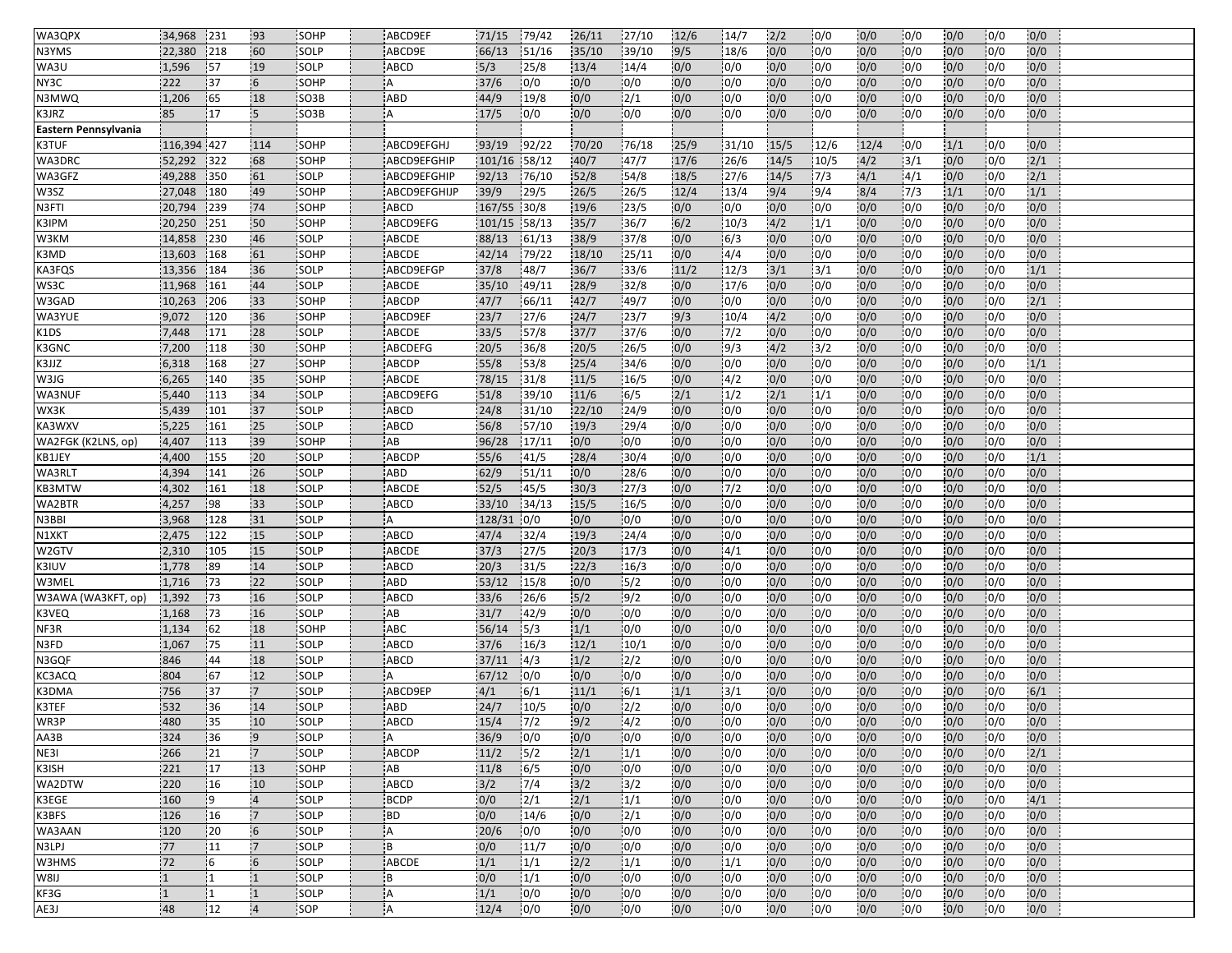| | | | | | | | | | | | | | | | | | | |
|---|---|---|---|---|---|---|---|---|---|---|---|---|---|---|---|---|---|---|
| WA3QPX | 34,968 | 231 | 93 | SOHP | ABCD9EF | 71/15 | 79/42 | 26/11 | 27/10 | 12/6 | 14/7 | 2/2 | 0/0 | 0/0 | 0/0 | 0/0 | 0/0 | 0/0 |
| N3YMS | 22,380 | 218 | 60 | SOLP | ABCD9E | 66/13 | 51/16 | 35/10 | 39/10 | 9/5 | 18/6 | 0/0 | 0/0 | 0/0 | 0/0 | 0/0 | 0/0 | 0/0 |
| WA3U | 1,596 | 57 | 19 | SOLP | ABCD | 5/3 | 25/8 | 13/4 | 14/4 | 0/0 | 0/0 | 0/0 | 0/0 | 0/0 | 0/0 | 0/0 | 0/0 | 0/0 |
| NY3C | 222 | 37 | 6 | SOHP | A | 37/6 | 0/0 | 0/0 | 0/0 | 0/0 | 0/0 | 0/0 | 0/0 | 0/0 | 0/0 | 0/0 | 0/0 | 0/0 |
| N3MWQ | 1,206 | 65 | 18 | SO3B | ABD | 44/9 | 19/8 | 0/0 | 2/1 | 0/0 | 0/0 | 0/0 | 0/0 | 0/0 | 0/0 | 0/0 | 0/0 | 0/0 |
| K3JRZ | 85 | 17 | 5 | SO3B | A | 17/5 | 0/0 | 0/0 | 0/0 | 0/0 | 0/0 | 0/0 | 0/0 | 0/0 | 0/0 | 0/0 | 0/0 | 0/0 |
| **Eastern Pennsylvania** | | | | | | | | | | | | | | | | | | |
| K3TUF | 116,394 | 427 | 114 | SOHP | ABCD9EFGHJ | 93/19 | 92/22 | 70/20 | 76/18 | 25/9 | 31/10 | 15/5 | 12/6 | 12/4 | 0/0 | 1/1 | 0/0 | 0/0 |
| WA3DRC | 52,292 | 322 | 68 | SOHP | ABCD9EFGHIP | 101/16 | 58/12 | 40/7 | 47/7 | 17/6 | 26/6 | 14/5 | 10/5 | 4/2 | 3/1 | 0/0 | 0/0 | 2/1 |
| WA3GFZ | 49,288 | 350 | 61 | SOLP | ABCD9EFGHIP | 92/13 | 76/10 | 52/8 | 54/8 | 18/5 | 27/6 | 14/5 | 7/3 | 4/1 | 4/1 | 0/0 | 0/0 | 2/1 |
| W3SZ | 27,048 | 180 | 49 | SOHP | ABCD9EFGHIJP | 39/9 | 29/5 | 26/5 | 26/5 | 12/4 | 13/4 | 9/4 | 9/4 | 8/4 | 7/3 | 1/1 | 0/0 | 1/1 |
| N3FTI | 20,794 | 239 | 74 | SOHP | ABCD | 167/55 | 30/8 | 19/6 | 23/5 | 0/0 | 0/0 | 0/0 | 0/0 | 0/0 | 0/0 | 0/0 | 0/0 | 0/0 |
| K3IPM | 20,250 | 251 | 50 | SOHP | ABCD9EFG | 101/15 | 58/13 | 35/7 | 36/7 | 6/2 | 10/3 | 4/2 | 1/1 | 0/0 | 0/0 | 0/0 | 0/0 | 0/0 |
| W3KM | 14,858 | 230 | 46 | SOLP | ABCDE | 88/13 | 61/13 | 38/9 | 37/8 | 0/0 | 6/3 | 0/0 | 0/0 | 0/0 | 0/0 | 0/0 | 0/0 | 0/0 |
| K3MD | 13,603 | 168 | 61 | SOHP | ABCDE | 42/14 | 79/22 | 18/10 | 25/11 | 0/0 | 4/4 | 0/0 | 0/0 | 0/0 | 0/0 | 0/0 | 0/0 | 0/0 |
| KA3FQS | 13,356 | 184 | 36 | SOLP | ABCD9EFGP | 37/8 | 48/7 | 36/7 | 33/6 | 11/2 | 12/3 | 3/1 | 3/1 | 0/0 | 0/0 | 0/0 | 0/0 | 1/1 |
| WS3C | 11,968 | 161 | 44 | SOLP | ABCDE | 35/10 | 49/11 | 28/9 | 32/8 | 0/0 | 17/6 | 0/0 | 0/0 | 0/0 | 0/0 | 0/0 | 0/0 | 0/0 |
| W3GAD | 10,263 | 206 | 33 | SOHP | ABCDP | 47/7 | 66/11 | 42/7 | 49/7 | 0/0 | 0/0 | 0/0 | 0/0 | 0/0 | 0/0 | 0/0 | 0/0 | 2/1 |
| WA3YUE | 9,072 | 120 | 36 | SOHP | ABCD9EF | 23/7 | 27/6 | 24/7 | 23/7 | 9/3 | 10/4 | 4/2 | 0/0 | 0/0 | 0/0 | 0/0 | 0/0 | 0/0 |
| K1DS | 7,448 | 171 | 28 | SOLP | ABCDE | 33/5 | 57/8 | 37/7 | 37/6 | 0/0 | 7/2 | 0/0 | 0/0 | 0/0 | 0/0 | 0/0 | 0/0 | 0/0 |
| K3GNC | 7,200 | 118 | 30 | SOHP | ABCDEFG | 20/5 | 36/8 | 20/5 | 26/5 | 0/0 | 9/3 | 4/2 | 3/2 | 0/0 | 0/0 | 0/0 | 0/0 | 0/0 |
| K3JJZ | 6,318 | 168 | 27 | SOHP | ABCDP | 55/8 | 53/8 | 25/4 | 34/6 | 0/0 | 0/0 | 0/0 | 0/0 | 0/0 | 0/0 | 0/0 | 0/0 | 1/1 |
| W3JG | 6,265 | 140 | 35 | SOHP | ABCDE | 78/15 | 31/8 | 11/5 | 16/5 | 0/0 | 4/2 | 0/0 | 0/0 | 0/0 | 0/0 | 0/0 | 0/0 | 0/0 |
| WA3NUF | 5,440 | 113 | 34 | SOLP | ABCD9EFG | 51/8 | 39/10 | 11/6 | 6/5 | 2/1 | 1/2 | 2/1 | 1/1 | 0/0 | 0/0 | 0/0 | 0/0 | 0/0 |
| WX3K | 5,439 | 101 | 37 | SOLP | ABCD | 24/8 | 31/10 | 22/10 | 24/9 | 0/0 | 0/0 | 0/0 | 0/0 | 0/0 | 0/0 | 0/0 | 0/0 | 0/0 |
| KA3WXV | 5,225 | 161 | 25 | SOLP | ABCD | 56/8 | 57/10 | 19/3 | 29/4 | 0/0 | 0/0 | 0/0 | 0/0 | 0/0 | 0/0 | 0/0 | 0/0 | 0/0 |
| WA2FGK (K2LNS, op) | 4,407 | 113 | 39 | SOHP | AB | 96/28 | 17/11 | 0/0 | 0/0 | 0/0 | 0/0 | 0/0 | 0/0 | 0/0 | 0/0 | 0/0 | 0/0 | 0/0 |
| KB1JEY | 4,400 | 155 | 20 | SOLP | ABCDP | 55/6 | 41/5 | 28/4 | 30/4 | 0/0 | 0/0 | 0/0 | 0/0 | 0/0 | 0/0 | 0/0 | 0/0 | 1/1 |
| WA3RLT | 4,394 | 141 | 26 | SOLP | ABD | 62/9 | 51/11 | 0/0 | 28/6 | 0/0 | 0/0 | 0/0 | 0/0 | 0/0 | 0/0 | 0/0 | 0/0 | 0/0 |
| KB3MTW | 4,302 | 161 | 18 | SOLP | ABCDE | 52/5 | 45/5 | 30/3 | 27/3 | 0/0 | 7/2 | 0/0 | 0/0 | 0/0 | 0/0 | 0/0 | 0/0 | 0/0 |
| WA2BTR | 4,257 | 98 | 33 | SOLP | ABCD | 33/10 | 34/13 | 15/5 | 16/5 | 0/0 | 0/0 | 0/0 | 0/0 | 0/0 | 0/0 | 0/0 | 0/0 | 0/0 |
| N3BBI | 3,968 | 128 | 31 | SOLP | A | 128/31 | 0/0 | 0/0 | 0/0 | 0/0 | 0/0 | 0/0 | 0/0 | 0/0 | 0/0 | 0/0 | 0/0 | 0/0 |
| N1XKT | 2,475 | 122 | 15 | SOLP | ABCD | 47/4 | 32/4 | 19/3 | 24/4 | 0/0 | 0/0 | 0/0 | 0/0 | 0/0 | 0/0 | 0/0 | 0/0 | 0/0 |
| W2GTV | 2,310 | 105 | 15 | SOLP | ABCDE | 37/3 | 27/5 | 20/3 | 17/3 | 0/0 | 4/1 | 0/0 | 0/0 | 0/0 | 0/0 | 0/0 | 0/0 | 0/0 |
| K3IUV | 1,778 | 89 | 14 | SOLP | ABCD | 20/3 | 31/5 | 22/3 | 16/3 | 0/0 | 0/0 | 0/0 | 0/0 | 0/0 | 0/0 | 0/0 | 0/0 | 0/0 |
| W3MEL | 1,716 | 73 | 22 | SOLP | ABD | 53/12 | 15/8 | 0/0 | 5/2 | 0/0 | 0/0 | 0/0 | 0/0 | 0/0 | 0/0 | 0/0 | 0/0 | 0/0 |
| W3AWA (WA3KFT, op) | 1,392 | 73 | 16 | SOLP | ABCD | 33/6 | 26/6 | 5/2 | 9/2 | 0/0 | 0/0 | 0/0 | 0/0 | 0/0 | 0/0 | 0/0 | 0/0 | 0/0 |
| K3VEQ | 1,168 | 73 | 16 | SOLP | AB | 31/7 | 42/9 | 0/0 | 0/0 | 0/0 | 0/0 | 0/0 | 0/0 | 0/0 | 0/0 | 0/0 | 0/0 | 0/0 |
| NF3R | 1,134 | 62 | 18 | SOHP | ABC | 56/14 | 5/3 | 1/1 | 0/0 | 0/0 | 0/0 | 0/0 | 0/0 | 0/0 | 0/0 | 0/0 | 0/0 | 0/0 |
| N3FD | 1,067 | 75 | 11 | SOLP | ABCD | 37/6 | 16/3 | 12/1 | 10/1 | 0/0 | 0/0 | 0/0 | 0/0 | 0/0 | 0/0 | 0/0 | 0/0 | 0/0 |
| N3GQF | 846 | 44 | 18 | SOLP | ABCD | 37/11 | 4/3 | 1/2 | 2/2 | 0/0 | 0/0 | 0/0 | 0/0 | 0/0 | 0/0 | 0/0 | 0/0 | 0/0 |
| KC3ACQ | 804 | 67 | 12 | SOLP | A | 67/12 | 0/0 | 0/0 | 0/0 | 0/0 | 0/0 | 0/0 | 0/0 | 0/0 | 0/0 | 0/0 | 0/0 | 0/0 |
| K3DMA | 756 | 37 | 7 | SOLP | ABCD9EP | 4/1 | 6/1 | 11/1 | 6/1 | 1/1 | 3/1 | 0/0 | 0/0 | 0/0 | 0/0 | 0/0 | 0/0 | 6/1 |
| K3TEF | 532 | 36 | 14 | SOLP | ABD | 24/7 | 10/5 | 0/0 | 2/2 | 0/0 | 0/0 | 0/0 | 0/0 | 0/0 | 0/0 | 0/0 | 0/0 | 0/0 |
| WR3P | 480 | 35 | 10 | SOLP | ABCD | 15/4 | 7/2 | 9/2 | 4/2 | 0/0 | 0/0 | 0/0 | 0/0 | 0/0 | 0/0 | 0/0 | 0/0 | 0/0 |
| AA3B | 324 | 36 | 9 | SOLP | A | 36/9 | 0/0 | 0/0 | 0/0 | 0/0 | 0/0 | 0/0 | 0/0 | 0/0 | 0/0 | 0/0 | 0/0 | 0/0 |
| NE3I | 266 | 21 | 7 | SOLP | ABCDP | 11/2 | 5/2 | 2/1 | 1/1 | 0/0 | 0/0 | 0/0 | 0/0 | 0/0 | 0/0 | 0/0 | 0/0 | 2/1 |
| K3ISH | 221 | 17 | 13 | SOHP | AB | 11/8 | 6/5 | 0/0 | 0/0 | 0/0 | 0/0 | 0/0 | 0/0 | 0/0 | 0/0 | 0/0 | 0/0 | 0/0 |
| WA2DTW | 220 | 16 | 10 | SOLP | ABCD | 3/2 | 7/4 | 3/2 | 3/2 | 0/0 | 0/0 | 0/0 | 0/0 | 0/0 | 0/0 | 0/0 | 0/0 | 0/0 |
| K3EGE | 160 | 9 | 4 | SOLP | BCDP | 0/0 | 2/1 | 2/1 | 1/1 | 0/0 | 0/0 | 0/0 | 0/0 | 0/0 | 0/0 | 0/0 | 0/0 | 4/1 |
| K3BFS | 126 | 16 | 7 | SOLP | BD | 0/0 | 14/6 | 0/0 | 2/1 | 0/0 | 0/0 | 0/0 | 0/0 | 0/0 | 0/0 | 0/0 | 0/0 | 0/0 |
| WA3AAN | 120 | 20 | 6 | SOLP | A | 20/6 | 0/0 | 0/0 | 0/0 | 0/0 | 0/0 | 0/0 | 0/0 | 0/0 | 0/0 | 0/0 | 0/0 | 0/0 |
| N3LPJ | 77 | 11 | 7 | SOLP | B | 0/0 | 11/7 | 0/0 | 0/0 | 0/0 | 0/0 | 0/0 | 0/0 | 0/0 | 0/0 | 0/0 | 0/0 | 0/0 |
| W3HMS | 72 | 6 | 6 | SOLP | ABCDE | 1/1 | 1/1 | 2/2 | 1/1 | 0/0 | 1/1 | 0/0 | 0/0 | 0/0 | 0/0 | 0/0 | 0/0 | 0/0 |
| W8IJ | 1 | 1 | 1 | SOLP | B | 0/0 | 1/1 | 0/0 | 0/0 | 0/0 | 0/0 | 0/0 | 0/0 | 0/0 | 0/0 | 0/0 | 0/0 | 0/0 |
| KF3G | 1 | 1 | 1 | SOLP | A | 1/1 | 0/0 | 0/0 | 0/0 | 0/0 | 0/0 | 0/0 | 0/0 | 0/0 | 0/0 | 0/0 | 0/0 | 0/0 |
| AE3J | 48 | 12 | 4 | SOP | A | 12/4 | 0/0 | 0/0 | 0/0 | 0/0 | 0/0 | 0/0 | 0/0 | 0/0 | 0/0 | 0/0 | 0/0 | 0/0 |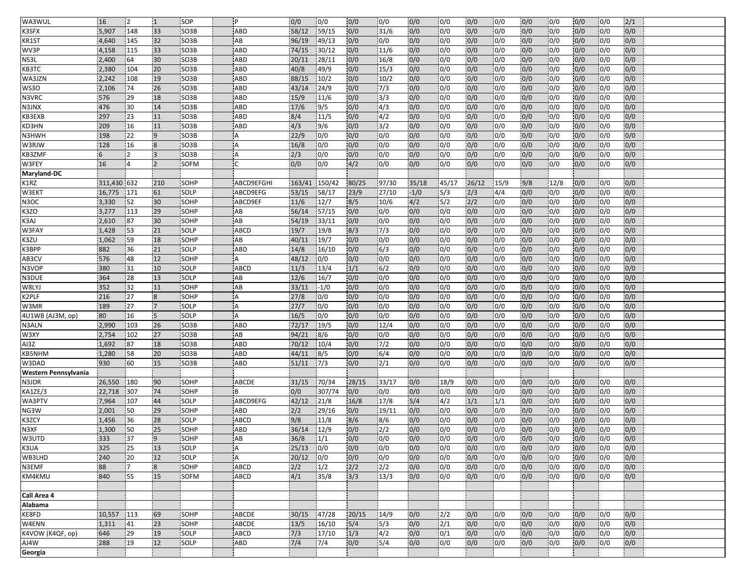| | | | | | | | | | | | | | | | | | | | |
|---|---|---|---|---|---|---|---|---|---|---|---|---|---|---|---|---|---|---|---|
| WA3WUL | 16 | 2 | 1 | SOP | | P | 0/0 | 0/0 | 0/0 | 0/0 | 0/0 | 0/0 | 0/0 | 0/0 | 0/0 | 0/0 | 0/0 | 0/0 | 2/1 |
| K3SFX | 5,907 | 148 | 33 | SO3B | | ABD | 58/12 | 59/15 | 0/0 | 31/6 | 0/0 | 0/0 | 0/0 | 0/0 | 0/0 | 0/0 | 0/0 | 0/0 | 0/0 |
| KR1ST | 4,640 | 145 | 32 | SO3B | | AB | 96/19 | 49/13 | 0/0 | 0/0 | 0/0 | 0/0 | 0/0 | 0/0 | 0/0 | 0/0 | 0/0 | 0/0 | 0/0 |
| WV3P | 4,158 | 115 | 33 | SO3B | | ABD | 74/15 | 30/12 | 0/0 | 11/6 | 0/0 | 0/0 | 0/0 | 0/0 | 0/0 | 0/0 | 0/0 | 0/0 | 0/0 |
| NS3L | 2,400 | 64 | 30 | SO3B | | ABD | 20/11 | 28/11 | 0/0 | 16/8 | 0/0 | 0/0 | 0/0 | 0/0 | 0/0 | 0/0 | 0/0 | 0/0 | 0/0 |
| KB3TC | 2,380 | 104 | 20 | SO3B | | ABD | 40/8 | 49/9 | 0/0 | 15/3 | 0/0 | 0/0 | 0/0 | 0/0 | 0/0 | 0/0 | 0/0 | 0/0 | 0/0 |
| WA3JZN | 2,242 | 108 | 19 | SO3B | | ABD | 88/15 | 10/2 | 0/0 | 10/2 | 0/0 | 0/0 | 0/0 | 0/0 | 0/0 | 0/0 | 0/0 | 0/0 | 0/0 |
| WS3O | 2,106 | 74 | 26 | SO3B | | ABD | 43/14 | 24/9 | 0/0 | 7/3 | 0/0 | 0/0 | 0/0 | 0/0 | 0/0 | 0/0 | 0/0 | 0/0 | 0/0 |
| N3VRC | 576 | 29 | 18 | SO3B | | ABD | 15/9 | 11/6 | 0/0 | 3/3 | 0/0 | 0/0 | 0/0 | 0/0 | 0/0 | 0/0 | 0/0 | 0/0 | 0/0 |
| N3JNX | 476 | 30 | 14 | SO3B | | ABD | 17/6 | 9/5 | 0/0 | 4/3 | 0/0 | 0/0 | 0/0 | 0/0 | 0/0 | 0/0 | 0/0 | 0/0 | 0/0 |
| KB3EXB | 297 | 23 | 11 | SO3B | | ABD | 8/4 | 11/5 | 0/0 | 4/2 | 0/0 | 0/0 | 0/0 | 0/0 | 0/0 | 0/0 | 0/0 | 0/0 | 0/0 |
| KD3HN | 209 | 16 | 11 | SO3B | | ABD | 4/3 | 9/6 | 0/0 | 3/2 | 0/0 | 0/0 | 0/0 | 0/0 | 0/0 | 0/0 | 0/0 | 0/0 | 0/0 |
| N3HWH | 198 | 22 | 9 | SO3B | | A | 22/9 | 0/0 | 0/0 | 0/0 | 0/0 | 0/0 | 0/0 | 0/0 | 0/0 | 0/0 | 0/0 | 0/0 | 0/0 |
| W3RJW | 128 | 16 | 8 | SO3B | | A | 16/8 | 0/0 | 0/0 | 0/0 | 0/0 | 0/0 | 0/0 | 0/0 | 0/0 | 0/0 | 0/0 | 0/0 | 0/0 |
| KB3ZMF | 6 | 2 | 3 | SO3B | | A | 2/3 | 0/0 | 0/0 | 0/0 | 0/0 | 0/0 | 0/0 | 0/0 | 0/0 | 0/0 | 0/0 | 0/0 | 0/0 |
| W3FEY | 16 | 4 | 2 | SOFM | | C | 0/0 | 0/0 | 4/2 | 0/0 | 0/0 | 0/0 | 0/0 | 0/0 | 0/0 | 0/0 | 0/0 | 0/0 | 0/0 |
| **Maryland-DC** | | | | | | | | | | | | | | | | | | | |
| K1RZ | 311,430 | 632 | 210 | SOHP | | ABCD9EFGHI | 163/41 | 150/42 | 80/25 | 97/30 | 35/18 | 45/17 | 26/12 | 15/9 | 9/8 | 12/8 | 0/0 | 0/0 | 0/0 |
| W3EKT | 16,775 | 171 | 61 | SOLP | | ABCD9EFG | 53/15 | 58/17 | 23/9 | 27/10 | -1/0 | 5/3 | 2/3 | 4/4 | 0/0 | 0/0 | 0/0 | 0/0 | 0/0 |
| N3OC | 3,330 | 52 | 30 | SOHP | | ABCD9EF | 11/6 | 12/7 | 8/5 | 10/6 | 4/2 | 5/2 | 2/2 | 0/0 | 0/0 | 0/0 | 0/0 | 0/0 | 0/0 |
| K3ZO | 3,277 | 113 | 29 | SOHP | | AB | 56/14 | 57/15 | 0/0 | 0/0 | 0/0 | 0/0 | 0/0 | 0/0 | 0/0 | 0/0 | 0/0 | 0/0 | 0/0 |
| K3AJ | 2,610 | 87 | 30 | SOHP | | AB | 54/19 | 33/11 | 0/0 | 0/0 | 0/0 | 0/0 | 0/0 | 0/0 | 0/0 | 0/0 | 0/0 | 0/0 | 0/0 |
| W3FAY | 1,428 | 53 | 21 | SOLP | | ABCD | 19/7 | 19/8 | 8/3 | 7/3 | 0/0 | 0/0 | 0/0 | 0/0 | 0/0 | 0/0 | 0/0 | 0/0 | 0/0 |
| K3ZU | 1,062 | 59 | 18 | SOHP | | AB | 40/11 | 19/7 | 0/0 | 0/0 | 0/0 | 0/0 | 0/0 | 0/0 | 0/0 | 0/0 | 0/0 | 0/0 | 0/0 |
| K3BPP | 882 | 36 | 21 | SOLP | | ABD | 14/8 | 16/10 | 0/0 | 6/3 | 0/0 | 0/0 | 0/0 | 0/0 | 0/0 | 0/0 | 0/0 | 0/0 | 0/0 |
| AB3CV | 576 | 48 | 12 | SOHP | | A | 48/12 | 0/0 | 0/0 | 0/0 | 0/0 | 0/0 | 0/0 | 0/0 | 0/0 | 0/0 | 0/0 | 0/0 | 0/0 |
| N3VOP | 380 | 31 | 10 | SOLP | | ABCD | 11/3 | 13/4 | 1/1 | 6/2 | 0/0 | 0/0 | 0/0 | 0/0 | 0/0 | 0/0 | 0/0 | 0/0 | 0/0 |
| N3DUE | 364 | 28 | 13 | SOLP | | AB | 12/6 | 16/7 | 0/0 | 0/0 | 0/0 | 0/0 | 0/0 | 0/0 | 0/0 | 0/0 | 0/0 | 0/0 | 0/0 |
| W8LYJ | 352 | 32 | 11 | SOHP | | AB | 33/11 | -1/0 | 0/0 | 0/0 | 0/0 | 0/0 | 0/0 | 0/0 | 0/0 | 0/0 | 0/0 | 0/0 | 0/0 |
| K2PLF | 216 | 27 | 8 | SOHP | | A | 27/8 | 0/0 | 0/0 | 0/0 | 0/0 | 0/0 | 0/0 | 0/0 | 0/0 | 0/0 | 0/0 | 0/0 | 0/0 |
| W3MR | 189 | 27 | 7 | SOLP | | A | 27/7 | 0/0 | 0/0 | 0/0 | 0/0 | 0/0 | 0/0 | 0/0 | 0/0 | 0/0 | 0/0 | 0/0 | 0/0 |
| 4U1WB (AJ3M, op) | 80 | 16 | 5 | SOLP | | A | 16/5 | 0/0 | 0/0 | 0/0 | 0/0 | 0/0 | 0/0 | 0/0 | 0/0 | 0/0 | 0/0 | 0/0 | 0/0 |
| N3ALN | 2,990 | 103 | 26 | SO3B | | ABD | 72/17 | 19/5 | 0/0 | 12/4 | 0/0 | 0/0 | 0/0 | 0/0 | 0/0 | 0/0 | 0/0 | 0/0 | 0/0 |
| W3XY | 2,754 | 102 | 27 | SO3B | | AB | 94/21 | 8/6 | 0/0 | 0/0 | 0/0 | 0/0 | 0/0 | 0/0 | 0/0 | 0/0 | 0/0 | 0/0 | 0/0 |
| AI3Z | 1,692 | 87 | 18 | SO3B | | ABD | 70/12 | 10/4 | 0/0 | 7/2 | 0/0 | 0/0 | 0/0 | 0/0 | 0/0 | 0/0 | 0/0 | 0/0 | 0/0 |
| KB5NHM | 1,280 | 58 | 20 | SO3B | | ABD | 44/11 | 8/5 | 0/0 | 6/4 | 0/0 | 0/0 | 0/0 | 0/0 | 0/0 | 0/0 | 0/0 | 0/0 | 0/0 |
| W3DAD | 930 | 60 | 15 | SO3B | | ABD | 51/11 | 7/3 | 0/0 | 2/1 | 0/0 | 0/0 | 0/0 | 0/0 | 0/0 | 0/0 | 0/0 | 0/0 | 0/0 |
| **Western Pennsylvania** | | | | | | | | | | | | | | | | | | | |
| N3JDR | 26,550 | 180 | 90 | SOHP | | ABCDE | 31/15 | 70/34 | 28/15 | 33/17 | 0/0 | 18/9 | 0/0 | 0/0 | 0/0 | 0/0 | 0/0 | 0/0 | 0/0 |
| KA1ZE/3 | 22,718 | 307 | 74 | SOHP | | B | 0/0 | 307/74 | 0/0 | 0/0 | 0/0 | 0/0 | 0/0 | 0/0 | 0/0 | 0/0 | 0/0 | 0/0 | 0/0 |
| WA3PTV | 7,964 | 107 | 44 | SOLP | | ABCD9EFG | 42/12 | 21/8 | 16/8 | 17/8 | 5/4 | 4/2 | 1/1 | 1/1 | 0/0 | 0/0 | 0/0 | 0/0 | 0/0 |
| NG3W | 2,001 | 50 | 29 | SOHP | | ABD | 2/2 | 29/16 | 0/0 | 19/11 | 0/0 | 0/0 | 0/0 | 0/0 | 0/0 | 0/0 | 0/0 | 0/0 | 0/0 |
| K3ZCY | 1,456 | 36 | 28 | SOLP | | ABCD | 9/8 | 11/8 | 8/6 | 8/6 | 0/0 | 0/0 | 0/0 | 0/0 | 0/0 | 0/0 | 0/0 | 0/0 | 0/0 |
| N3XF | 1,300 | 50 | 25 | SOHP | | ABD | 36/14 | 12/9 | 0/0 | 2/2 | 0/0 | 0/0 | 0/0 | 0/0 | 0/0 | 0/0 | 0/0 | 0/0 | 0/0 |
| W3UTD | 333 | 37 | 9 | SOHP | | AB | 36/8 | 1/1 | 0/0 | 0/0 | 0/0 | 0/0 | 0/0 | 0/0 | 0/0 | 0/0 | 0/0 | 0/0 | 0/0 |
| K3UA | 325 | 25 | 13 | SOLP | | A | 25/13 | 0/0 | 0/0 | 0/0 | 0/0 | 0/0 | 0/0 | 0/0 | 0/0 | 0/0 | 0/0 | 0/0 | 0/0 |
| WB3LHD | 240 | 20 | 12 | SOLP | | A | 20/12 | 0/0 | 0/0 | 0/0 | 0/0 | 0/0 | 0/0 | 0/0 | 0/0 | 0/0 | 0/0 | 0/0 | 0/0 |
| N3EMF | 88 | 7 | 8 | SOHP | | ABCD | 2/2 | 1/2 | 2/2 | 2/2 | 0/0 | 0/0 | 0/0 | 0/0 | 0/0 | 0/0 | 0/0 | 0/0 | 0/0 |
| KM4KMU | 840 | 55 | 15 | SOFM | | ABCD | 4/1 | 35/8 | 3/3 | 13/3 | 0/0 | 0/0 | 0/0 | 0/0 | 0/0 | 0/0 | 0/0 | 0/0 | 0/0 |
| | | | | | | | | | | | | | | | | | | | |
| **Call Area 4** | | | | | | | | | | | | | | | | | | | |
| **Alabama** | | | | | | | | | | | | | | | | | | | |
| KE8FD | 10,557 | 113 | 69 | SOHP | | ABCDE | 30/15 | 47/28 | 20/15 | 14/9 | 0/0 | 2/2 | 0/0 | 0/0 | 0/0 | 0/0 | 0/0 | 0/0 | 0/0 |
| W4ENN | 1,311 | 41 | 23 | SOHP | | ABCDE | 13/5 | 16/10 | 5/4 | 5/3 | 0/0 | 2/1 | 0/0 | 0/0 | 0/0 | 0/0 | 0/0 | 0/0 | 0/0 |
| K4VOW (K4QF, op) | 646 | 29 | 19 | SOLP | | ABCD | 7/3 | 17/10 | 1/3 | 4/2 | 0/0 | 0/1 | 0/0 | 0/0 | 0/0 | 0/0 | 0/0 | 0/0 | 0/0 |
| AJ4W | 288 | 19 | 12 | SOLP | | ABD | 7/4 | 7/4 | 0/0 | 5/4 | 0/0 | 0/0 | 0/0 | 0/0 | 0/0 | 0/0 | 0/0 | 0/0 | 0/0 |
| **Georgia** | | | | | | | | | | | | | | | | | | | |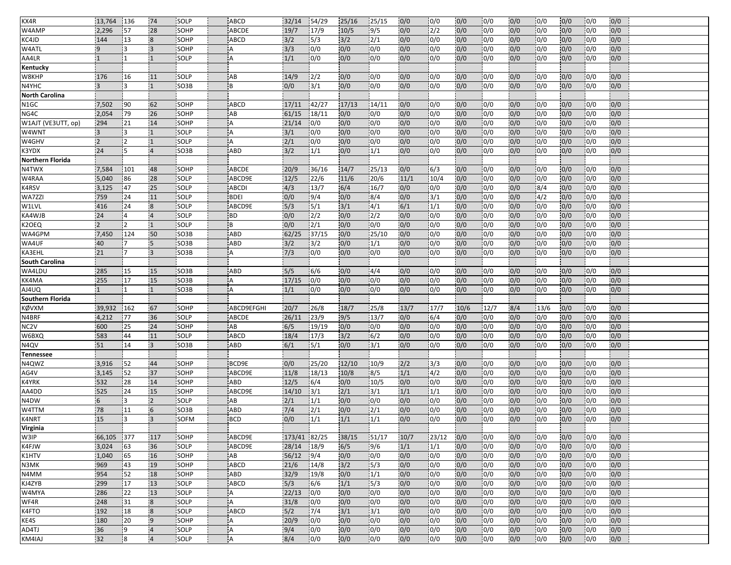| KX4R | 13,764 | 136 | 74 | SOLP | ABCD | 32/14 | 54/29 | 25/16 | 25/15 | 0/0 | 0/0 | 0/0 | 0/0 | 0/0 | 0/0 | 0/0 | 0/0 | 0/0 |
|---|---|---|---|---|---|---|---|---|---|---|---|---|---|---|---|---|---|---|
| W4AMP | 2,296 | 57 | 28 | SOHP | ABCDE | 19/7 | 17/9 | 10/5 | 9/5 | 0/0 | 2/2 | 0/0 | 0/0 | 0/0 | 0/0 | 0/0 | 0/0 | 0/0 |
| KC4JD | 144 | 13 | 8 | SOHP | ABCD | 3/2 | 5/3 | 3/2 | 2/1 | 0/0 | 0/0 | 0/0 | 0/0 | 0/0 | 0/0 | 0/0 | 0/0 | 0/0 |
| W4ATL | 9 | 3 | 3 | SOHP | A | 3/3 | 0/0 | 0/0 | 0/0 | 0/0 | 0/0 | 0/0 | 0/0 | 0/0 | 0/0 | 0/0 | 0/0 | 0/0 |
| AA4LR | 1 | 1 | 1 | SOLP | A | 1/1 | 0/0 | 0/0 | 0/0 | 0/0 | 0/0 | 0/0 | 0/0 | 0/0 | 0/0 | 0/0 | 0/0 | 0/0 |
| **Kentucky** | | | | | | | | | | | | | | | | | | |
| W8KHP | 176 | 16 | 11 | SOLP | AB | 14/9 | 2/2 | 0/0 | 0/0 | 0/0 | 0/0 | 0/0 | 0/0 | 0/0 | 0/0 | 0/0 | 0/0 | 0/0 |
| N4YHC | 3 | 3 | 1 | SO3B | B | 0/0 | 3/1 | 0/0 | 0/0 | 0/0 | 0/0 | 0/0 | 0/0 | 0/0 | 0/0 | 0/0 | 0/0 | 0/0 |
| **North Carolina** | | | | | | | | | | | | | | | | | | |
| N1GC | 7,502 | 90 | 62 | SOHP | ABCD | 17/11 | 42/27 | 17/13 | 14/11 | 0/0 | 0/0 | 0/0 | 0/0 | 0/0 | 0/0 | 0/0 | 0/0 | 0/0 |
| NG4C | 2,054 | 79 | 26 | SOHP | AB | 61/15 | 18/11 | 0/0 | 0/0 | 0/0 | 0/0 | 0/0 | 0/0 | 0/0 | 0/0 | 0/0 | 0/0 | 0/0 |
| W1AJT (VE3UTT, op) | 294 | 21 | 14 | SOHP | A | 21/14 | 0/0 | 0/0 | 0/0 | 0/0 | 0/0 | 0/0 | 0/0 | 0/0 | 0/0 | 0/0 | 0/0 | 0/0 |
| W4WNT | 3 | 3 | 1 | SOLP | A | 3/1 | 0/0 | 0/0 | 0/0 | 0/0 | 0/0 | 0/0 | 0/0 | 0/0 | 0/0 | 0/0 | 0/0 | 0/0 |
| W4GHV | 2 | 2 | 1 | SOLP | A | 2/1 | 0/0 | 0/0 | 0/0 | 0/0 | 0/0 | 0/0 | 0/0 | 0/0 | 0/0 | 0/0 | 0/0 | 0/0 |
| K3YDX | 24 | 5 | 4 | SO3B | ABD | 3/2 | 1/1 | 0/0 | 1/1 | 0/0 | 0/0 | 0/0 | 0/0 | 0/0 | 0/0 | 0/0 | 0/0 | 0/0 |
| **Northern Florida** | | | | | | | | | | | | | | | | | | |
| N4TWX | 7,584 | 101 | 48 | SOHP | ABCDE | 20/9 | 36/16 | 14/7 | 25/13 | 0/0 | 6/3 | 0/0 | 0/0 | 0/0 | 0/0 | 0/0 | 0/0 | 0/0 |
| W4RAA | 5,040 | 86 | 28 | SOLP | ABCD9E | 12/5 | 22/6 | 11/6 | 20/6 | 11/1 | 10/4 | 0/0 | 0/0 | 0/0 | 0/0 | 0/0 | 0/0 | 0/0 |
| K4RSV | 3,125 | 47 | 25 | SOLP | ABCDI | 4/3 | 13/7 | 6/4 | 16/7 | 0/0 | 0/0 | 0/0 | 0/0 | 0/0 | 8/4 | 0/0 | 0/0 | 0/0 |
| WA7ZZI | 759 | 24 | 11 | SOLP | BDEI | 0/0 | 9/4 | 0/0 | 8/4 | 0/0 | 3/1 | 0/0 | 0/0 | 0/0 | 4/2 | 0/0 | 0/0 | 0/0 |
| W1LVL | 416 | 24 | 8 | SOLP | ABCD9E | 5/3 | 5/1 | 3/1 | 4/1 | 6/1 | 1/1 | 0/0 | 0/0 | 0/0 | 0/0 | 0/0 | 0/0 | 0/0 |
| KA4WJB | 24 | 4 | 4 | SOLP | BD | 0/0 | 2/2 | 0/0 | 2/2 | 0/0 | 0/0 | 0/0 | 0/0 | 0/0 | 0/0 | 0/0 | 0/0 | 0/0 |
| K2OEQ | 2 | 2 | 1 | SOLP | B | 0/0 | 2/1 | 0/0 | 0/0 | 0/0 | 0/0 | 0/0 | 0/0 | 0/0 | 0/0 | 0/0 | 0/0 | 0/0 |
| WA4GPM | 7,450 | 124 | 50 | SO3B | ABD | 62/25 | 37/15 | 0/0 | 25/10 | 0/0 | 0/0 | 0/0 | 0/0 | 0/0 | 0/0 | 0/0 | 0/0 | 0/0 |
| WA4UF | 40 | 7 | 5 | SO3B | ABD | 3/2 | 3/2 | 0/0 | 1/1 | 0/0 | 0/0 | 0/0 | 0/0 | 0/0 | 0/0 | 0/0 | 0/0 | 0/0 |
| KA3EHL | 21 | 7 | 3 | SO3B | A | 7/3 | 0/0 | 0/0 | 0/0 | 0/0 | 0/0 | 0/0 | 0/0 | 0/0 | 0/0 | 0/0 | 0/0 | 0/0 |
| **South Carolina** | | | | | | | | | | | | | | | | | | |
| WA4LDU | 285 | 15 | 15 | SO3B | ABD | 5/5 | 6/6 | 0/0 | 4/4 | 0/0 | 0/0 | 0/0 | 0/0 | 0/0 | 0/0 | 0/0 | 0/0 | 0/0 |
| KK4MA | 255 | 17 | 15 | SO3B | A | 17/15 | 0/0 | 0/0 | 0/0 | 0/0 | 0/0 | 0/0 | 0/0 | 0/0 | 0/0 | 0/0 | 0/0 | 0/0 |
| AJ4UQ | 1 | 1 | 1 | SO3B | A | 1/1 | 0/0 | 0/0 | 0/0 | 0/0 | 0/0 | 0/0 | 0/0 | 0/0 | 0/0 | 0/0 | 0/0 | 0/0 |
| **Southern Florida** | | | | | | | | | | | | | | | | | | |
| KØVXM | 39,932 | 162 | 67 | SOHP | ABCD9EFGHI | 20/7 | 26/8 | 18/7 | 25/8 | 13/7 | 17/7 | 10/6 | 12/7 | 8/4 | 13/6 | 0/0 | 0/0 | 0/0 |
| N4BRF | 4,212 | 77 | 36 | SOLP | ABCDE | 26/11 | 23/9 | 9/5 | 13/7 | 0/0 | 6/4 | 0/0 | 0/0 | 0/0 | 0/0 | 0/0 | 0/0 | 0/0 |
| NC2V | 600 | 25 | 24 | SOHP | AB | 6/5 | 19/19 | 0/0 | 0/0 | 0/0 | 0/0 | 0/0 | 0/0 | 0/0 | 0/0 | 0/0 | 0/0 | 0/0 |
| W6BXQ | 583 | 44 | 11 | SOLP | ABCD | 18/4 | 17/3 | 3/2 | 6/2 | 0/0 | 0/0 | 0/0 | 0/0 | 0/0 | 0/0 | 0/0 | 0/0 | 0/0 |
| N4QV | 51 | 14 | 3 | SO3B | ABD | 6/1 | 5/1 | 0/0 | 3/1 | 0/0 | 0/0 | 0/0 | 0/0 | 0/0 | 0/0 | 0/0 | 0/0 | 0/0 |
| **Tennessee** | | | | | | | | | | | | | | | | | | |
| N4QWZ | 3,916 | 52 | 44 | SOHP | BCD9E | 0/0 | 25/20 | 12/10 | 10/9 | 2/2 | 3/3 | 0/0 | 0/0 | 0/0 | 0/0 | 0/0 | 0/0 | 0/0 |
| AG4V | 3,145 | 52 | 37 | SOHP | ABCD9E | 11/8 | 18/13 | 10/8 | 8/5 | 1/1 | 4/2 | 0/0 | 0/0 | 0/0 | 0/0 | 0/0 | 0/0 | 0/0 |
| K4YRK | 532 | 28 | 14 | SOHP | ABD | 12/5 | 6/4 | 0/0 | 10/5 | 0/0 | 0/0 | 0/0 | 0/0 | 0/0 | 0/0 | 0/0 | 0/0 | 0/0 |
| AA4DD | 525 | 24 | 15 | SOHP | ABCD9E | 14/10 | 3/1 | 2/1 | 3/1 | 1/1 | 1/1 | 0/0 | 0/0 | 0/0 | 0/0 | 0/0 | 0/0 | 0/0 |
| N4DW | 6 | 3 | 2 | SOLP | AB | 2/1 | 1/1 | 0/0 | 0/0 | 0/0 | 0/0 | 0/0 | 0/0 | 0/0 | 0/0 | 0/0 | 0/0 | 0/0 |
| W4TTM | 78 | 11 | 6 | SO3B | ABD | 7/4 | 2/1 | 0/0 | 2/1 | 0/0 | 0/0 | 0/0 | 0/0 | 0/0 | 0/0 | 0/0 | 0/0 | 0/0 |
| K4NRT | 15 | 3 | 3 | SOFM | BCD | 0/0 | 1/1 | 1/1 | 1/1 | 0/0 | 0/0 | 0/0 | 0/0 | 0/0 | 0/0 | 0/0 | 0/0 | 0/0 |
| **Virginia** | | | | | | | | | | | | | | | | | | |
| W3IP | 66,105 | 377 | 117 | SOHP | ABCD9E | 173/41 | 82/25 | 38/15 | 51/17 | 10/7 | 23/12 | 0/0 | 0/0 | 0/0 | 0/0 | 0/0 | 0/0 | 0/0 |
| K4FJW | 3,024 | 63 | 36 | SOLP | ABCD9E | 28/14 | 18/9 | 6/5 | 9/6 | 1/1 | 1/1 | 0/0 | 0/0 | 0/0 | 0/0 | 0/0 | 0/0 | 0/0 |
| K1HTV | 1,040 | 65 | 16 | SOHP | AB | 56/12 | 9/4 | 0/0 | 0/0 | 0/0 | 0/0 | 0/0 | 0/0 | 0/0 | 0/0 | 0/0 | 0/0 | 0/0 |
| N3MK | 969 | 43 | 19 | SOHP | ABCD | 21/6 | 14/8 | 3/2 | 5/3 | 0/0 | 0/0 | 0/0 | 0/0 | 0/0 | 0/0 | 0/0 | 0/0 | 0/0 |
| N4MM | 954 | 52 | 18 | SOHP | ABD | 32/9 | 19/8 | 0/0 | 1/1 | 0/0 | 0/0 | 0/0 | 0/0 | 0/0 | 0/0 | 0/0 | 0/0 | 0/0 |
| KJ4ZYB | 299 | 17 | 13 | SOLP | ABCD | 5/3 | 6/6 | 1/1 | 5/3 | 0/0 | 0/0 | 0/0 | 0/0 | 0/0 | 0/0 | 0/0 | 0/0 | 0/0 |
| W4MYA | 286 | 22 | 13 | SOLP | A | 22/13 | 0/0 | 0/0 | 0/0 | 0/0 | 0/0 | 0/0 | 0/0 | 0/0 | 0/0 | 0/0 | 0/0 | 0/0 |
| WF4R | 248 | 31 | 8 | SOLP | A | 31/8 | 0/0 | 0/0 | 0/0 | 0/0 | 0/0 | 0/0 | 0/0 | 0/0 | 0/0 | 0/0 | 0/0 | 0/0 |
| K4FTO | 192 | 18 | 8 | SOLP | ABCD | 5/2 | 7/4 | 3/1 | 3/1 | 0/0 | 0/0 | 0/0 | 0/0 | 0/0 | 0/0 | 0/0 | 0/0 | 0/0 |
| KE4S | 180 | 20 | 9 | SOHP | A | 20/9 | 0/0 | 0/0 | 0/0 | 0/0 | 0/0 | 0/0 | 0/0 | 0/0 | 0/0 | 0/0 | 0/0 | 0/0 |
| AD4TJ | 36 | 9 | 4 | SOLP | A | 9/4 | 0/0 | 0/0 | 0/0 | 0/0 | 0/0 | 0/0 | 0/0 | 0/0 | 0/0 | 0/0 | 0/0 | 0/0 |
| KM4IAJ | 32 | 8 | 4 | SOLP | A | 8/4 | 0/0 | 0/0 | 0/0 | 0/0 | 0/0 | 0/0 | 0/0 | 0/0 | 0/0 | 0/0 | 0/0 | 0/0 |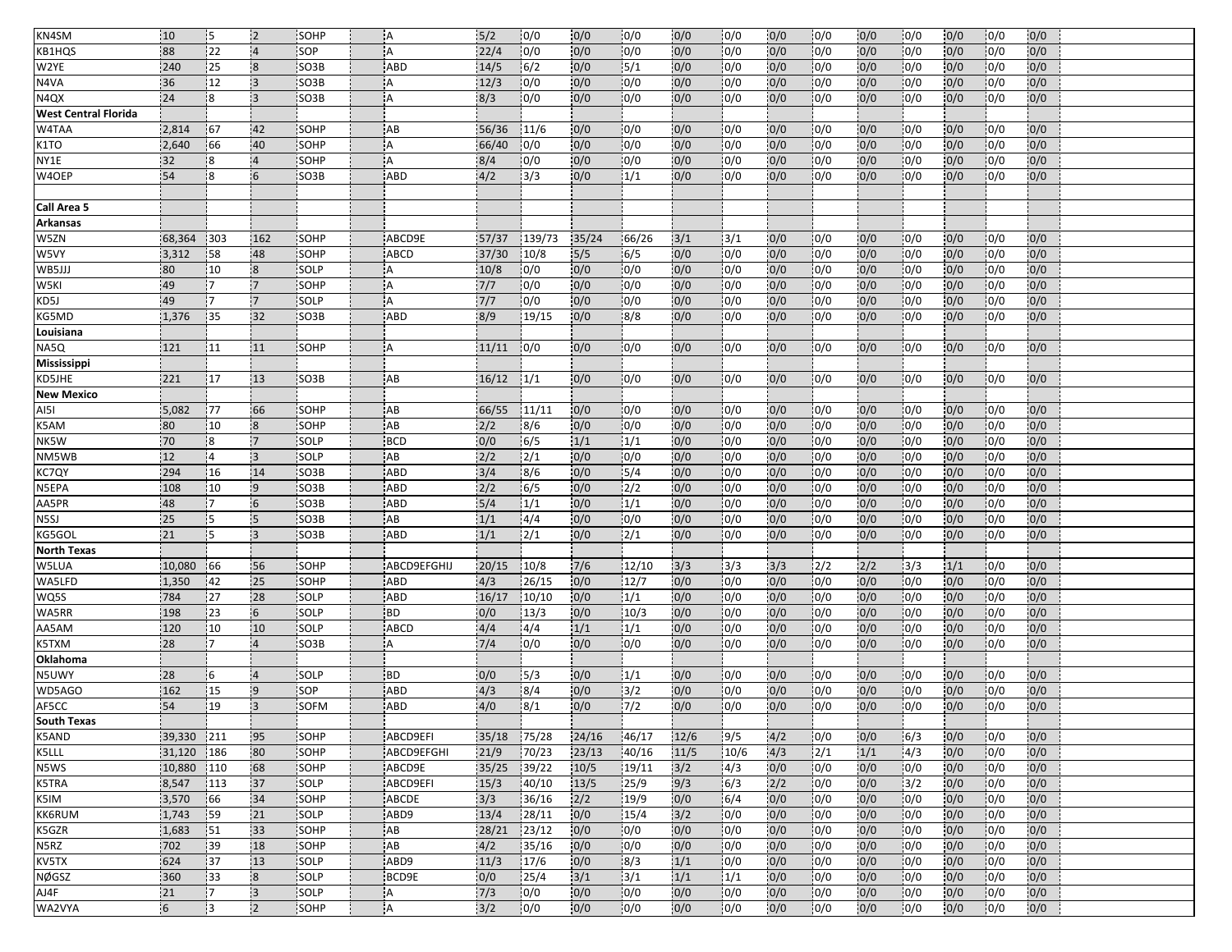| | | | | | | | | | | | | | | | | | | | | |
|---|---|---|---|---|---|---|---|---|---|---|---|---|---|---|---|---|---|---|---|---|
| KN4SM | 10 | 5 | 2 | SOHP | | A | 5/2 | 0/0 | 0/0 | 0/0 | 0/0 | 0/0 | 0/0 | 0/0 | 0/0 | 0/0 | 0/0 | 0/0 | 0/0 | |
| KB1HQS | 88 | 22 | 4 | SOP | | A | 22/4 | 0/0 | 0/0 | 0/0 | 0/0 | 0/0 | 0/0 | 0/0 | 0/0 | 0/0 | 0/0 | 0/0 | 0/0 | |
| W2YE | 240 | 25 | 8 | SO3B | | ABD | 14/5 | 6/2 | 0/0 | 5/1 | 0/0 | 0/0 | 0/0 | 0/0 | 0/0 | 0/0 | 0/0 | 0/0 | 0/0 | |
| N4VA | 36 | 12 | 3 | SO3B | | A | 12/3 | 0/0 | 0/0 | 0/0 | 0/0 | 0/0 | 0/0 | 0/0 | 0/0 | 0/0 | 0/0 | 0/0 | 0/0 | |
| N4QX | 24 | 8 | 3 | SO3B | | A | 8/3 | 0/0 | 0/0 | 0/0 | 0/0 | 0/0 | 0/0 | 0/0 | 0/0 | 0/0 | 0/0 | 0/0 | 0/0 | |
| **West Central Florida** | | | | | | | | | | | | | | | | | | | | |
| W4TAA | 2,814 | 67 | 42 | SOHP | | AB | 56/36 | 11/6 | 0/0 | 0/0 | 0/0 | 0/0 | 0/0 | 0/0 | 0/0 | 0/0 | 0/0 | 0/0 | 0/0 | |
| K1TO | 2,640 | 66 | 40 | SOHP | | A | 66/40 | 0/0 | 0/0 | 0/0 | 0/0 | 0/0 | 0/0 | 0/0 | 0/0 | 0/0 | 0/0 | 0/0 | 0/0 | |
| NY1E | 32 | 8 | 4 | SOHP | | A | 8/4 | 0/0 | 0/0 | 0/0 | 0/0 | 0/0 | 0/0 | 0/0 | 0/0 | 0/0 | 0/0 | 0/0 | 0/0 | |
| W4OEP | 54 | 8 | 6 | SO3B | | ABD | 4/2 | 3/3 | 0/0 | 1/1 | 0/0 | 0/0 | 0/0 | 0/0 | 0/0 | 0/0 | 0/0 | 0/0 | 0/0 | |
| | | | | | | | | | | | | | | | | | | | | |
| **Call Area 5** | | | | | | | | | | | | | | | | | | | | |
| **Arkansas** | | | | | | | | | | | | | | | | | | | | |
| W5ZN | 68,364 | 303 | 162 | SOHP | | ABCD9E | 57/37 | 139/73 | 35/24 | 66/26 | 3/1 | 3/1 | 0/0 | 0/0 | 0/0 | 0/0 | 0/0 | 0/0 | 0/0 | |
| W5VY | 3,312 | 58 | 48 | SOHP | | ABCD | 37/30 | 10/8 | 5/5 | 6/5 | 0/0 | 0/0 | 0/0 | 0/0 | 0/0 | 0/0 | 0/0 | 0/0 | 0/0 | |
| WB5JJJ | 80 | 10 | 8 | SOLP | | A | 10/8 | 0/0 | 0/0 | 0/0 | 0/0 | 0/0 | 0/0 | 0/0 | 0/0 | 0/0 | 0/0 | 0/0 | 0/0 | |
| W5KI | 49 | 7 | 7 | SOHP | | A | 7/7 | 0/0 | 0/0 | 0/0 | 0/0 | 0/0 | 0/0 | 0/0 | 0/0 | 0/0 | 0/0 | 0/0 | 0/0 | |
| KD5J | 49 | 7 | 7 | SOLP | | A | 7/7 | 0/0 | 0/0 | 0/0 | 0/0 | 0/0 | 0/0 | 0/0 | 0/0 | 0/0 | 0/0 | 0/0 | 0/0 | |
| KG5MD | 1,376 | 35 | 32 | SO3B | | ABD | 8/9 | 19/15 | 0/0 | 8/8 | 0/0 | 0/0 | 0/0 | 0/0 | 0/0 | 0/0 | 0/0 | 0/0 | 0/0 | |
| **Louisiana** | | | | | | | | | | | | | | | | | | | | |
| NA5Q | 121 | 11 | 11 | SOHP | | A | 11/11 | 0/0 | 0/0 | 0/0 | 0/0 | 0/0 | 0/0 | 0/0 | 0/0 | 0/0 | 0/0 | 0/0 | 0/0 | |
| **Mississippi** | | | | | | | | | | | | | | | | | | | | |
| KD5JHE | 221 | 17 | 13 | SO3B | | AB | 16/12 | 1/1 | 0/0 | 0/0 | 0/0 | 0/0 | 0/0 | 0/0 | 0/0 | 0/0 | 0/0 | 0/0 | 0/0 | |
| **New Mexico** | | | | | | | | | | | | | | | | | | | | |
| AI5I | 5,082 | 77 | 66 | SOHP | | AB | 66/55 | 11/11 | 0/0 | 0/0 | 0/0 | 0/0 | 0/0 | 0/0 | 0/0 | 0/0 | 0/0 | 0/0 | 0/0 | |
| K5AM | 80 | 10 | 8 | SOHP | | AB | 2/2 | 8/6 | 0/0 | 0/0 | 0/0 | 0/0 | 0/0 | 0/0 | 0/0 | 0/0 | 0/0 | 0/0 | 0/0 | |
| NK5W | 70 | 8 | 7 | SOLP | | BCD | 0/0 | 6/5 | 1/1 | 1/1 | 0/0 | 0/0 | 0/0 | 0/0 | 0/0 | 0/0 | 0/0 | 0/0 | 0/0 | |
| NM5WB | 12 | 4 | 3 | SOLP | | AB | 2/2 | 2/1 | 0/0 | 0/0 | 0/0 | 0/0 | 0/0 | 0/0 | 0/0 | 0/0 | 0/0 | 0/0 | 0/0 | |
| KC7QY | 294 | 16 | 14 | SO3B | | ABD | 3/4 | 8/6 | 0/0 | 5/4 | 0/0 | 0/0 | 0/0 | 0/0 | 0/0 | 0/0 | 0/0 | 0/0 | 0/0 | |
| N5EPA | 108 | 10 | 9 | SO3B | | ABD | 2/2 | 6/5 | 0/0 | 2/2 | 0/0 | 0/0 | 0/0 | 0/0 | 0/0 | 0/0 | 0/0 | 0/0 | 0/0 | |
| AA5PR | 48 | 7 | 6 | SO3B | | ABD | 5/4 | 1/1 | 0/0 | 1/1 | 0/0 | 0/0 | 0/0 | 0/0 | 0/0 | 0/0 | 0/0 | 0/0 | 0/0 | |
| N5SJ | 25 | 5 | 5 | SO3B | | AB | 1/1 | 4/4 | 0/0 | 0/0 | 0/0 | 0/0 | 0/0 | 0/0 | 0/0 | 0/0 | 0/0 | 0/0 | 0/0 | |
| KG5GOL | 21 | 5 | 3 | SO3B | | ABD | 1/1 | 2/1 | 0/0 | 2/1 | 0/0 | 0/0 | 0/0 | 0/0 | 0/0 | 0/0 | 0/0 | 0/0 | 0/0 | |
| **North Texas** | | | | | | | | | | | | | | | | | | | | |
| W5LUA | 10,080 | 66 | 56 | SOHP | | ABCD9EFGHIJ | 20/15 | 10/8 | 7/6 | 12/10 | 3/3 | 3/3 | 3/3 | 2/2 | 2/2 | 3/3 | 1/1 | 0/0 | 0/0 | |
| WA5LFD | 1,350 | 42 | 25 | SOHP | | ABD | 4/3 | 26/15 | 0/0 | 12/7 | 0/0 | 0/0 | 0/0 | 0/0 | 0/0 | 0/0 | 0/0 | 0/0 | 0/0 | |
| WQ5S | 784 | 27 | 28 | SOLP | | ABD | 16/17 | 10/10 | 0/0 | 1/1 | 0/0 | 0/0 | 0/0 | 0/0 | 0/0 | 0/0 | 0/0 | 0/0 | 0/0 | |
| WA5RR | 198 | 23 | 6 | SOLP | | BD | 0/0 | 13/3 | 0/0 | 10/3 | 0/0 | 0/0 | 0/0 | 0/0 | 0/0 | 0/0 | 0/0 | 0/0 | 0/0 | |
| AA5AM | 120 | 10 | 10 | SOLP | | ABCD | 4/4 | 4/4 | 1/1 | 1/1 | 0/0 | 0/0 | 0/0 | 0/0 | 0/0 | 0/0 | 0/0 | 0/0 | 0/0 | |
| K5TXM | 28 | 7 | 4 | SO3B | | A | 7/4 | 0/0 | 0/0 | 0/0 | 0/0 | 0/0 | 0/0 | 0/0 | 0/0 | 0/0 | 0/0 | 0/0 | 0/0 | |
| **Oklahoma** | | | | | | | | | | | | | | | | | | | | |
| N5UWY | 28 | 6 | 4 | SOLP | | BD | 0/0 | 5/3 | 0/0 | 1/1 | 0/0 | 0/0 | 0/0 | 0/0 | 0/0 | 0/0 | 0/0 | 0/0 | 0/0 | |
| WD5AGO | 162 | 15 | 9 | SOP | | ABD | 4/3 | 8/4 | 0/0 | 3/2 | 0/0 | 0/0 | 0/0 | 0/0 | 0/0 | 0/0 | 0/0 | 0/0 | 0/0 | |
| AF5CC | 54 | 19 | 3 | SOFM | | ABD | 4/0 | 8/1 | 0/0 | 7/2 | 0/0 | 0/0 | 0/0 | 0/0 | 0/0 | 0/0 | 0/0 | 0/0 | 0/0 | |
| **South Texas** | | | | | | | | | | | | | | | | | | | | |
| K5AND | 39,330 | 211 | 95 | SOHP | | ABCD9EFI | 35/18 | 75/28 | 24/16 | 46/17 | 12/6 | 9/5 | 4/2 | 0/0 | 0/0 | 6/3 | 0/0 | 0/0 | 0/0 | |
| K5LLL | 31,120 | 186 | 80 | SOHP | | ABCD9EFGHI | 21/9 | 70/23 | 23/13 | 40/16 | 11/5 | 10/6 | 4/3 | 2/1 | 1/1 | 4/3 | 0/0 | 0/0 | 0/0 | |
| N5WS | 10,880 | 110 | 68 | SOHP | | ABCD9E | 35/25 | 39/22 | 10/5 | 19/11 | 3/2 | 4/3 | 0/0 | 0/0 | 0/0 | 0/0 | 0/0 | 0/0 | 0/0 | |
| K5TRA | 8,547 | 113 | 37 | SOLP | | ABCD9EFI | 15/3 | 40/10 | 13/5 | 25/9 | 9/3 | 6/3 | 2/2 | 0/0 | 0/0 | 3/2 | 0/0 | 0/0 | 0/0 | |
| K5IM | 3,570 | 66 | 34 | SOHP | | ABCDE | 3/3 | 36/16 | 2/2 | 19/9 | 0/0 | 6/4 | 0/0 | 0/0 | 0/0 | 0/0 | 0/0 | 0/0 | 0/0 | |
| KK6RUM | 1,743 | 59 | 21 | SOLP | | ABD9 | 13/4 | 28/11 | 0/0 | 15/4 | 3/2 | 0/0 | 0/0 | 0/0 | 0/0 | 0/0 | 0/0 | 0/0 | 0/0 | |
| K5GZR | 1,683 | 51 | 33 | SOHP | | AB | 28/21 | 23/12 | 0/0 | 0/0 | 0/0 | 0/0 | 0/0 | 0/0 | 0/0 | 0/0 | 0/0 | 0/0 | 0/0 | |
| N5RZ | 702 | 39 | 18 | SOHP | | AB | 4/2 | 35/16 | 0/0 | 0/0 | 0/0 | 0/0 | 0/0 | 0/0 | 0/0 | 0/0 | 0/0 | 0/0 | 0/0 | |
| KV5TX | 624 | 37 | 13 | SOLP | | ABD9 | 11/3 | 17/6 | 0/0 | 8/3 | 1/1 | 0/0 | 0/0 | 0/0 | 0/0 | 0/0 | 0/0 | 0/0 | 0/0 | |
| NØGSZ | 360 | 33 | 8 | SOLP | | BCD9E | 0/0 | 25/4 | 3/1 | 3/1 | 1/1 | 1/1 | 0/0 | 0/0 | 0/0 | 0/0 | 0/0 | 0/0 | 0/0 | |
| AJ4F | 21 | 7 | 3 | SOLP | | A | 7/3 | 0/0 | 0/0 | 0/0 | 0/0 | 0/0 | 0/0 | 0/0 | 0/0 | 0/0 | 0/0 | 0/0 | 0/0 | |
| WA2VYA | 6 | 3 | 2 | SOHP | | A | 3/2 | 0/0 | 0/0 | 0/0 | 0/0 | 0/0 | 0/0 | 0/0 | 0/0 | 0/0 | 0/0 | 0/0 | 0/0 | |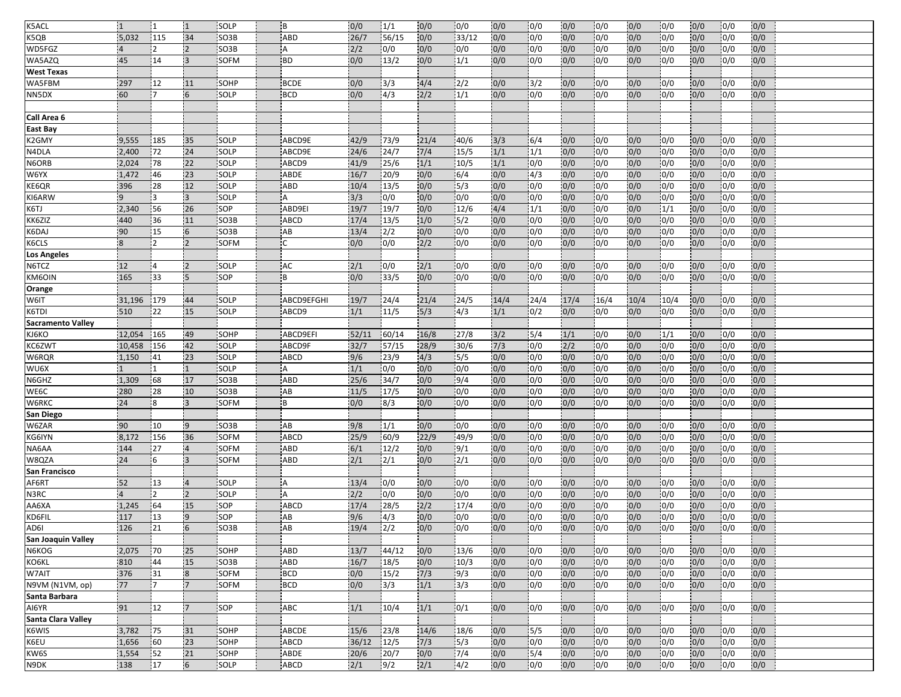| | | | | | | | | | | | | | | | | | | |
|---|---|---|---|---|---|---|---|---|---|---|---|---|---|---|---|---|---|---|
| K5ACL | 1 | 1 | 1 | SOLP | B | 0/0 | 1/1 | 0/0 | 0/0 | 0/0 | 0/0 | 0/0 | 0/0 | 0/0 | 0/0 | 0/0 | 0/0 | 0/0 |
| K5QB | 5,032 | 115 | 34 | SO3B | ABD | 26/7 | 56/15 | 0/0 | 33/12 | 0/0 | 0/0 | 0/0 | 0/0 | 0/0 | 0/0 | 0/0 | 0/0 | 0/0 |
| WD5FGZ | 4 | 2 | 2 | SO3B | A | 2/2 | 0/0 | 0/0 | 0/0 | 0/0 | 0/0 | 0/0 | 0/0 | 0/0 | 0/0 | 0/0 | 0/0 | 0/0 |
| WA5AZQ | 45 | 14 | 3 | SOFM | BD | 0/0 | 13/2 | 0/0 | 1/1 | 0/0 | 0/0 | 0/0 | 0/0 | 0/0 | 0/0 | 0/0 | 0/0 | 0/0 |
| **West Texas** | | | | | | | | | | | | | | | | | | |
| WA5FBM | 297 | 12 | 11 | SOHP | BCDE | 0/0 | 3/3 | 4/4 | 2/2 | 0/0 | 3/2 | 0/0 | 0/0 | 0/0 | 0/0 | 0/0 | 0/0 | 0/0 |
| NN5DX | 60 | 7 | 6 | SOLP | BCD | 0/0 | 4/3 | 2/2 | 1/1 | 0/0 | 0/0 | 0/0 | 0/0 | 0/0 | 0/0 | 0/0 | 0/0 | 0/0 |
| | | | | | | | | | | | | | | | | | | |
| **Call Area 6** | | | | | | | | | | | | | | | | | | |
| **East Bay** | | | | | | | | | | | | | | | | | | |
| K2GMY | 9,555 | 185 | 35 | SOLP | ABCD9E | 42/9 | 73/9 | 21/4 | 40/6 | 3/3 | 6/4 | 0/0 | 0/0 | 0/0 | 0/0 | 0/0 | 0/0 | 0/0 |
| N4DLA | 2,400 | 72 | 24 | SOLP | ABCD9E | 24/6 | 24/7 | 7/4 | 15/5 | 1/1 | 1/1 | 0/0 | 0/0 | 0/0 | 0/0 | 0/0 | 0/0 | 0/0 |
| N6ORB | 2,024 | 78 | 22 | SOLP | ABCD9 | 41/9 | 25/6 | 1/1 | 10/5 | 1/1 | 0/0 | 0/0 | 0/0 | 0/0 | 0/0 | 0/0 | 0/0 | 0/0 |
| W6YX | 1,472 | 46 | 23 | SOLP | ABDE | 16/7 | 20/9 | 0/0 | 6/4 | 0/0 | 4/3 | 0/0 | 0/0 | 0/0 | 0/0 | 0/0 | 0/0 | 0/0 |
| KE6QR | 396 | 28 | 12 | SOLP | ABD | 10/4 | 13/5 | 0/0 | 5/3 | 0/0 | 0/0 | 0/0 | 0/0 | 0/0 | 0/0 | 0/0 | 0/0 | 0/0 |
| KI6ARW | 9 | 3 | 3 | SOLP | A | 3/3 | 0/0 | 0/0 | 0/0 | 0/0 | 0/0 | 0/0 | 0/0 | 0/0 | 0/0 | 0/0 | 0/0 | 0/0 |
| K6TJ | 2,340 | 56 | 26 | SOP | ABD9EI | 19/7 | 19/7 | 0/0 | 12/6 | 4/4 | 1/1 | 0/0 | 0/0 | 0/0 | 1/1 | 0/0 | 0/0 | 0/0 |
| KK6ZIZ | 440 | 36 | 11 | SO3B | ABCD | 17/4 | 13/5 | 1/0 | 5/2 | 0/0 | 0/0 | 0/0 | 0/0 | 0/0 | 0/0 | 0/0 | 0/0 | 0/0 |
| K6DAJ | 90 | 15 | 6 | SO3B | AB | 13/4 | 2/2 | 0/0 | 0/0 | 0/0 | 0/0 | 0/0 | 0/0 | 0/0 | 0/0 | 0/0 | 0/0 | 0/0 |
| K6CLS | 8 | 2 | 2 | SOFM | C | 0/0 | 0/0 | 2/2 | 0/0 | 0/0 | 0/0 | 0/0 | 0/0 | 0/0 | 0/0 | 0/0 | 0/0 | 0/0 |
| **Los Angeles** | | | | | | | | | | | | | | | | | | |
| N6TCZ | 12 | 4 | 2 | SOLP | AC | 2/1 | 0/0 | 2/1 | 0/0 | 0/0 | 0/0 | 0/0 | 0/0 | 0/0 | 0/0 | 0/0 | 0/0 | 0/0 |
| KM6OIN | 165 | 33 | 5 | SOP | B | 0/0 | 33/5 | 0/0 | 0/0 | 0/0 | 0/0 | 0/0 | 0/0 | 0/0 | 0/0 | 0/0 | 0/0 | 0/0 |
| **Orange** | | | | | | | | | | | | | | | | | | |
| W6IT | 31,196 | 179 | 44 | SOLP | ABCD9EFGHI | 19/7 | 24/4 | 21/4 | 24/5 | 14/4 | 24/4 | 17/4 | 16/4 | 10/4 | 10/4 | 0/0 | 0/0 | 0/0 |
| K6TDI | 510 | 22 | 15 | SOLP | ABCD9 | 1/1 | 11/5 | 5/3 | 4/3 | 1/1 | 0/2 | 0/0 | 0/0 | 0/0 | 0/0 | 0/0 | 0/0 | 0/0 |
| **Sacramento Valley** | | | | | | | | | | | | | | | | | | |
| KJ6KO | 12,054 | 165 | 49 | SOHP | ABCD9EFI | 52/11 | 60/14 | 16/8 | 27/8 | 3/2 | 5/4 | 1/1 | 0/0 | 0/0 | 1/1 | 0/0 | 0/0 | 0/0 |
| KC6ZWT | 10,458 | 156 | 42 | SOLP | ABCD9F | 32/7 | 57/15 | 28/9 | 30/6 | 7/3 | 0/0 | 2/2 | 0/0 | 0/0 | 0/0 | 0/0 | 0/0 | 0/0 |
| W6RQR | 1,150 | 41 | 23 | SOLP | ABCD | 9/6 | 23/9 | 4/3 | 5/5 | 0/0 | 0/0 | 0/0 | 0/0 | 0/0 | 0/0 | 0/0 | 0/0 | 0/0 |
| WU6X | 1 | 1 | 1 | SOLP | A | 1/1 | 0/0 | 0/0 | 0/0 | 0/0 | 0/0 | 0/0 | 0/0 | 0/0 | 0/0 | 0/0 | 0/0 | 0/0 |
| N6GHZ | 1,309 | 68 | 17 | SO3B | ABD | 25/6 | 34/7 | 0/0 | 9/4 | 0/0 | 0/0 | 0/0 | 0/0 | 0/0 | 0/0 | 0/0 | 0/0 | 0/0 |
| WE6C | 280 | 28 | 10 | SO3B | AB | 11/5 | 17/5 | 0/0 | 0/0 | 0/0 | 0/0 | 0/0 | 0/0 | 0/0 | 0/0 | 0/0 | 0/0 | 0/0 |
| W6RKC | 24 | 8 | 3 | SOFM | B | 0/0 | 8/3 | 0/0 | 0/0 | 0/0 | 0/0 | 0/0 | 0/0 | 0/0 | 0/0 | 0/0 | 0/0 | 0/0 |
| **San Diego** | | | | | | | | | | | | | | | | | | |
| W6ZAR | 90 | 10 | 9 | SO3B | AB | 9/8 | 1/1 | 0/0 | 0/0 | 0/0 | 0/0 | 0/0 | 0/0 | 0/0 | 0/0 | 0/0 | 0/0 | 0/0 |
| KG6IYN | 8,172 | 156 | 36 | SOFM | ABCD | 25/9 | 60/9 | 22/9 | 49/9 | 0/0 | 0/0 | 0/0 | 0/0 | 0/0 | 0/0 | 0/0 | 0/0 | 0/0 |
| NA6AA | 144 | 27 | 4 | SOFM | ABD | 6/1 | 12/2 | 0/0 | 9/1 | 0/0 | 0/0 | 0/0 | 0/0 | 0/0 | 0/0 | 0/0 | 0/0 | 0/0 |
| W8QZA | 24 | 6 | 3 | SOFM | ABD | 2/1 | 2/1 | 0/0 | 2/1 | 0/0 | 0/0 | 0/0 | 0/0 | 0/0 | 0/0 | 0/0 | 0/0 | 0/0 |
| **San Francisco** | | | | | | | | | | | | | | | | | | |
| AF6RT | 52 | 13 | 4 | SOLP | A | 13/4 | 0/0 | 0/0 | 0/0 | 0/0 | 0/0 | 0/0 | 0/0 | 0/0 | 0/0 | 0/0 | 0/0 | 0/0 |
| N3RC | 4 | 2 | 2 | SOLP | A | 2/2 | 0/0 | 0/0 | 0/0 | 0/0 | 0/0 | 0/0 | 0/0 | 0/0 | 0/0 | 0/0 | 0/0 | 0/0 |
| AA6XA | 1,245 | 64 | 15 | SOP | ABCD | 17/4 | 28/5 | 2/2 | 17/4 | 0/0 | 0/0 | 0/0 | 0/0 | 0/0 | 0/0 | 0/0 | 0/0 | 0/0 |
| KD6FIL | 117 | 13 | 9 | SOP | AB | 9/6 | 4/3 | 0/0 | 0/0 | 0/0 | 0/0 | 0/0 | 0/0 | 0/0 | 0/0 | 0/0 | 0/0 | 0/0 |
| AD6I | 126 | 21 | 6 | SO3B | AB | 19/4 | 2/2 | 0/0 | 0/0 | 0/0 | 0/0 | 0/0 | 0/0 | 0/0 | 0/0 | 0/0 | 0/0 | 0/0 |
| **San Joaquin Valley** | | | | | | | | | | | | | | | | | | |
| N6KOG | 2,075 | 70 | 25 | SOHP | ABD | 13/7 | 44/12 | 0/0 | 13/6 | 0/0 | 0/0 | 0/0 | 0/0 | 0/0 | 0/0 | 0/0 | 0/0 | 0/0 |
| KO6KL | 810 | 44 | 15 | SO3B | ABD | 16/7 | 18/5 | 0/0 | 10/3 | 0/0 | 0/0 | 0/0 | 0/0 | 0/0 | 0/0 | 0/0 | 0/0 | 0/0 |
| W7AIT | 376 | 31 | 8 | SOFM | BCD | 0/0 | 15/2 | 7/3 | 9/3 | 0/0 | 0/0 | 0/0 | 0/0 | 0/0 | 0/0 | 0/0 | 0/0 | 0/0 |
| N9VM (N1VM, op) | 77 | 7 | 7 | SOFM | BCD | 0/0 | 3/3 | 1/1 | 3/3 | 0/0 | 0/0 | 0/0 | 0/0 | 0/0 | 0/0 | 0/0 | 0/0 | 0/0 |
| **Santa Barbara** | | | | | | | | | | | | | | | | | | |
| AI6YR | 91 | 12 | 7 | SOP | ABC | 1/1 | 10/4 | 1/1 | 0/1 | 0/0 | 0/0 | 0/0 | 0/0 | 0/0 | 0/0 | 0/0 | 0/0 | 0/0 |
| **Santa Clara Valley** | | | | | | | | | | | | | | | | | | |
| K6WIS | 3,782 | 75 | 31 | SOHP | ABCDE | 15/6 | 23/8 | 14/6 | 18/6 | 0/0 | 5/5 | 0/0 | 0/0 | 0/0 | 0/0 | 0/0 | 0/0 | 0/0 |
| K6EU | 1,656 | 60 | 23 | SOHP | ABCD | 36/12 | 12/5 | 7/3 | 5/3 | 0/0 | 0/0 | 0/0 | 0/0 | 0/0 | 0/0 | 0/0 | 0/0 | 0/0 |
| KW6S | 1,554 | 52 | 21 | SOHP | ABDE | 20/6 | 20/7 | 0/0 | 7/4 | 0/0 | 5/4 | 0/0 | 0/0 | 0/0 | 0/0 | 0/0 | 0/0 | 0/0 |
| N9DK | 138 | 17 | 6 | SOLP | ABCD | 2/1 | 9/2 | 2/1 | 4/2 | 0/0 | 0/0 | 0/0 | 0/0 | 0/0 | 0/0 | 0/0 | 0/0 | 0/0 |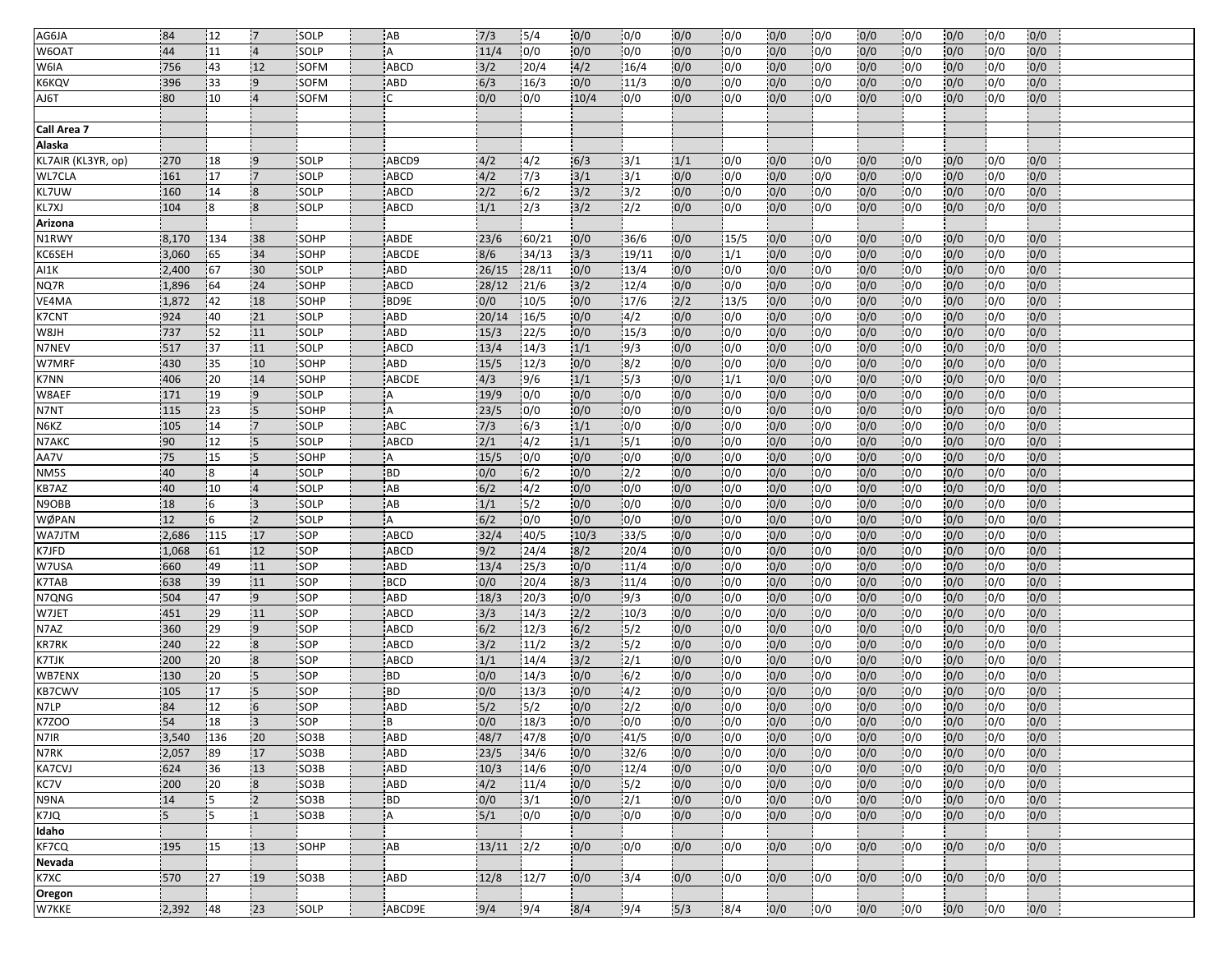| AG6JA | 84 | 12 | 7 | SOLP | AB | 7/3 | 5/4 | 0/0 | 0/0 | 0/0 | 0/0 | 0/0 | 0/0 | 0/0 | 0/0 | 0/0 | 0/0 | 0/0 |
|---|---|---|---|---|---|---|---|---|---|---|---|---|---|---|---|---|---|---|
| W6OAT | 44 | 11 | 4 | SOLP | A | 11/4 | 0/0 | 0/0 | 0/0 | 0/0 | 0/0 | 0/0 | 0/0 | 0/0 | 0/0 | 0/0 | 0/0 | 0/0 |
| W6IA | 756 | 43 | 12 | SOFM | ABCD | 3/2 | 20/4 | 4/2 | 16/4 | 0/0 | 0/0 | 0/0 | 0/0 | 0/0 | 0/0 | 0/0 | 0/0 | 0/0 |
| K6KQV | 396 | 33 | 9 | SOFM | ABD | 6/3 | 16/3 | 0/0 | 11/3 | 0/0 | 0/0 | 0/0 | 0/0 | 0/0 | 0/0 | 0/0 | 0/0 | 0/0 |
| AJ6T | 80 | 10 | 4 | SOFM | C | 0/0 | 0/0 | 10/4 | 0/0 | 0/0 | 0/0 | 0/0 | 0/0 | 0/0 | 0/0 | 0/0 | 0/0 | 0/0 |
| | | | | | | | | | | | | | | | | | | |
| **Call Area 7** | | | | | | | | | | | | | | | | | | |
| **Alaska** | | | | | | | | | | | | | | | | | | |
| KL7AIR (KL3YR, op) | 270 | 18 | 9 | SOLP | ABCD9 | 4/2 | 4/2 | 6/3 | 3/1 | 1/1 | 0/0 | 0/0 | 0/0 | 0/0 | 0/0 | 0/0 | 0/0 | 0/0 |
| WL7CLA | 161 | 17 | 7 | SOLP | ABCD | 4/2 | 7/3 | 3/1 | 3/1 | 0/0 | 0/0 | 0/0 | 0/0 | 0/0 | 0/0 | 0/0 | 0/0 | 0/0 |
| KL7UW | 160 | 14 | 8 | SOLP | ABCD | 2/2 | 6/2 | 3/2 | 3/2 | 0/0 | 0/0 | 0/0 | 0/0 | 0/0 | 0/0 | 0/0 | 0/0 | 0/0 |
| KL7XJ | 104 | 8 | 8 | SOLP | ABCD | 1/1 | 2/3 | 3/2 | 2/2 | 0/0 | 0/0 | 0/0 | 0/0 | 0/0 | 0/0 | 0/0 | 0/0 | 0/0 |
| **Arizona** | | | | | | | | | | | | | | | | | | |
| N1RWY | 8,170 | 134 | 38 | SOHP | ABDE | 23/6 | 60/21 | 0/0 | 36/6 | 0/0 | 15/5 | 0/0 | 0/0 | 0/0 | 0/0 | 0/0 | 0/0 | 0/0 |
| KC6SEH | 3,060 | 65 | 34 | SOHP | ABCDE | 8/6 | 34/13 | 3/3 | 19/11 | 0/0 | 1/1 | 0/0 | 0/0 | 0/0 | 0/0 | 0/0 | 0/0 | 0/0 |
| AI1K | 2,400 | 67 | 30 | SOHP | ABD | 26/15 | 28/11 | 0/0 | 13/4 | 0/0 | 0/0 | 0/0 | 0/0 | 0/0 | 0/0 | 0/0 | 0/0 | 0/0 |
| NQ7R | 1,896 | 64 | 24 | SOHP | ABCD | 28/12 | 21/6 | 3/2 | 12/4 | 0/0 | 0/0 | 0/0 | 0/0 | 0/0 | 0/0 | 0/0 | 0/0 | 0/0 |
| VE4MA | 1,872 | 42 | 18 | SOHP | BD9E | 0/0 | 10/5 | 0/0 | 17/6 | 2/2 | 13/5 | 0/0 | 0/0 | 0/0 | 0/0 | 0/0 | 0/0 | 0/0 |
| K7CNT | 924 | 40 | 21 | SOLP | ABD | 20/14 | 16/5 | 0/0 | 4/2 | 0/0 | 0/0 | 0/0 | 0/0 | 0/0 | 0/0 | 0/0 | 0/0 | 0/0 |
| W8JH | 737 | 52 | 11 | SOLP | ABD | 15/3 | 22/5 | 0/0 | 15/3 | 0/0 | 0/0 | 0/0 | 0/0 | 0/0 | 0/0 | 0/0 | 0/0 | 0/0 |
| N7NEV | 517 | 37 | 11 | SOLP | ABCD | 13/4 | 14/3 | 1/1 | 9/3 | 0/0 | 0/0 | 0/0 | 0/0 | 0/0 | 0/0 | 0/0 | 0/0 | 0/0 |
| W7MRF | 430 | 35 | 10 | SOHP | ABD | 15/5 | 12/3 | 0/0 | 8/2 | 0/0 | 0/0 | 0/0 | 0/0 | 0/0 | 0/0 | 0/0 | 0/0 | 0/0 |
| K7NN | 406 | 20 | 14 | SOHP | ABCDE | 4/3 | 9/6 | 1/1 | 5/3 | 0/0 | 1/1 | 0/0 | 0/0 | 0/0 | 0/0 | 0/0 | 0/0 | 0/0 |
| W8AEF | 171 | 19 | 9 | SOLP | A | 19/9 | 0/0 | 0/0 | 0/0 | 0/0 | 0/0 | 0/0 | 0/0 | 0/0 | 0/0 | 0/0 | 0/0 | 0/0 |
| N7NT | 115 | 23 | 5 | SOHP | A | 23/5 | 0/0 | 0/0 | 0/0 | 0/0 | 0/0 | 0/0 | 0/0 | 0/0 | 0/0 | 0/0 | 0/0 | 0/0 |
| N6KZ | 105 | 14 | 7 | SOLP | ABC | 7/3 | 6/3 | 1/1 | 0/0 | 0/0 | 0/0 | 0/0 | 0/0 | 0/0 | 0/0 | 0/0 | 0/0 | 0/0 |
| N7AKC | 90 | 12 | 5 | SOLP | ABCD | 2/1 | 4/2 | 1/1 | 5/1 | 0/0 | 0/0 | 0/0 | 0/0 | 0/0 | 0/0 | 0/0 | 0/0 | 0/0 |
| AA7V | 75 | 15 | 5 | SOHP | A | 15/5 | 0/0 | 0/0 | 0/0 | 0/0 | 0/0 | 0/0 | 0/0 | 0/0 | 0/0 | 0/0 | 0/0 | 0/0 |
| NM5S | 40 | 8 | 4 | SOLP | BD | 0/0 | 6/2 | 0/0 | 2/2 | 0/0 | 0/0 | 0/0 | 0/0 | 0/0 | 0/0 | 0/0 | 0/0 | 0/0 |
| KB7AZ | 40 | 10 | 4 | SOLP | AB | 6/2 | 4/2 | 0/0 | 0/0 | 0/0 | 0/0 | 0/0 | 0/0 | 0/0 | 0/0 | 0/0 | 0/0 | 0/0 |
| N9OBB | 18 | 6 | 3 | SOLP | AB | 1/1 | 5/2 | 0/0 | 0/0 | 0/0 | 0/0 | 0/0 | 0/0 | 0/0 | 0/0 | 0/0 | 0/0 | 0/0 |
| WØPAN | 12 | 6 | 2 | SOLP | A | 6/2 | 0/0 | 0/0 | 0/0 | 0/0 | 0/0 | 0/0 | 0/0 | 0/0 | 0/0 | 0/0 | 0/0 | 0/0 |
| WA7JTM | 2,686 | 115 | 17 | SOP | ABCD | 32/4 | 40/5 | 10/3 | 33/5 | 0/0 | 0/0 | 0/0 | 0/0 | 0/0 | 0/0 | 0/0 | 0/0 | 0/0 |
| K7JFD | 1,068 | 61 | 12 | SOP | ABCD | 9/2 | 24/4 | 8/2 | 20/4 | 0/0 | 0/0 | 0/0 | 0/0 | 0/0 | 0/0 | 0/0 | 0/0 | 0/0 |
| W7USA | 660 | 49 | 11 | SOP | ABD | 13/4 | 25/3 | 0/0 | 11/4 | 0/0 | 0/0 | 0/0 | 0/0 | 0/0 | 0/0 | 0/0 | 0/0 | 0/0 |
| K7TAB | 638 | 39 | 11 | SOP | BCD | 0/0 | 20/4 | 8/3 | 11/4 | 0/0 | 0/0 | 0/0 | 0/0 | 0/0 | 0/0 | 0/0 | 0/0 | 0/0 |
| N7QNG | 504 | 47 | 9 | SOP | ABD | 18/3 | 20/3 | 0/0 | 9/3 | 0/0 | 0/0 | 0/0 | 0/0 | 0/0 | 0/0 | 0/0 | 0/0 | 0/0 |
| W7JET | 451 | 29 | 11 | SOP | ABCD | 3/3 | 14/3 | 2/2 | 10/3 | 0/0 | 0/0 | 0/0 | 0/0 | 0/0 | 0/0 | 0/0 | 0/0 | 0/0 |
| N7AZ | 360 | 29 | 9 | SOP | ABCD | 6/2 | 12/3 | 6/2 | 5/2 | 0/0 | 0/0 | 0/0 | 0/0 | 0/0 | 0/0 | 0/0 | 0/0 | 0/0 |
| KR7RK | 240 | 22 | 8 | SOP | ABCD | 3/2 | 11/2 | 3/2 | 5/2 | 0/0 | 0/0 | 0/0 | 0/0 | 0/0 | 0/0 | 0/0 | 0/0 | 0/0 |
| K7TJK | 200 | 20 | 8 | SOP | ABCD | 1/1 | 14/4 | 3/2 | 2/1 | 0/0 | 0/0 | 0/0 | 0/0 | 0/0 | 0/0 | 0/0 | 0/0 | 0/0 |
| WB7ENX | 130 | 20 | 5 | SOP | BD | 0/0 | 14/3 | 0/0 | 6/2 | 0/0 | 0/0 | 0/0 | 0/0 | 0/0 | 0/0 | 0/0 | 0/0 | 0/0 |
| KB7CWV | 105 | 17 | 5 | SOP | BD | 0/0 | 13/3 | 0/0 | 4/2 | 0/0 | 0/0 | 0/0 | 0/0 | 0/0 | 0/0 | 0/0 | 0/0 | 0/0 |
| N7LP | 84 | 12 | 6 | SOP | ABD | 5/2 | 5/2 | 0/0 | 2/2 | 0/0 | 0/0 | 0/0 | 0/0 | 0/0 | 0/0 | 0/0 | 0/0 | 0/0 |
| K7ZOO | 54 | 18 | 3 | SOP | B | 0/0 | 18/3 | 0/0 | 0/0 | 0/0 | 0/0 | 0/0 | 0/0 | 0/0 | 0/0 | 0/0 | 0/0 | 0/0 |
| N7IR | 3,540 | 136 | 20 | SO3B | ABD | 48/7 | 47/8 | 0/0 | 41/5 | 0/0 | 0/0 | 0/0 | 0/0 | 0/0 | 0/0 | 0/0 | 0/0 | 0/0 |
| N7RK | 2,057 | 89 | 17 | SO3B | ABD | 23/5 | 34/6 | 0/0 | 32/6 | 0/0 | 0/0 | 0/0 | 0/0 | 0/0 | 0/0 | 0/0 | 0/0 | 0/0 |
| KA7CVJ | 624 | 36 | 13 | SO3B | ABD | 10/3 | 14/6 | 0/0 | 12/4 | 0/0 | 0/0 | 0/0 | 0/0 | 0/0 | 0/0 | 0/0 | 0/0 | 0/0 |
| KC7V | 200 | 20 | 8 | SO3B | ABD | 4/2 | 11/4 | 0/0 | 5/2 | 0/0 | 0/0 | 0/0 | 0/0 | 0/0 | 0/0 | 0/0 | 0/0 | 0/0 |
| N9NA | 14 | 5 | 2 | SO3B | BD | 0/0 | 3/1 | 0/0 | 2/1 | 0/0 | 0/0 | 0/0 | 0/0 | 0/0 | 0/0 | 0/0 | 0/0 | 0/0 |
| K7JQ | 5 | 5 | 1 | SO3B | A | 5/1 | 0/0 | 0/0 | 0/0 | 0/0 | 0/0 | 0/0 | 0/0 | 0/0 | 0/0 | 0/0 | 0/0 | 0/0 |
| **Idaho** | | | | | | | | | | | | | | | | | | |
| KF7CQ | 195 | 15 | 13 | SOHP | AB | 13/11 | 2/2 | 0/0 | 0/0 | 0/0 | 0/0 | 0/0 | 0/0 | 0/0 | 0/0 | 0/0 | 0/0 | 0/0 |
| **Nevada** | | | | | | | | | | | | | | | | | | |
| K7XC | 570 | 27 | 19 | SO3B | ABD | 12/8 | 12/7 | 0/0 | 3/4 | 0/0 | 0/0 | 0/0 | 0/0 | 0/0 | 0/0 | 0/0 | 0/0 | 0/0 |
| **Oregon** | | | | | | | | | | | | | | | | | | |
| W7KKE | 2,392 | 48 | 23 | SOLP | ABCD9E | 9/4 | 9/4 | 8/4 | 9/4 | 5/3 | 8/4 | 0/0 | 0/0 | 0/0 | 0/0 | 0/0 | 0/0 | 0/0 |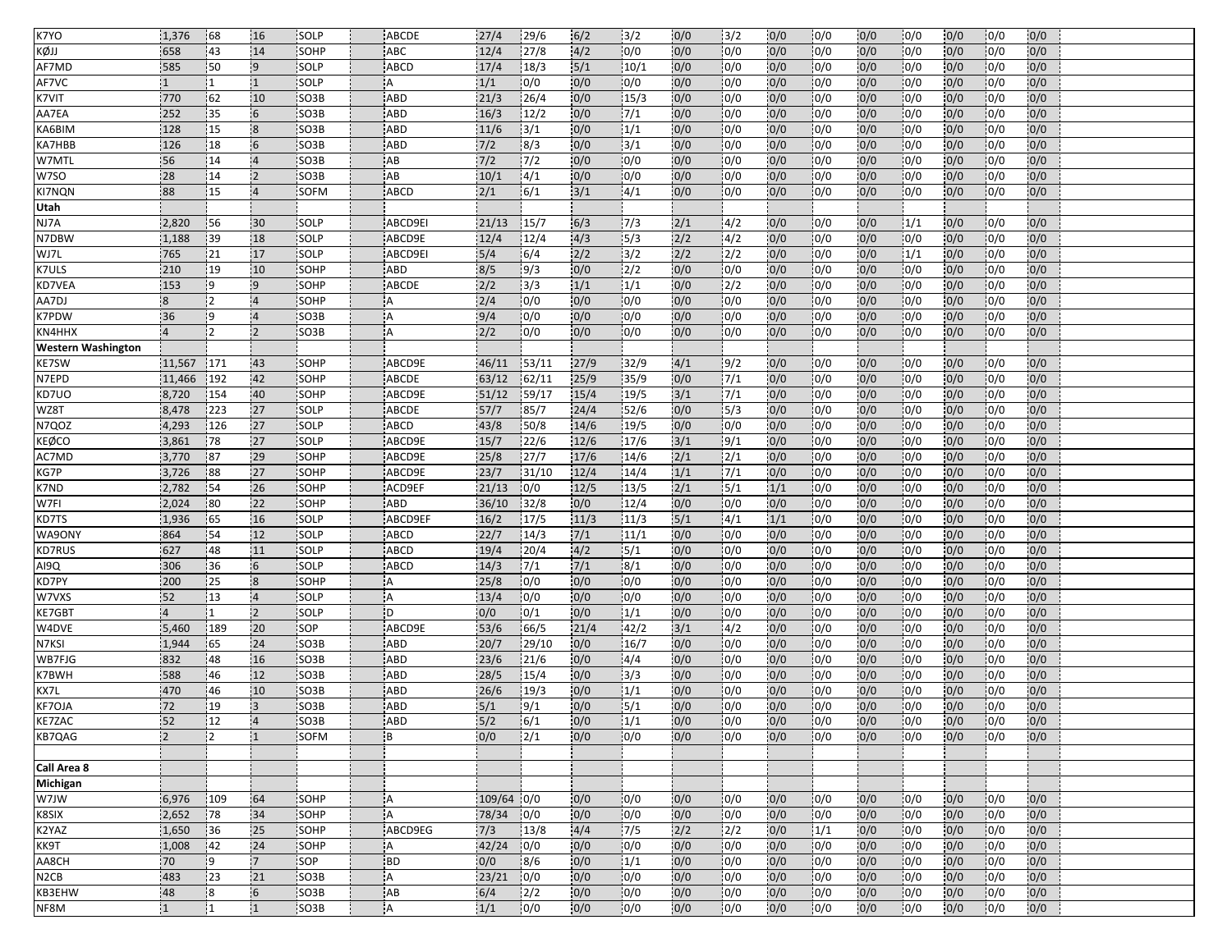| | | | | | | | | | | | | | | | | | | | |
|---|---|---|---|---|---|---|---|---|---|---|---|---|---|---|---|---|---|---|---|
| K7YO | 1,376 | 68 | 16 | SOLP | ABCDE | 27/4 | 29/6 | 6/2 | 3/2 | 0/0 | 3/2 | 0/0 | 0/0 | 0/0 | 0/0 | 0/0 | 0/0 | 0/0 | |
| KØJJ | 658 | 43 | 14 | SOHP | ABC | 12/4 | 27/8 | 4/2 | 0/0 | 0/0 | 0/0 | 0/0 | 0/0 | 0/0 | 0/0 | 0/0 | 0/0 | 0/0 | |
| AF7MD | 585 | 50 | 9 | SOLP | ABCD | 17/4 | 18/3 | 5/1 | 10/1 | 0/0 | 0/0 | 0/0 | 0/0 | 0/0 | 0/0 | 0/0 | 0/0 | 0/0 | |
| AF7VC | 1 | 1 | 1 | SOLP | A | 1/1 | 0/0 | 0/0 | 0/0 | 0/0 | 0/0 | 0/0 | 0/0 | 0/0 | 0/0 | 0/0 | 0/0 | 0/0 | |
| K7VIT | 770 | 62 | 10 | SO3B | ABD | 21/3 | 26/4 | 0/0 | 15/3 | 0/0 | 0/0 | 0/0 | 0/0 | 0/0 | 0/0 | 0/0 | 0/0 | 0/0 | |
| AA7EA | 252 | 35 | 6 | SO3B | ABD | 16/3 | 12/2 | 0/0 | 7/1 | 0/0 | 0/0 | 0/0 | 0/0 | 0/0 | 0/0 | 0/0 | 0/0 | 0/0 | |
| KA6BIM | 128 | 15 | 8 | SO3B | ABD | 11/6 | 3/1 | 0/0 | 1/1 | 0/0 | 0/0 | 0/0 | 0/0 | 0/0 | 0/0 | 0/0 | 0/0 | 0/0 | |
| KA7HBB | 126 | 18 | 6 | SO3B | ABD | 7/2 | 8/3 | 0/0 | 3/1 | 0/0 | 0/0 | 0/0 | 0/0 | 0/0 | 0/0 | 0/0 | 0/0 | 0/0 | |
| W7MTL | 56 | 14 | 4 | SO3B | AB | 7/2 | 7/2 | 0/0 | 0/0 | 0/0 | 0/0 | 0/0 | 0/0 | 0/0 | 0/0 | 0/0 | 0/0 | 0/0 | |
| W7SO | 28 | 14 | 2 | SO3B | AB | 10/1 | 4/1 | 0/0 | 0/0 | 0/0 | 0/0 | 0/0 | 0/0 | 0/0 | 0/0 | 0/0 | 0/0 | 0/0 | |
| KI7NQN | 88 | 15 | 4 | SOFM | ABCD | 2/1 | 6/1 | 3/1 | 4/1 | 0/0 | 0/0 | 0/0 | 0/0 | 0/0 | 0/0 | 0/0 | 0/0 | 0/0 | |
| **Utah** | | | | | | | | | | | | | | | | | | | |
| NJ7A | 2,820 | 56 | 30 | SOLP | ABCD9EI | 21/13 | 15/7 | 6/3 | 7/3 | 2/1 | 4/2 | 0/0 | 0/0 | 0/0 | 1/1 | 0/0 | 0/0 | 0/0 | |
| N7DBW | 1,188 | 39 | 18 | SOLP | ABCD9E | 12/4 | 12/4 | 4/3 | 5/3 | 2/2 | 4/2 | 0/0 | 0/0 | 0/0 | 0/0 | 0/0 | 0/0 | 0/0 | |
| WJ7L | 765 | 21 | 17 | SOLP | ABCD9EI | 5/4 | 6/4 | 2/2 | 3/2 | 2/2 | 2/2 | 0/0 | 0/0 | 0/0 | 1/1 | 0/0 | 0/0 | 0/0 | |
| K7ULS | 210 | 19 | 10 | SOHP | ABD | 8/5 | 9/3 | 0/0 | 2/2 | 0/0 | 0/0 | 0/0 | 0/0 | 0/0 | 0/0 | 0/0 | 0/0 | 0/0 | |
| KD7VEA | 153 | 9 | 9 | SOHP | ABCDE | 2/2 | 3/3 | 1/1 | 1/1 | 0/0 | 2/2 | 0/0 | 0/0 | 0/0 | 0/0 | 0/0 | 0/0 | 0/0 | |
| AA7DJ | 8 | 2 | 4 | SOHP | A | 2/4 | 0/0 | 0/0 | 0/0 | 0/0 | 0/0 | 0/0 | 0/0 | 0/0 | 0/0 | 0/0 | 0/0 | 0/0 | |
| K7PDW | 36 | 9 | 4 | SO3B | A | 9/4 | 0/0 | 0/0 | 0/0 | 0/0 | 0/0 | 0/0 | 0/0 | 0/0 | 0/0 | 0/0 | 0/0 | 0/0 | |
| KN4HHX | 4 | 2 | 2 | SO3B | A | 2/2 | 0/0 | 0/0 | 0/0 | 0/0 | 0/0 | 0/0 | 0/0 | 0/0 | 0/0 | 0/0 | 0/0 | 0/0 | |
| **Western Washington** | | | | | | | | | | | | | | | | | | | |
| KE7SW | 11,567 | 171 | 43 | SOHP | ABCD9E | 46/11 | 53/11 | 27/9 | 32/9 | 4/1 | 9/2 | 0/0 | 0/0 | 0/0 | 0/0 | 0/0 | 0/0 | 0/0 | |
| N7EPD | 11,466 | 192 | 42 | SOHP | ABCDE | 63/12 | 62/11 | 25/9 | 35/9 | 0/0 | 7/1 | 0/0 | 0/0 | 0/0 | 0/0 | 0/0 | 0/0 | 0/0 | |
| KD7UO | 8,720 | 154 | 40 | SOHP | ABCD9E | 51/12 | 59/17 | 15/4 | 19/5 | 3/1 | 7/1 | 0/0 | 0/0 | 0/0 | 0/0 | 0/0 | 0/0 | 0/0 | |
| WZ8T | 8,478 | 223 | 27 | SOLP | ABCDE | 57/7 | 85/7 | 24/4 | 52/6 | 0/0 | 5/3 | 0/0 | 0/0 | 0/0 | 0/0 | 0/0 | 0/0 | 0/0 | |
| N7QOZ | 4,293 | 126 | 27 | SOLP | ABCD | 43/8 | 50/8 | 14/6 | 19/5 | 0/0 | 0/0 | 0/0 | 0/0 | 0/0 | 0/0 | 0/0 | 0/0 | 0/0 | |
| KEØCO | 3,861 | 78 | 27 | SOLP | ABCD9E | 15/7 | 22/6 | 12/6 | 17/6 | 3/1 | 9/1 | 0/0 | 0/0 | 0/0 | 0/0 | 0/0 | 0/0 | 0/0 | |
| AC7MD | 3,770 | 87 | 29 | SOHP | ABCD9E | 25/8 | 27/7 | 17/6 | 14/6 | 2/1 | 2/1 | 0/0 | 0/0 | 0/0 | 0/0 | 0/0 | 0/0 | 0/0 | |
| KG7P | 3,726 | 88 | 27 | SOHP | ABCD9E | 23/7 | 31/10 | 12/4 | 14/4 | 1/1 | 7/1 | 0/0 | 0/0 | 0/0 | 0/0 | 0/0 | 0/0 | 0/0 | |
| K7ND | 2,782 | 54 | 26 | SOHP | ACD9EF | 21/13 | 0/0 | 12/5 | 13/5 | 2/1 | 5/1 | 1/1 | 0/0 | 0/0 | 0/0 | 0/0 | 0/0 | 0/0 | |
| W7FI | 2,024 | 80 | 22 | SOHP | ABD | 36/10 | 32/8 | 0/0 | 12/4 | 0/0 | 0/0 | 0/0 | 0/0 | 0/0 | 0/0 | 0/0 | 0/0 | 0/0 | |
| KD7TS | 1,936 | 65 | 16 | SOLP | ABCD9EF | 16/2 | 17/5 | 11/3 | 11/3 | 5/1 | 4/1 | 1/1 | 0/0 | 0/0 | 0/0 | 0/0 | 0/0 | 0/0 | |
| WA9ONY | 864 | 54 | 12 | SOLP | ABCD | 22/7 | 14/3 | 7/1 | 11/1 | 0/0 | 0/0 | 0/0 | 0/0 | 0/0 | 0/0 | 0/0 | 0/0 | 0/0 | |
| KD7RUS | 627 | 48 | 11 | SOLP | ABCD | 19/4 | 20/4 | 4/2 | 5/1 | 0/0 | 0/0 | 0/0 | 0/0 | 0/0 | 0/0 | 0/0 | 0/0 | 0/0 | |
| AI9Q | 306 | 36 | 6 | SOLP | ABCD | 14/3 | 7/1 | 7/1 | 8/1 | 0/0 | 0/0 | 0/0 | 0/0 | 0/0 | 0/0 | 0/0 | 0/0 | 0/0 | |
| KD7PY | 200 | 25 | 8 | SOHP | A | 25/8 | 0/0 | 0/0 | 0/0 | 0/0 | 0/0 | 0/0 | 0/0 | 0/0 | 0/0 | 0/0 | 0/0 | 0/0 | |
| W7VXS | 52 | 13 | 4 | SOLP | A | 13/4 | 0/0 | 0/0 | 0/0 | 0/0 | 0/0 | 0/0 | 0/0 | 0/0 | 0/0 | 0/0 | 0/0 | 0/0 | |
| KE7GBT | 4 | 1 | 2 | SOLP | D | 0/0 | 0/1 | 0/0 | 1/1 | 0/0 | 0/0 | 0/0 | 0/0 | 0/0 | 0/0 | 0/0 | 0/0 | 0/0 | |
| W4DVE | 5,460 | 189 | 20 | SOP | ABCD9E | 53/6 | 66/5 | 21/4 | 42/2 | 3/1 | 4/2 | 0/0 | 0/0 | 0/0 | 0/0 | 0/0 | 0/0 | 0/0 | |
| N7KSI | 1,944 | 65 | 24 | SO3B | ABD | 20/7 | 29/10 | 0/0 | 16/7 | 0/0 | 0/0 | 0/0 | 0/0 | 0/0 | 0/0 | 0/0 | 0/0 | 0/0 | |
| WB7FJG | 832 | 48 | 16 | SO3B | ABD | 23/6 | 21/6 | 0/0 | 4/4 | 0/0 | 0/0 | 0/0 | 0/0 | 0/0 | 0/0 | 0/0 | 0/0 | 0/0 | |
| K7BWH | 588 | 46 | 12 | SO3B | ABD | 28/5 | 15/4 | 0/0 | 3/3 | 0/0 | 0/0 | 0/0 | 0/0 | 0/0 | 0/0 | 0/0 | 0/0 | 0/0 | |
| KX7L | 470 | 46 | 10 | SO3B | ABD | 26/6 | 19/3 | 0/0 | 1/1 | 0/0 | 0/0 | 0/0 | 0/0 | 0/0 | 0/0 | 0/0 | 0/0 | 0/0 | |
| KF7OJA | 72 | 19 | 3 | SO3B | ABD | 5/1 | 9/1 | 0/0 | 5/1 | 0/0 | 0/0 | 0/0 | 0/0 | 0/0 | 0/0 | 0/0 | 0/0 | 0/0 | |
| KE7ZAC | 52 | 12 | 4 | SO3B | ABD | 5/2 | 6/1 | 0/0 | 1/1 | 0/0 | 0/0 | 0/0 | 0/0 | 0/0 | 0/0 | 0/0 | 0/0 | 0/0 | |
| KB7QAG | 2 | 2 | 1 | SOFM | B | 0/0 | 2/1 | 0/0 | 0/0 | 0/0 | 0/0 | 0/0 | 0/0 | 0/0 | 0/0 | 0/0 | 0/0 | 0/0 | |
| | | | | | | | | | | | | | | | | | | | |
| **Call Area 8** | | | | | | | | | | | | | | | | | | | |
| **Michigan** | | | | | | | | | | | | | | | | | | | |
| W7JW | 6,976 | 109 | 64 | SOHP | A | 109/64 | 0/0 | 0/0 | 0/0 | 0/0 | 0/0 | 0/0 | 0/0 | 0/0 | 0/0 | 0/0 | 0/0 | 0/0 | |
| K8SIX | 2,652 | 78 | 34 | SOHP | A | 78/34 | 0/0 | 0/0 | 0/0 | 0/0 | 0/0 | 0/0 | 0/0 | 0/0 | 0/0 | 0/0 | 0/0 | 0/0 | |
| K2YAZ | 1,650 | 36 | 25 | SOHP | ABCD9EG | 7/3 | 13/8 | 4/4 | 7/5 | 2/2 | 2/2 | 0/0 | 1/1 | 0/0 | 0/0 | 0/0 | 0/0 | 0/0 | |
| KK9T | 1,008 | 42 | 24 | SOHP | A | 42/24 | 0/0 | 0/0 | 0/0 | 0/0 | 0/0 | 0/0 | 0/0 | 0/0 | 0/0 | 0/0 | 0/0 | 0/0 | |
| AA8CH | 70 | 9 | 7 | SOP | BD | 0/0 | 8/6 | 0/0 | 1/1 | 0/0 | 0/0 | 0/0 | 0/0 | 0/0 | 0/0 | 0/0 | 0/0 | 0/0 | |
| N2CB | 483 | 23 | 21 | SO3B | A | 23/21 | 0/0 | 0/0 | 0/0 | 0/0 | 0/0 | 0/0 | 0/0 | 0/0 | 0/0 | 0/0 | 0/0 | 0/0 | |
| KB3EHW | 48 | 8 | 6 | SO3B | AB | 6/4 | 2/2 | 0/0 | 0/0 | 0/0 | 0/0 | 0/0 | 0/0 | 0/0 | 0/0 | 0/0 | 0/0 | 0/0 | |
| NF8M | 1 | 1 | 1 | SO3B | A | 1/1 | 0/0 | 0/0 | 0/0 | 0/0 | 0/0 | 0/0 | 0/0 | 0/0 | 0/0 | 0/0 | 0/0 | 0/0 | |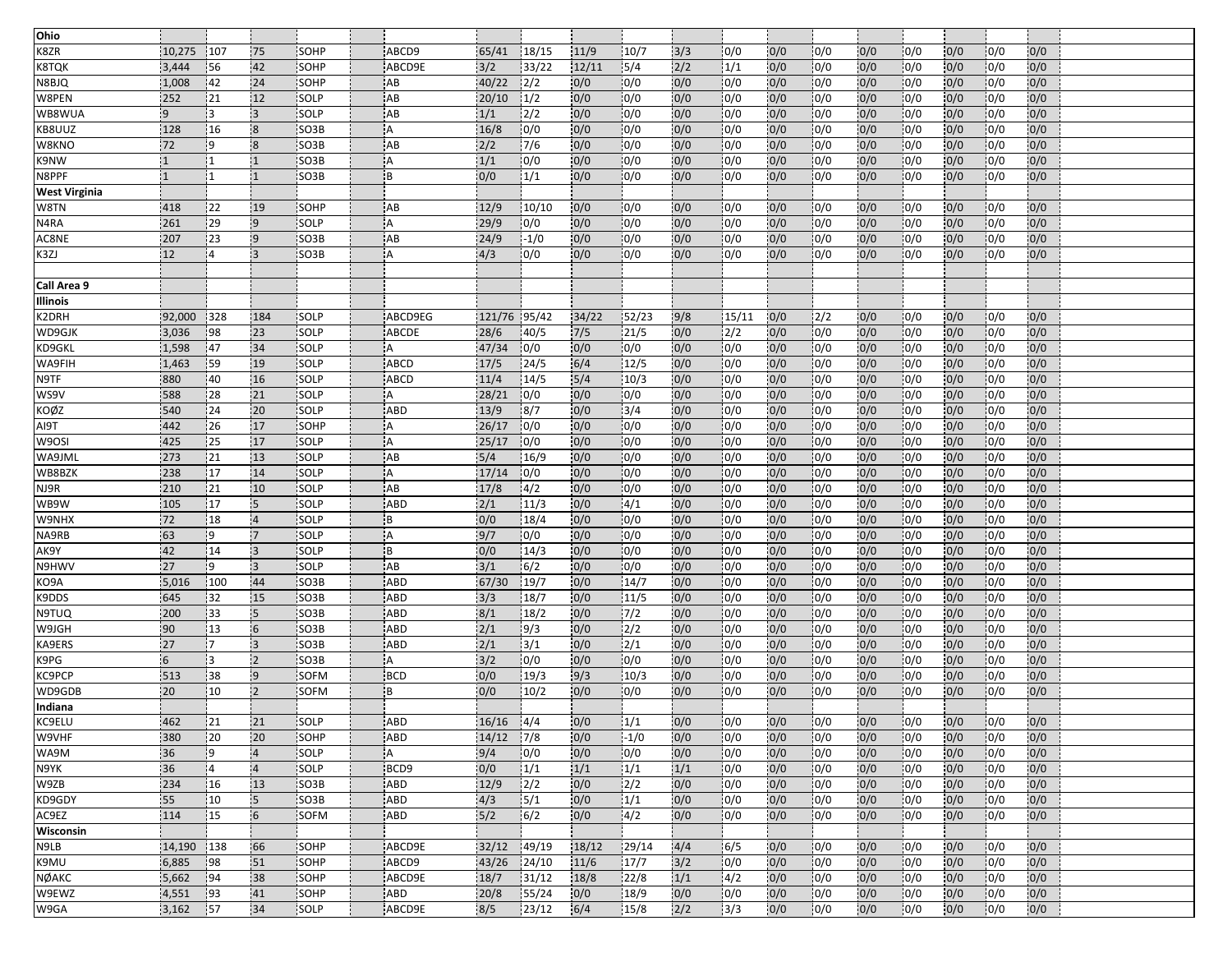| | | | | | | | | | | | | | | | | | | | | | |
|---|---|---|---|---|---|---|---|---|---|---|---|---|---|---|---|---|---|---|---|---|---|
| **Ohio** | | | | | | | | | | | | | | | | | | | | | |
| K8ZR | 10,275 | 107 | 75 | SOHP | | ABCD9 | 65/41 | 18/15 | 11/9 | 10/7 | 3/3 | 0/0 | 0/0 | 0/0 | 0/0 | 0/0 | 0/0 | 0/0 | 0/0 | |
| K8TQK | 3,444 | 56 | 42 | SOHP | | ABCD9E | 3/2 | 33/22 | 12/11 | 5/4 | 2/2 | 1/1 | 0/0 | 0/0 | 0/0 | 0/0 | 0/0 | 0/0 | 0/0 | |
| N8BJQ | 1,008 | 42 | 24 | SOHP | | AB | 40/22 | 2/2 | 0/0 | 0/0 | 0/0 | 0/0 | 0/0 | 0/0 | 0/0 | 0/0 | 0/0 | 0/0 | 0/0 | |
| W8PEN | 252 | 21 | 12 | SOLP | | AB | 20/10 | 1/2 | 0/0 | 0/0 | 0/0 | 0/0 | 0/0 | 0/0 | 0/0 | 0/0 | 0/0 | 0/0 | 0/0 | |
| WB8WUA | 9 | 3 | 3 | SOLP | | AB | 1/1 | 2/2 | 0/0 | 0/0 | 0/0 | 0/0 | 0/0 | 0/0 | 0/0 | 0/0 | 0/0 | 0/0 | 0/0 | |
| KB8UUZ | 128 | 16 | 8 | SO3B | | A | 16/8 | 0/0 | 0/0 | 0/0 | 0/0 | 0/0 | 0/0 | 0/0 | 0/0 | 0/0 | 0/0 | 0/0 | 0/0 | |
| W8KNO | 72 | 9 | 8 | SO3B | | AB | 2/2 | 7/6 | 0/0 | 0/0 | 0/0 | 0/0 | 0/0 | 0/0 | 0/0 | 0/0 | 0/0 | 0/0 | 0/0 | |
| K9NW | 1 | 1 | 1 | SO3B | | A | 1/1 | 0/0 | 0/0 | 0/0 | 0/0 | 0/0 | 0/0 | 0/0 | 0/0 | 0/0 | 0/0 | 0/0 | 0/0 | |
| N8PPF | 1 | 1 | 1 | SO3B | | B | 0/0 | 1/1 | 0/0 | 0/0 | 0/0 | 0/0 | 0/0 | 0/0 | 0/0 | 0/0 | 0/0 | 0/0 | 0/0 | |
| **West Virginia** | | | | | | | | | | | | | | | | | | | | | |
| W8TN | 418 | 22 | 19 | SOHP | | AB | 12/9 | 10/10 | 0/0 | 0/0 | 0/0 | 0/0 | 0/0 | 0/0 | 0/0 | 0/0 | 0/0 | 0/0 | 0/0 | |
| N4RA | 261 | 29 | 9 | SOLP | | A | 29/9 | 0/0 | 0/0 | 0/0 | 0/0 | 0/0 | 0/0 | 0/0 | 0/0 | 0/0 | 0/0 | 0/0 | 0/0 | |
| AC8NE | 207 | 23 | 9 | SO3B | | AB | 24/9 | -1/0 | 0/0 | 0/0 | 0/0 | 0/0 | 0/0 | 0/0 | 0/0 | 0/0 | 0/0 | 0/0 | 0/0 | |
| K3ZJ | 12 | 4 | 3 | SO3B | | A | 4/3 | 0/0 | 0/0 | 0/0 | 0/0 | 0/0 | 0/0 | 0/0 | 0/0 | 0/0 | 0/0 | 0/0 | 0/0 | |
| | | | | | | | | | | | | | | | | | | | | | |
| **Call Area 9** | | | | | | | | | | | | | | | | | | | | | |
| **Illinois** | | | | | | | | | | | | | | | | | | | | | |
| K2DRH | 92,000 | 328 | 184 | SOLP | | ABCD9EG | 121/76 | 95/42 | 34/22 | 52/23 | 9/8 | 15/11 | 0/0 | 2/2 | 0/0 | 0/0 | 0/0 | 0/0 | 0/0 | |
| WD9GJK | 3,036 | 98 | 23 | SOLP | | ABCDE | 28/6 | 40/5 | 7/5 | 21/5 | 0/0 | 2/2 | 0/0 | 0/0 | 0/0 | 0/0 | 0/0 | 0/0 | 0/0 | |
| KD9GKL | 1,598 | 47 | 34 | SOLP | | A | 47/34 | 0/0 | 0/0 | 0/0 | 0/0 | 0/0 | 0/0 | 0/0 | 0/0 | 0/0 | 0/0 | 0/0 | 0/0 | |
| WA9FIH | 1,463 | 59 | 19 | SOLP | | ABCD | 17/5 | 24/5 | 6/4 | 12/5 | 0/0 | 0/0 | 0/0 | 0/0 | 0/0 | 0/0 | 0/0 | 0/0 | 0/0 | |
| N9TF | 880 | 40 | 16 | SOLP | | ABCD | 11/4 | 14/5 | 5/4 | 10/3 | 0/0 | 0/0 | 0/0 | 0/0 | 0/0 | 0/0 | 0/0 | 0/0 | 0/0 | |
| WS9V | 588 | 28 | 21 | SOLP | | A | 28/21 | 0/0 | 0/0 | 0/0 | 0/0 | 0/0 | 0/0 | 0/0 | 0/0 | 0/0 | 0/0 | 0/0 | 0/0 | |
| KOØZ | 540 | 24 | 20 | SOLP | | ABD | 13/9 | 8/7 | 0/0 | 3/4 | 0/0 | 0/0 | 0/0 | 0/0 | 0/0 | 0/0 | 0/0 | 0/0 | 0/0 | |
| AI9T | 442 | 26 | 17 | SOHP | | A | 26/17 | 0/0 | 0/0 | 0/0 | 0/0 | 0/0 | 0/0 | 0/0 | 0/0 | 0/0 | 0/0 | 0/0 | 0/0 | |
| W9OSI | 425 | 25 | 17 | SOLP | | A | 25/17 | 0/0 | 0/0 | 0/0 | 0/0 | 0/0 | 0/0 | 0/0 | 0/0 | 0/0 | 0/0 | 0/0 | 0/0 | |
| WA9JML | 273 | 21 | 13 | SOLP | | AB | 5/4 | 16/9 | 0/0 | 0/0 | 0/0 | 0/0 | 0/0 | 0/0 | 0/0 | 0/0 | 0/0 | 0/0 | 0/0 | |
| WB8BZK | 238 | 17 | 14 | SOLP | | A | 17/14 | 0/0 | 0/0 | 0/0 | 0/0 | 0/0 | 0/0 | 0/0 | 0/0 | 0/0 | 0/0 | 0/0 | 0/0 | |
| NJ9R | 210 | 21 | 10 | SOLP | | AB | 17/8 | 4/2 | 0/0 | 0/0 | 0/0 | 0/0 | 0/0 | 0/0 | 0/0 | 0/0 | 0/0 | 0/0 | 0/0 | |
| WB9W | 105 | 17 | 5 | SOLP | | ABD | 2/1 | 11/3 | 0/0 | 4/1 | 0/0 | 0/0 | 0/0 | 0/0 | 0/0 | 0/0 | 0/0 | 0/0 | 0/0 | |
| W9NHX | 72 | 18 | 4 | SOLP | | B | 0/0 | 18/4 | 0/0 | 0/0 | 0/0 | 0/0 | 0/0 | 0/0 | 0/0 | 0/0 | 0/0 | 0/0 | 0/0 | |
| NA9RB | 63 | 9 | 7 | SOLP | | A | 9/7 | 0/0 | 0/0 | 0/0 | 0/0 | 0/0 | 0/0 | 0/0 | 0/0 | 0/0 | 0/0 | 0/0 | 0/0 | |
| AK9Y | 42 | 14 | 3 | SOLP | | B | 0/0 | 14/3 | 0/0 | 0/0 | 0/0 | 0/0 | 0/0 | 0/0 | 0/0 | 0/0 | 0/0 | 0/0 | 0/0 | |
| N9HWV | 27 | 9 | 3 | SOLP | | AB | 3/1 | 6/2 | 0/0 | 0/0 | 0/0 | 0/0 | 0/0 | 0/0 | 0/0 | 0/0 | 0/0 | 0/0 | 0/0 | |
| KO9A | 5,016 | 100 | 44 | SO3B | | ABD | 67/30 | 19/7 | 0/0 | 14/7 | 0/0 | 0/0 | 0/0 | 0/0 | 0/0 | 0/0 | 0/0 | 0/0 | 0/0 | |
| K9DDS | 645 | 32 | 15 | SO3B | | ABD | 3/3 | 18/7 | 0/0 | 11/5 | 0/0 | 0/0 | 0/0 | 0/0 | 0/0 | 0/0 | 0/0 | 0/0 | 0/0 | |
| N9TUQ | 200 | 33 | 5 | SO3B | | ABD | 8/1 | 18/2 | 0/0 | 7/2 | 0/0 | 0/0 | 0/0 | 0/0 | 0/0 | 0/0 | 0/0 | 0/0 | 0/0 | |
| W9JGH | 90 | 13 | 6 | SO3B | | ABD | 2/1 | 9/3 | 0/0 | 2/2 | 0/0 | 0/0 | 0/0 | 0/0 | 0/0 | 0/0 | 0/0 | 0/0 | 0/0 | |
| KA9ERS | 27 | 7 | 3 | SO3B | | ABD | 2/1 | 3/1 | 0/0 | 2/1 | 0/0 | 0/0 | 0/0 | 0/0 | 0/0 | 0/0 | 0/0 | 0/0 | 0/0 | |
| K9PG | 6 | 3 | 2 | SO3B | | A | 3/2 | 0/0 | 0/0 | 0/0 | 0/0 | 0/0 | 0/0 | 0/0 | 0/0 | 0/0 | 0/0 | 0/0 | 0/0 | |
| KC9PCP | 513 | 38 | 9 | SOFM | | BCD | 0/0 | 19/3 | 9/3 | 10/3 | 0/0 | 0/0 | 0/0 | 0/0 | 0/0 | 0/0 | 0/0 | 0/0 | 0/0 | |
| WD9GDB | 20 | 10 | 2 | SOFM | | B | 0/0 | 10/2 | 0/0 | 0/0 | 0/0 | 0/0 | 0/0 | 0/0 | 0/0 | 0/0 | 0/0 | 0/0 | 0/0 | |
| **Indiana** | | | | | | | | | | | | | | | | | | | | | |
| KC9ELU | 462 | 21 | 21 | SOLP | | ABD | 16/16 | 4/4 | 0/0 | 1/1 | 0/0 | 0/0 | 0/0 | 0/0 | 0/0 | 0/0 | 0/0 | 0/0 | 0/0 | |
| W9VHF | 380 | 20 | 20 | SOHP | | ABD | 14/12 | 7/8 | 0/0 | -1/0 | 0/0 | 0/0 | 0/0 | 0/0 | 0/0 | 0/0 | 0/0 | 0/0 | 0/0 | |
| WA9M | 36 | 9 | 4 | SOLP | | A | 9/4 | 0/0 | 0/0 | 0/0 | 0/0 | 0/0 | 0/0 | 0/0 | 0/0 | 0/0 | 0/0 | 0/0 | 0/0 | |
| N9YK | 36 | 4 | 4 | SOLP | | BCD9 | 0/0 | 1/1 | 1/1 | 1/1 | 1/1 | 0/0 | 0/0 | 0/0 | 0/0 | 0/0 | 0/0 | 0/0 | 0/0 | |
| W9ZB | 234 | 16 | 13 | SO3B | | ABD | 12/9 | 2/2 | 0/0 | 2/2 | 0/0 | 0/0 | 0/0 | 0/0 | 0/0 | 0/0 | 0/0 | 0/0 | 0/0 | |
| KD9GDY | 55 | 10 | 5 | SO3B | | ABD | 4/3 | 5/1 | 0/0 | 1/1 | 0/0 | 0/0 | 0/0 | 0/0 | 0/0 | 0/0 | 0/0 | 0/0 | 0/0 | |
| AC9EZ | 114 | 15 | 6 | SOFM | | ABD | 5/2 | 6/2 | 0/0 | 4/2 | 0/0 | 0/0 | 0/0 | 0/0 | 0/0 | 0/0 | 0/0 | 0/0 | 0/0 | |
| **Wisconsin** | | | | | | | | | | | | | | | | | | | | | |
| N9LB | 14,190 | 138 | 66 | SOHP | | ABCD9E | 32/12 | 49/19 | 18/12 | 29/14 | 4/4 | 6/5 | 0/0 | 0/0 | 0/0 | 0/0 | 0/0 | 0/0 | 0/0 | |
| K9MU | 6,885 | 98 | 51 | SOHP | | ABCD9 | 43/26 | 24/10 | 11/6 | 17/7 | 3/2 | 0/0 | 0/0 | 0/0 | 0/0 | 0/0 | 0/0 | 0/0 | 0/0 | |
| NØAKC | 5,662 | 94 | 38 | SOHP | | ABCD9E | 18/7 | 31/12 | 18/8 | 22/8 | 1/1 | 4/2 | 0/0 | 0/0 | 0/0 | 0/0 | 0/0 | 0/0 | 0/0 | |
| W9EWZ | 4,551 | 93 | 41 | SOHP | | ABD | 20/8 | 55/24 | 0/0 | 18/9 | 0/0 | 0/0 | 0/0 | 0/0 | 0/0 | 0/0 | 0/0 | 0/0 | 0/0 | |
| W9GA | 3,162 | 57 | 34 | SOLP | | ABCD9E | 8/5 | 23/12 | 6/4 | 15/8 | 2/2 | 3/3 | 0/0 | 0/0 | 0/0 | 0/0 | 0/0 | 0/0 | 0/0 | |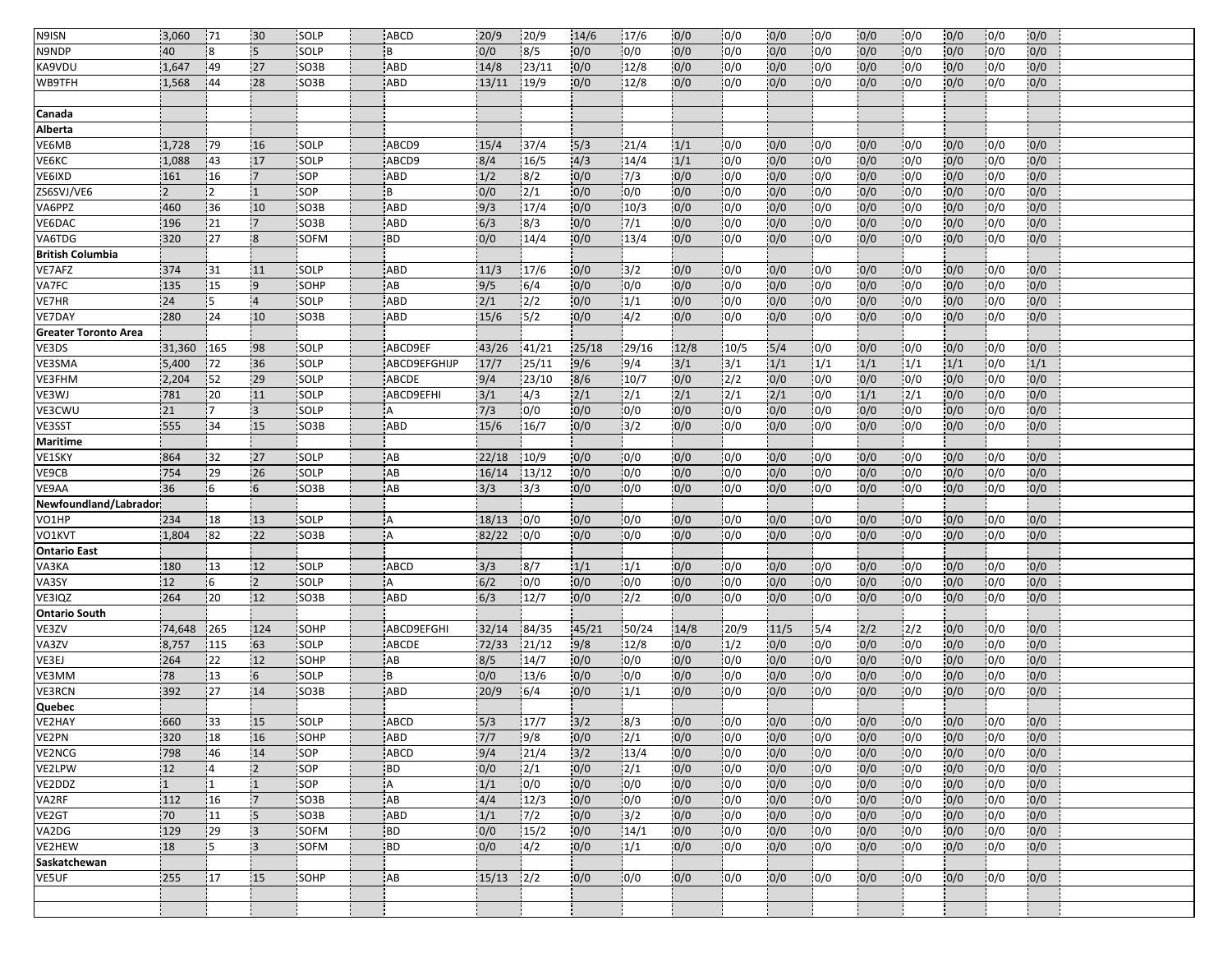| | | | | | | | | | | | | | | | | | | | | |
|---|---|---|---|---|---|---|---|---|---|---|---|---|---|---|---|---|---|---|---|---|
| N9ISN | 3,060 | 71 | 30 | SOLP | | ABCD | 20/9 | 20/9 | 14/6 | 17/6 | 0/0 | 0/0 | 0/0 | 0/0 | 0/0 | 0/0 | 0/0 | 0/0 | 0/0 | |
| N9NDP | 40 | 8 | 5 | SOLP | | B | 0/0 | 8/5 | 0/0 | 0/0 | 0/0 | 0/0 | 0/0 | 0/0 | 0/0 | 0/0 | 0/0 | 0/0 | 0/0 | |
| KA9VDU | 1,647 | 49 | 27 | SO3B | | ABD | 14/8 | 23/11 | 0/0 | 12/8 | 0/0 | 0/0 | 0/0 | 0/0 | 0/0 | 0/0 | 0/0 | 0/0 | 0/0 | |
| WB9TFH | 1,568 | 44 | 28 | SO3B | | ABD | 13/11 | 19/9 | 0/0 | 12/8 | 0/0 | 0/0 | 0/0 | 0/0 | 0/0 | 0/0 | 0/0 | 0/0 | 0/0 | |
| | | | | | | | | | | | | | | | | | | | | |
| **Canada** | | | | | | | | | | | | | | | | | | | | |
| **Alberta** | | | | | | | | | | | | | | | | | | | | |
| VE6MB | 1,728 | 79 | 16 | SOLP | | ABCD9 | 15/4 | 37/4 | 5/3 | 21/4 | 1/1 | 0/0 | 0/0 | 0/0 | 0/0 | 0/0 | 0/0 | 0/0 | 0/0 | |
| VE6KC | 1,088 | 43 | 17 | SOLP | | ABCD9 | 8/4 | 16/5 | 4/3 | 14/4 | 1/1 | 0/0 | 0/0 | 0/0 | 0/0 | 0/0 | 0/0 | 0/0 | 0/0 | |
| VE6IXD | 161 | 16 | 7 | SOP | | ABD | 1/2 | 8/2 | 0/0 | 7/3 | 0/0 | 0/0 | 0/0 | 0/0 | 0/0 | 0/0 | 0/0 | 0/0 | 0/0 | |
| ZS6SVJ/VE6 | 2 | 2 | 1 | SOP | | B | 0/0 | 2/1 | 0/0 | 0/0 | 0/0 | 0/0 | 0/0 | 0/0 | 0/0 | 0/0 | 0/0 | 0/0 | 0/0 | |
| VA6PPZ | 460 | 36 | 10 | SO3B | | ABD | 9/3 | 17/4 | 0/0 | 10/3 | 0/0 | 0/0 | 0/0 | 0/0 | 0/0 | 0/0 | 0/0 | 0/0 | 0/0 | |
| VE6DAC | 196 | 21 | 7 | SO3B | | ABD | 6/3 | 8/3 | 0/0 | 7/1 | 0/0 | 0/0 | 0/0 | 0/0 | 0/0 | 0/0 | 0/0 | 0/0 | 0/0 | |
| VA6TDG | 320 | 27 | 8 | SOFM | | BD | 0/0 | 14/4 | 0/0 | 13/4 | 0/0 | 0/0 | 0/0 | 0/0 | 0/0 | 0/0 | 0/0 | 0/0 | 0/0 | |
| **British Columbia** | | | | | | | | | | | | | | | | | | | | |
| VE7AFZ | 374 | 31 | 11 | SOLP | | ABD | 11/3 | 17/6 | 0/0 | 3/2 | 0/0 | 0/0 | 0/0 | 0/0 | 0/0 | 0/0 | 0/0 | 0/0 | 0/0 | |
| VA7FC | 135 | 15 | 9 | SOHP | | AB | 9/5 | 6/4 | 0/0 | 0/0 | 0/0 | 0/0 | 0/0 | 0/0 | 0/0 | 0/0 | 0/0 | 0/0 | 0/0 | |
| VE7HR | 24 | 5 | 4 | SOLP | | ABD | 2/1 | 2/2 | 0/0 | 1/1 | 0/0 | 0/0 | 0/0 | 0/0 | 0/0 | 0/0 | 0/0 | 0/0 | 0/0 | |
| VE7DAY | 280 | 24 | 10 | SO3B | | ABD | 15/6 | 5/2 | 0/0 | 4/2 | 0/0 | 0/0 | 0/0 | 0/0 | 0/0 | 0/0 | 0/0 | 0/0 | 0/0 | |
| **Greater Toronto Area** | | | | | | | | | | | | | | | | | | | | |
| VE3DS | 31,360 | 165 | 98 | SOLP | | ABCD9EF | 43/26 | 41/21 | 25/18 | 29/16 | 12/8 | 10/5 | 5/4 | 0/0 | 0/0 | 0/0 | 0/0 | 0/0 | 0/0 | |
| VE3SMA | 5,400 | 72 | 36 | SOLP | | ABCD9EFGHIJP | 17/7 | 25/11 | 9/6 | 9/4 | 3/1 | 3/1 | 1/1 | 1/1 | 1/1 | 1/1 | 1/1 | 0/0 | 1/1 | |
| VE3FHM | 2,204 | 52 | 29 | SOLP | | ABCDE | 9/4 | 23/10 | 8/6 | 10/7 | 0/0 | 2/2 | 0/0 | 0/0 | 0/0 | 0/0 | 0/0 | 0/0 | 0/0 | |
| VE3WJ | 781 | 20 | 11 | SOLP | | ABCD9EFHI | 3/1 | 4/3 | 2/1 | 2/1 | 2/1 | 2/1 | 2/1 | 0/0 | 1/1 | 2/1 | 0/0 | 0/0 | 0/0 | |
| VE3CWU | 21 | 7 | 3 | SOLP | | A | 7/3 | 0/0 | 0/0 | 0/0 | 0/0 | 0/0 | 0/0 | 0/0 | 0/0 | 0/0 | 0/0 | 0/0 | 0/0 | |
| VE3SST | 555 | 34 | 15 | SO3B | | ABD | 15/6 | 16/7 | 0/0 | 3/2 | 0/0 | 0/0 | 0/0 | 0/0 | 0/0 | 0/0 | 0/0 | 0/0 | 0/0 | |
| **Maritime** | | | | | | | | | | | | | | | | | | | | |
| VE1SKY | 864 | 32 | 27 | SOLP | | AB | 22/18 | 10/9 | 0/0 | 0/0 | 0/0 | 0/0 | 0/0 | 0/0 | 0/0 | 0/0 | 0/0 | 0/0 | 0/0 | |
| VE9CB | 754 | 29 | 26 | SOLP | | AB | 16/14 | 13/12 | 0/0 | 0/0 | 0/0 | 0/0 | 0/0 | 0/0 | 0/0 | 0/0 | 0/0 | 0/0 | 0/0 | |
| VE9AA | 36 | 6 | 6 | SO3B | | AB | 3/3 | 3/3 | 0/0 | 0/0 | 0/0 | 0/0 | 0/0 | 0/0 | 0/0 | 0/0 | 0/0 | 0/0 | 0/0 | |
| **Newfoundland/Labrador** | | | | | | | | | | | | | | | | | | | | |
| VO1HP | 234 | 18 | 13 | SOLP | | A | 18/13 | 0/0 | 0/0 | 0/0 | 0/0 | 0/0 | 0/0 | 0/0 | 0/0 | 0/0 | 0/0 | 0/0 | 0/0 | |
| VO1KVT | 1,804 | 82 | 22 | SO3B | | A | 82/22 | 0/0 | 0/0 | 0/0 | 0/0 | 0/0 | 0/0 | 0/0 | 0/0 | 0/0 | 0/0 | 0/0 | 0/0 | |
| **Ontario East** | | | | | | | | | | | | | | | | | | | | |
| VA3KA | 180 | 13 | 12 | SOLP | | ABCD | 3/3 | 8/7 | 1/1 | 1/1 | 0/0 | 0/0 | 0/0 | 0/0 | 0/0 | 0/0 | 0/0 | 0/0 | 0/0 | |
| VA3SY | 12 | 6 | 2 | SOLP | | A | 6/2 | 0/0 | 0/0 | 0/0 | 0/0 | 0/0 | 0/0 | 0/0 | 0/0 | 0/0 | 0/0 | 0/0 | 0/0 | |
| VE3IQZ | 264 | 20 | 12 | SO3B | | ABD | 6/3 | 12/7 | 0/0 | 2/2 | 0/0 | 0/0 | 0/0 | 0/0 | 0/0 | 0/0 | 0/0 | 0/0 | 0/0 | |
| **Ontario South** | | | | | | | | | | | | | | | | | | | | |
| VE3ZV | 74,648 | 265 | 124 | SOHP | | ABCD9EFGHI | 32/14 | 84/35 | 45/21 | 50/24 | 14/8 | 20/9 | 11/5 | 5/4 | 2/2 | 2/2 | 0/0 | 0/0 | 0/0 | |
| VA3ZV | 8,757 | 115 | 63 | SOLP | | ABCDE | 72/33 | 21/12 | 9/8 | 12/8 | 0/0 | 1/2 | 0/0 | 0/0 | 0/0 | 0/0 | 0/0 | 0/0 | 0/0 | |
| VE3EJ | 264 | 22 | 12 | SOHP | | AB | 8/5 | 14/7 | 0/0 | 0/0 | 0/0 | 0/0 | 0/0 | 0/0 | 0/0 | 0/0 | 0/0 | 0/0 | 0/0 | |
| VE3MM | 78 | 13 | 6 | SOLP | | B | 0/0 | 13/6 | 0/0 | 0/0 | 0/0 | 0/0 | 0/0 | 0/0 | 0/0 | 0/0 | 0/0 | 0/0 | 0/0 | |
| VE3RCN | 392 | 27 | 14 | SO3B | | ABD | 20/9 | 6/4 | 0/0 | 1/1 | 0/0 | 0/0 | 0/0 | 0/0 | 0/0 | 0/0 | 0/0 | 0/0 | 0/0 | |
| **Quebec** | | | | | | | | | | | | | | | | | | | | |
| VE2HAY | 660 | 33 | 15 | SOLP | | ABCD | 5/3 | 17/7 | 3/2 | 8/3 | 0/0 | 0/0 | 0/0 | 0/0 | 0/0 | 0/0 | 0/0 | 0/0 | 0/0 | |
| VE2PN | 320 | 18 | 16 | SOHP | | ABD | 7/7 | 9/8 | 0/0 | 2/1 | 0/0 | 0/0 | 0/0 | 0/0 | 0/0 | 0/0 | 0/0 | 0/0 | 0/0 | |
| VE2NCG | 798 | 46 | 14 | SOP | | ABCD | 9/4 | 21/4 | 3/2 | 13/4 | 0/0 | 0/0 | 0/0 | 0/0 | 0/0 | 0/0 | 0/0 | 0/0 | 0/0 | |
| VE2LPW | 12 | 4 | 2 | SOP | | BD | 0/0 | 2/1 | 0/0 | 2/1 | 0/0 | 0/0 | 0/0 | 0/0 | 0/0 | 0/0 | 0/0 | 0/0 | 0/0 | |
| VE2DDZ | 1 | 1 | 1 | SOP | | A | 1/1 | 0/0 | 0/0 | 0/0 | 0/0 | 0/0 | 0/0 | 0/0 | 0/0 | 0/0 | 0/0 | 0/0 | 0/0 | |
| VA2RF | 112 | 16 | 7 | SO3B | | AB | 4/4 | 12/3 | 0/0 | 0/0 | 0/0 | 0/0 | 0/0 | 0/0 | 0/0 | 0/0 | 0/0 | 0/0 | 0/0 | |
| VE2GT | 70 | 11 | 5 | SO3B | | ABD | 1/1 | 7/2 | 0/0 | 3/2 | 0/0 | 0/0 | 0/0 | 0/0 | 0/0 | 0/0 | 0/0 | 0/0 | 0/0 | |
| VA2DG | 129 | 29 | 3 | SOFM | | BD | 0/0 | 15/2 | 0/0 | 14/1 | 0/0 | 0/0 | 0/0 | 0/0 | 0/0 | 0/0 | 0/0 | 0/0 | 0/0 | |
| VE2HEW | 18 | 5 | 3 | SOFM | | BD | 0/0 | 4/2 | 0/0 | 1/1 | 0/0 | 0/0 | 0/0 | 0/0 | 0/0 | 0/0 | 0/0 | 0/0 | 0/0 | |
| **Saskatchewan** | | | | | | | | | | | | | | | | | | | | |
| VE5UF | 255 | 17 | 15 | SOHP | | AB | 15/13 | 2/2 | 0/0 | 0/0 | 0/0 | 0/0 | 0/0 | 0/0 | 0/0 | 0/0 | 0/0 | 0/0 | 0/0 | |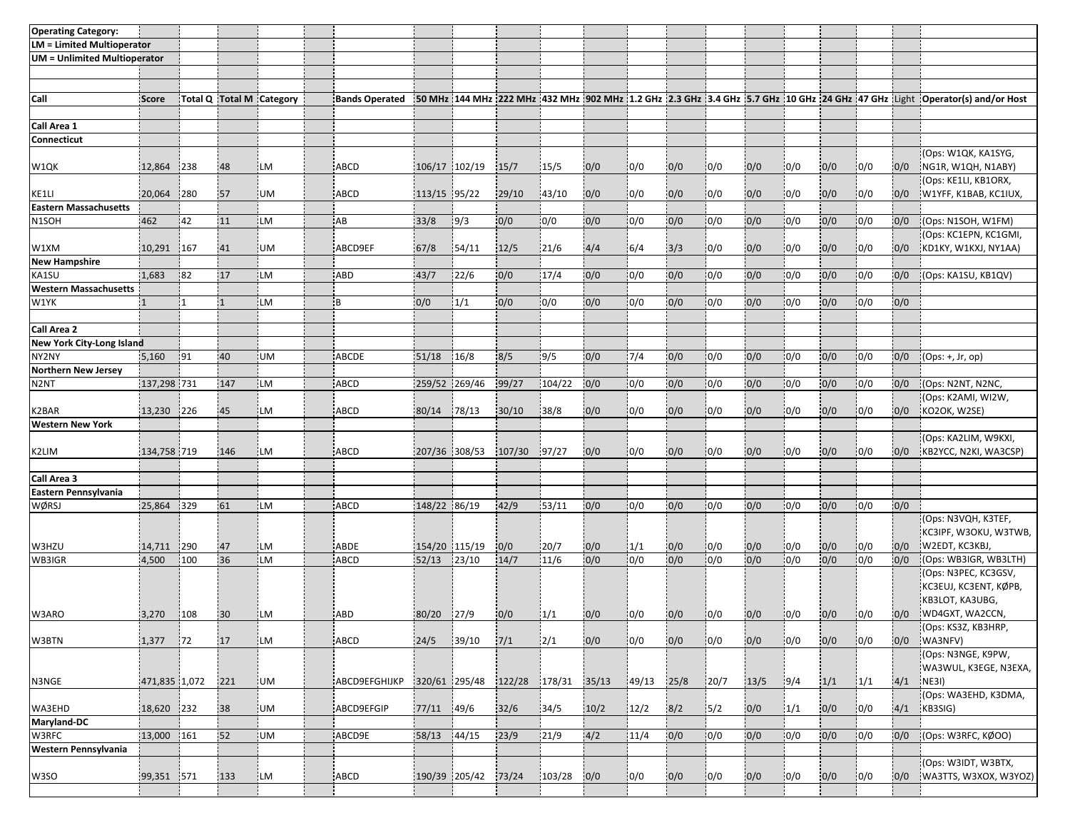**Operating Category:**
**LM = Limited Multioperator**
**UM = Unlimited Multioperator**

| Call | Score | Total Q | Total M | Category | | Bands Operated | 50 MHz | 144 MHz | 222 MHz | 432 MHz | 902 MHz | 1.2 GHz | 2.3 GHz | 3.4 GHz | 5.7 GHz | 10 GHz | 24 GHz | 47 GHz | Light | Operator(s) and/or Host |
|---|---|---|---|---|---|---|---|---|---|---|---|---|---|---|---|---|---|---|---|---|
| **Call Area 1** | | | | | | | | | | | | | | | | | | | | |
| **Connecticut** | | | | | | | | | | | | | | | | | | | | |
| W1QK | 12,864 | 238 | 48 | LM | | ABCD | 106/17 | 102/19 | 15/7 | 15/5 | 0/0 | 0/0 | 0/0 | 0/0 | 0/0 | 0/0 | 0/0 | 0/0 | 0/0 | (Ops: W1QK, KA1SYG, NG1R, W1QH, N1ABY) |
| KE1LI | 20,064 | 280 | 57 | UM | | ABCD | 113/15 | 95/22 | 29/10 | 43/10 | 0/0 | 0/0 | 0/0 | 0/0 | 0/0 | 0/0 | 0/0 | 0/0 | 0/0 | (Ops: KE1LI, KB1ORX, W1YFF, K1BAB, KC1IUX, |
| **Eastern Massachusetts** | | | | | | | | | | | | | | | | | | | | |
| N1SOH | 462 | 42 | 11 | LM | | AB | 33/8 | 9/3 | 0/0 | 0/0 | 0/0 | 0/0 | 0/0 | 0/0 | 0/0 | 0/0 | 0/0 | 0/0 | 0/0 | (Ops: N1SOH, W1FM) |
| W1XM | 10,291 | 167 | 41 | UM | | ABCD9EF | 67/8 | 54/11 | 12/5 | 21/6 | 4/4 | 6/4 | 3/3 | 0/0 | 0/0 | 0/0 | 0/0 | 0/0 | 0/0 | (Ops: KC1EPN, KC1GMI, KD1KY, W1KXJ, NY1AA) |
| **New Hampshire** | | | | | | | | | | | | | | | | | | | | |
| KA1SU | 1,683 | 82 | 17 | LM | | ABD | 43/7 | 22/6 | 0/0 | 17/4 | 0/0 | 0/0 | 0/0 | 0/0 | 0/0 | 0/0 | 0/0 | 0/0 | 0/0 | (Ops: KA1SU, KB1QV) |
| **Western Massachusetts** | | | | | | | | | | | | | | | | | | | | |
| W1YK | 1 | 1 | 1 | LM | | B | 0/0 | 1/1 | 0/0 | 0/0 | 0/0 | 0/0 | 0/0 | 0/0 | 0/0 | 0/0 | 0/0 | 0/0 | 0/0 | |
| **Call Area 2** | | | | | | | | | | | | | | | | | | | | |
| **New York City-Long Island** | | | | | | | | | | | | | | | | | | | | |
| NY2NY | 5,160 | 91 | 40 | UM | | ABCDE | 51/18 | 16/8 | 8/5 | 9/5 | 0/0 | 7/4 | 0/0 | 0/0 | 0/0 | 0/0 | 0/0 | 0/0 | 0/0 | (Ops: +, Jr, op) |
| **Northern New Jersey** | | | | | | | | | | | | | | | | | | | | |
| N2NT | 137,298 | 731 | 147 | LM | | ABCD | 259/52 | 269/46 | 99/27 | 104/22 | 0/0 | 0/0 | 0/0 | 0/0 | 0/0 | 0/0 | 0/0 | 0/0 | 0/0 | (Ops: N2NT, N2NC, |
| K2BAR | 13,230 | 226 | 45 | LM | | ABCD | 80/14 | 78/13 | 30/10 | 38/8 | 0/0 | 0/0 | 0/0 | 0/0 | 0/0 | 0/0 | 0/0 | 0/0 | 0/0 | (Ops: K2AMI, WI2W, KO2OK, W2SE) |
| **Western New York** | | | | | | | | | | | | | | | | | | | | |
| K2LIM | 134,758 | 719 | 146 | LM | | ABCD | 207/36 | 308/53 | 107/30 | 97/27 | 0/0 | 0/0 | 0/0 | 0/0 | 0/0 | 0/0 | 0/0 | 0/0 | 0/0 | (Ops: KA2LIM, W9KXI, KB2YCC, N2KI, WA3CSP) |
| **Call Area 3** | | | | | | | | | | | | | | | | | | | | |
| **Eastern Pennsylvania** | | | | | | | | | | | | | | | | | | | | |
| WØRSJ | 25,864 | 329 | 61 | LM | | ABCD | 148/22 | 86/19 | 42/9 | 53/11 | 0/0 | 0/0 | 0/0 | 0/0 | 0/0 | 0/0 | 0/0 | 0/0 | 0/0 | |
| W3HZU | 14,711 | 290 | 47 | LM | | ABDE | 154/20 | 115/19 | 0/0 | 20/7 | 0/0 | 1/1 | 0/0 | 0/0 | 0/0 | 0/0 | 0/0 | 0/0 | 0/0 | (Ops: N3VQH, K3TEF, KC3IPF, W3OKU, W3TWB, W2EDT, KC3KBJ, |
| WB3IGR | 4,500 | 100 | 36 | LM | | ABCD | 52/13 | 23/10 | 14/7 | 11/6 | 0/0 | 0/0 | 0/0 | 0/0 | 0/0 | 0/0 | 0/0 | 0/0 | 0/0 | (Ops: WB3IGR, WB3LTH) |
| W3ARO | 3,270 | 108 | 30 | LM | | ABD | 80/20 | 27/9 | 0/0 | 1/1 | 0/0 | 0/0 | 0/0 | 0/0 | 0/0 | 0/0 | 0/0 | 0/0 | 0/0 | (Ops: N3PEC, KC3GSV, KC3EUJ, KC3ENT, KØPB, KB3LOT, KA3UBG, WD4GXT, WA2CCN, |
| W3BTN | 1,377 | 72 | 17 | LM | | ABCD | 24/5 | 39/10 | 7/1 | 2/1 | 0/0 | 0/0 | 0/0 | 0/0 | 0/0 | 0/0 | 0/0 | 0/0 | 0/0 | (Ops: KS3Z, KB3HRP, WA3NFV) |
| N3NGE | 471,835 | 1,072 | 221 | UM | | ABCD9EFGHIJKP | 320/61 | 295/48 | 122/28 | 178/31 | 35/13 | 49/13 | 25/8 | 20/7 | 13/5 | 9/4 | 1/1 | 1/1 | 4/1 | (Ops: N3NGE, K9PW, WA3WUL, K3EGE, N3EXA, NE3I) |
| WA3EHD | 18,620 | 232 | 38 | UM | | ABCD9EFGIP | 77/11 | 49/6 | 32/6 | 34/5 | 10/2 | 12/2 | 8/2 | 5/2 | 0/0 | 1/1 | 0/0 | 0/0 | 4/1 | (Ops: WA3EHD, K3DMA, KB3SIG) |
| **Maryland-DC** | | | | | | | | | | | | | | | | | | | | |
| W3RFC | 13,000 | 161 | 52 | UM | | ABCD9E | 58/13 | 44/15 | 23/9 | 21/9 | 4/2 | 11/4 | 0/0 | 0/0 | 0/0 | 0/0 | 0/0 | 0/0 | 0/0 | (Ops: W3RFC, KØOO) |
| **Western Pennsylvania** | | | | | | | | | | | | | | | | | | | | |
| W3SO | 99,351 | 571 | 133 | LM | | ABCD | 190/39 | 205/42 | 73/24 | 103/28 | 0/0 | 0/0 | 0/0 | 0/0 | 0/0 | 0/0 | 0/0 | 0/0 | 0/0 | (Ops: W3IDT, W3BTX, WA3TTS, W3XOX, W3YOZ) |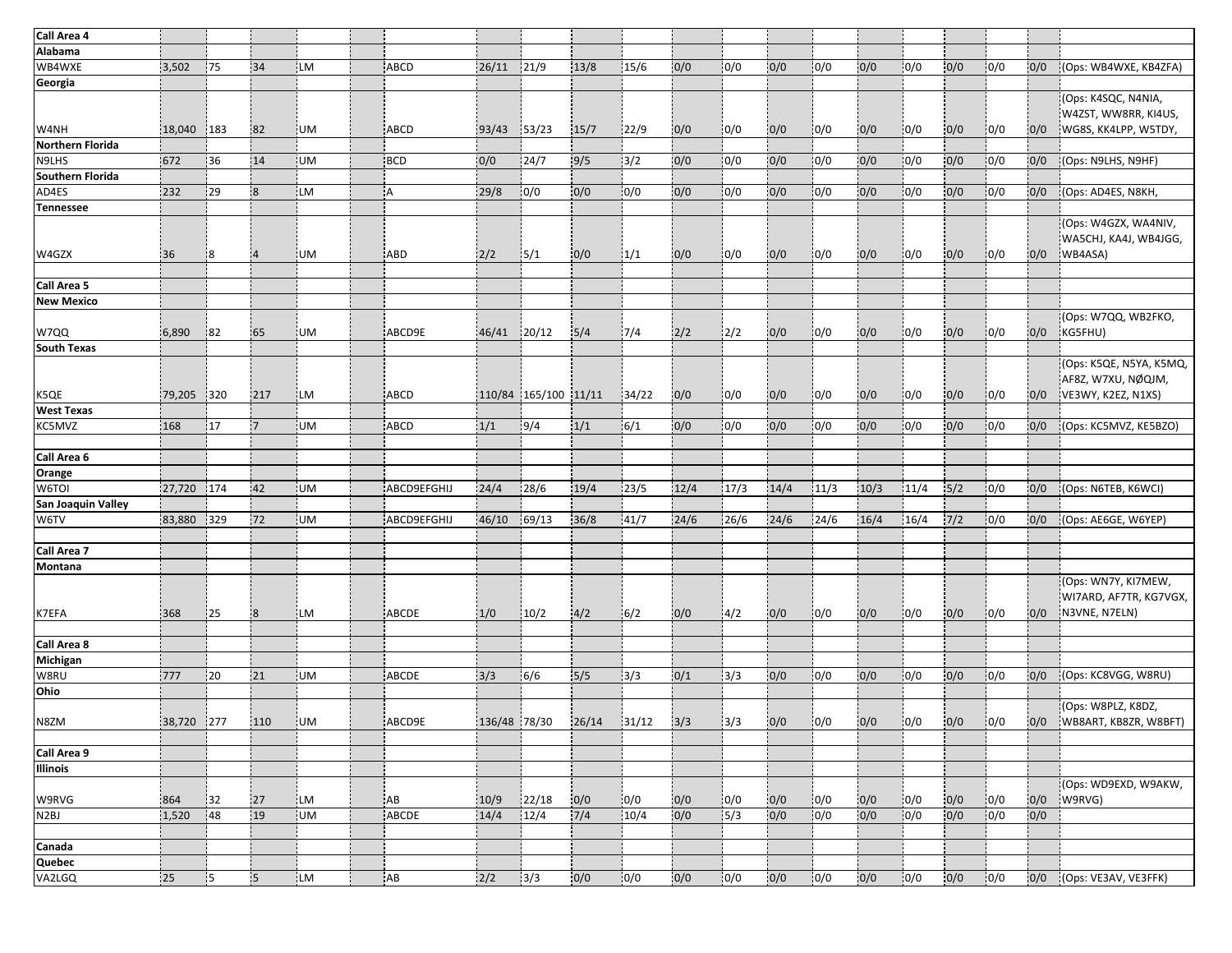| | | | | | | | | | | | | | | | | | | | | | |
|---|---|---|---|---|---|---|---|---|---|---|---|---|---|---|---|---|---|---|---|---|---|
| **Call Area 4** | | | | | | | | | | | | | | | | | | | | | |
| **Alabama** | | | | | | | | | | | | | | | | | | | | | |
| WB4WXE | 3,502 | 75 | 34 | LM | | ABCD | 26/11 | 21/9 | 13/8 | 15/6 | 0/0 | 0/0 | 0/0 | 0/0 | 0/0 | 0/0 | 0/0 | 0/0 | 0/0 | (Ops: WB4WXE, KB4ZFA) |
| **Georgia** | | | | | | | | | | | | | | | | | | | | | |
| W4NH | 18,040 | 183 | 82 | UM | | ABCD | 93/43 | 53/23 | 15/7 | 22/9 | 0/0 | 0/0 | 0/0 | 0/0 | 0/0 | 0/0 | 0/0 | 0/0 | 0/0 | (Ops: K4SQC, N4NIA, W4ZST, WW8RR, KI4US, WG8S, KK4LPP, W5TDY, |
| **Northern Florida** | | | | | | | | | | | | | | | | | | | | | |
| N9LHS | 672 | 36 | 14 | UM | | BCD | 0/0 | 24/7 | 9/5 | 3/2 | 0/0 | 0/0 | 0/0 | 0/0 | 0/0 | 0/0 | 0/0 | 0/0 | 0/0 | (Ops: N9LHS, N9HF) |
| **Southern Florida** | | | | | | | | | | | | | | | | | | | | | |
| AD4ES | 232 | 29 | 8 | LM | | A | 29/8 | 0/0 | 0/0 | 0/0 | 0/0 | 0/0 | 0/0 | 0/0 | 0/0 | 0/0 | 0/0 | 0/0 | 0/0 | (Ops: AD4ES, N8KH, |
| **Tennessee** | | | | | | | | | | | | | | | | | | | | | |
| W4GZX | 36 | 8 | 4 | UM | | ABD | 2/2 | 5/1 | 0/0 | 1/1 | 0/0 | 0/0 | 0/0 | 0/0 | 0/0 | 0/0 | 0/0 | 0/0 | 0/0 | (Ops: W4GZX, WA4NIV, WA5CHJ, KA4J, WB4JGG, WB4ASA) |
| | | | | | | | | | | | | | | | | | | | | | |
| **Call Area 5** | | | | | | | | | | | | | | | | | | | | | |
| **New Mexico** | | | | | | | | | | | | | | | | | | | | | |
| W7QQ | 6,890 | 82 | 65 | UM | | ABCD9E | 46/41 | 20/12 | 5/4 | 7/4 | 2/2 | 2/2 | 0/0 | 0/0 | 0/0 | 0/0 | 0/0 | 0/0 | 0/0 | (Ops: W7QQ, WB2FKO, KG5FHU) |
| **South Texas** | | | | | | | | | | | | | | | | | | | | | |
| K5QE | 79,205 | 320 | 217 | LM | | ABCD | 110/84 | 165/100 | 11/11 | 34/22 | 0/0 | 0/0 | 0/0 | 0/0 | 0/0 | 0/0 | 0/0 | 0/0 | 0/0 | (Ops: K5QE, N5YA, K5MQ, AF8Z, W7XU, NØQJM, VE3WY, K2EZ, N1XS) |
| **West Texas** | | | | | | | | | | | | | | | | | | | | | |
| KC5MVZ | 168 | 17 | 7 | UM | | ABCD | 1/1 | 9/4 | 1/1 | 6/1 | 0/0 | 0/0 | 0/0 | 0/0 | 0/0 | 0/0 | 0/0 | 0/0 | 0/0 | (Ops: KC5MVZ, KE5BZO) |
| | | | | | | | | | | | | | | | | | | | | | |
| **Call Area 6** | | | | | | | | | | | | | | | | | | | | | |
| **Orange** | | | | | | | | | | | | | | | | | | | | | |
| W6TOI | 27,720 | 174 | 42 | UM | | ABCD9EFGHIJ | 24/4 | 28/6 | 19/4 | 23/5 | 12/4 | 17/3 | 14/4 | 11/3 | 10/3 | 11/4 | 5/2 | 0/0 | 0/0 | (Ops: N6TEB, K6WCI) |
| **San Joaquin Valley** | | | | | | | | | | | | | | | | | | | | | |
| W6TV | 83,880 | 329 | 72 | UM | | ABCD9EFGHIJ | 46/10 | 69/13 | 36/8 | 41/7 | 24/6 | 26/6 | 24/6 | 24/6 | 16/4 | 16/4 | 7/2 | 0/0 | 0/0 | (Ops: AE6GE, W6YEP) |
| | | | | | | | | | | | | | | | | | | | | | |
| **Call Area 7** | | | | | | | | | | | | | | | | | | | | | |
| **Montana** | | | | | | | | | | | | | | | | | | | | | |
| K7EFA | 368 | 25 | 8 | LM | | ABCDE | 1/0 | 10/2 | 4/2 | 6/2 | 0/0 | 4/2 | 0/0 | 0/0 | 0/0 | 0/0 | 0/0 | 0/0 | 0/0 | (Ops: WN7Y, KI7MEW, WI7ARD, AF7TR, KG7VGX, N3VNE, N7ELN) |
| | | | | | | | | | | | | | | | | | | | | | |
| **Call Area 8** | | | | | | | | | | | | | | | | | | | | | |
| **Michigan** | | | | | | | | | | | | | | | | | | | | | |
| W8RU | 777 | 20 | 21 | UM | | ABCDE | 3/3 | 6/6 | 5/5 | 3/3 | 0/1 | 3/3 | 0/0 | 0/0 | 0/0 | 0/0 | 0/0 | 0/0 | 0/0 | (Ops: KC8VGG, W8RU) |
| **Ohio** | | | | | | | | | | | | | | | | | | | | | |
| N8ZM | 38,720 | 277 | 110 | UM | | ABCD9E | 136/48 | 78/30 | 26/14 | 31/12 | 3/3 | 3/3 | 0/0 | 0/0 | 0/0 | 0/0 | 0/0 | 0/0 | 0/0 | (Ops: W8PLZ, K8DZ, WB8ART, KB8ZR, W8BFT) |
| | | | | | | | | | | | | | | | | | | | | | |
| **Call Area 9** | | | | | | | | | | | | | | | | | | | | | |
| **Illinois** | | | | | | | | | | | | | | | | | | | | | |
| W9RVG | 864 | 32 | 27 | LM | | AB | 10/9 | 22/18 | 0/0 | 0/0 | 0/0 | 0/0 | 0/0 | 0/0 | 0/0 | 0/0 | 0/0 | 0/0 | 0/0 | (Ops: WD9EXD, W9AKW, W9RVG) |
| N2BJ | 1,520 | 48 | 19 | UM | | ABCDE | 14/4 | 12/4 | 7/4 | 10/4 | 0/0 | 5/3 | 0/0 | 0/0 | 0/0 | 0/0 | 0/0 | 0/0 | 0/0 | |
| | | | | | | | | | | | | | | | | | | | | | |
| **Canada** | | | | | | | | | | | | | | | | | | | | | |
| **Quebec** | | | | | | | | | | | | | | | | | | | | | |
| VA2LGQ | 25 | 5 | 5 | LM | | AB | 2/2 | 3/3 | 0/0 | 0/0 | 0/0 | 0/0 | 0/0 | 0/0 | 0/0 | 0/0 | 0/0 | 0/0 | 0/0 | (Ops: VE3AV, VE3FFK) |